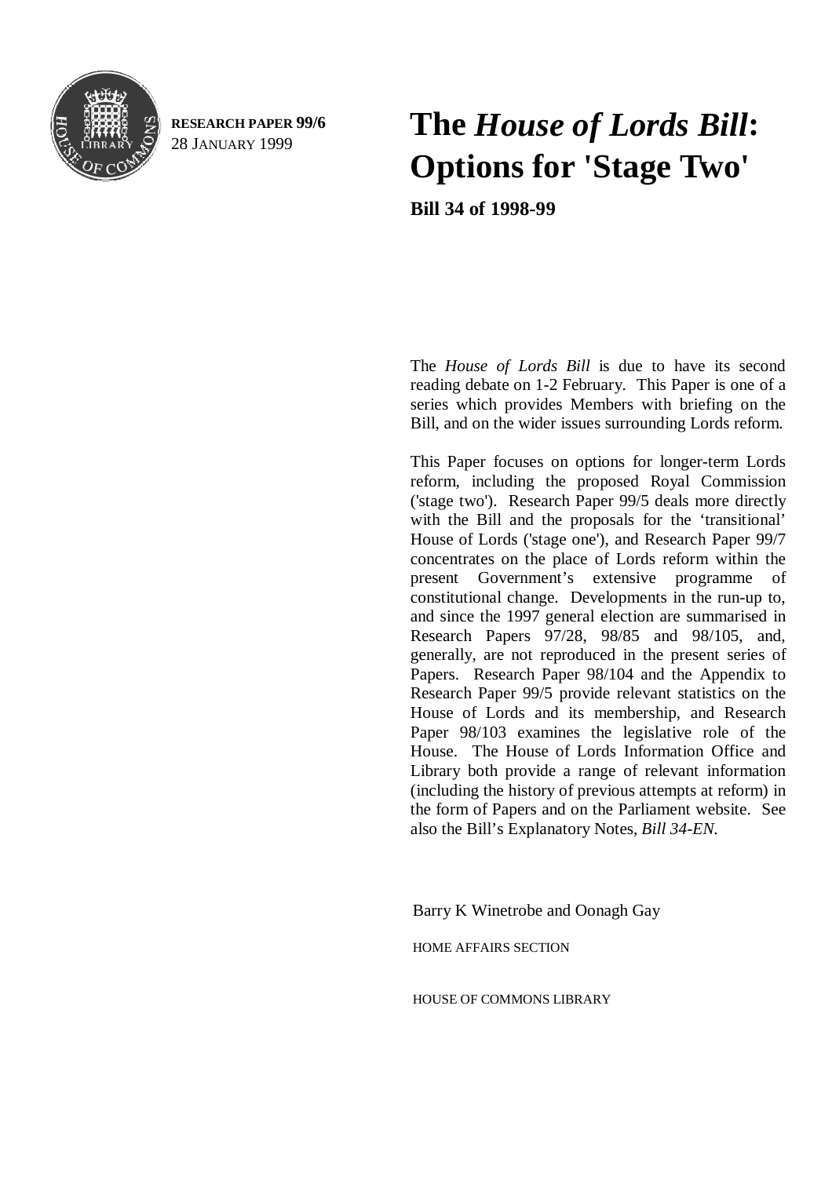**RESEARCH PAPER 99/6**
28 JANUARY 1999

# The *House of Lords Bill*: Options for 'Stage Two'

**Bill 34 of 1998-99**

The *House of Lords Bill* is due to have its second reading debate on 1-2 February. This Paper is one of a series which provides Members with briefing on the Bill, and on the wider issues surrounding Lords reform.

This Paper focuses on options for longer-term Lords reform, including the proposed Royal Commission ('stage two'). Research Paper 99/5 deals more directly with the Bill and the proposals for the 'transitional' House of Lords ('stage one'), and Research Paper 99/7 concentrates on the place of Lords reform within the present Government's extensive programme of constitutional change. Developments in the run-up to, and since the 1997 general election are summarised in Research Papers 97/28, 98/85 and 98/105, and, generally, are not reproduced in the present series of Papers. Research Paper 98/104 and the Appendix to Research Paper 99/5 provide relevant statistics on the House of Lords and its membership, and Research Paper 98/103 examines the legislative role of the House. The House of Lords Information Office and Library both provide a range of relevant information (including the history of previous attempts at reform) in the form of Papers and on the Parliament website. See also the Bill's Explanatory Notes, *Bill 34-EN.*

Barry K Winetrobe and Oonagh Gay

HOME AFFAIRS SECTION

HOUSE OF COMMONS LIBRARY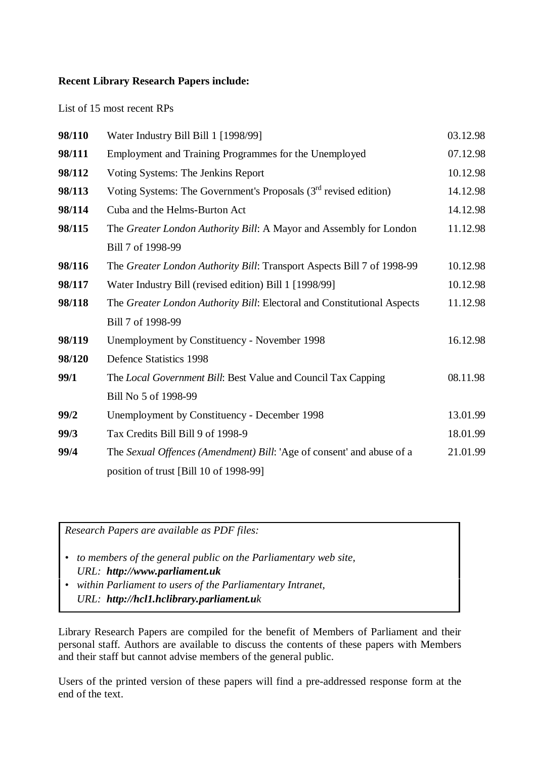**Recent Library Research Papers include:**

List of 15 most recent RPs

| | | |
|---|---|---|
| **98/110** | Water Industry Bill Bill 1 [1998/99] | 03.12.98 |
| **98/111** | Employment and Training Programmes for the Unemployed | 07.12.98 |
| **98/112** | Voting Systems: The Jenkins Report | 10.12.98 |
| **98/113** | Voting Systems: The Government's Proposals (3rd revised edition) | 14.12.98 |
| **98/114** | Cuba and the Helms-Burton Act | 14.12.98 |
| **98/115** | The *Greater London Authority Bill*: A Mayor and Assembly for London Bill 7 of 1998-99 | 11.12.98 |
| **98/116** | The *Greater London Authority Bill*: Transport Aspects Bill 7 of 1998-99 | 10.12.98 |
| **98/117** | Water Industry Bill (revised edition) Bill 1 [1998/99] | 10.12.98 |
| **98/118** | The *Greater London Authority Bill*: Electoral and Constitutional Aspects Bill 7 of 1998-99 | 11.12.98 |
| **98/119** | Unemployment by Constituency - November 1998 | 16.12.98 |
| **98/120** | Defence Statistics 1998 | |
| **99/1** | The *Local Government Bill*: Best Value and Council Tax Capping Bill No 5 of 1998-99 | 08.11.98 |
| **99/2** | Unemployment by Constituency - December 1998 | 13.01.99 |
| **99/3** | Tax Credits Bill Bill 9 of 1998-9 | 18.01.99 |
| **99/4** | The *Sexual Offences (Amendment) Bill*: 'Age of consent' and abuse of a position of trust [Bill 10 of 1998-99] | 21.01.99 |

*Research Papers are available as PDF files:*

- *to members of the general public on the Parliamentary web site, URL:* ***http://www.parliament.uk***
- *within Parliament to users of the Parliamentary Intranet, URL:* ***http://hcl1.hclibrary.parliament.uk***

Library Research Papers are compiled for the benefit of Members of Parliament and their personal staff. Authors are available to discuss the contents of these papers with Members and their staff but cannot advise members of the general public.

Users of the printed version of these papers will find a pre-addressed response form at the end of the text.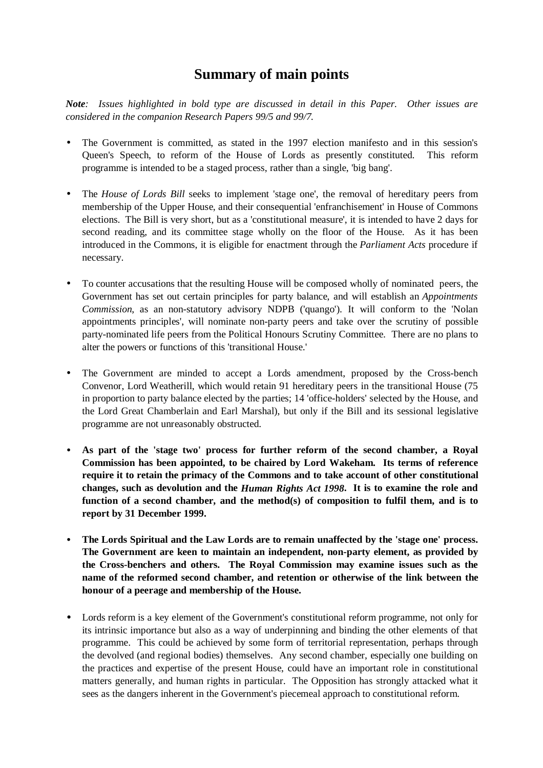# Summary of main points

***Note**: Issues highlighted in bold type are discussed in detail in this Paper. Other issues are considered in the companion Research Papers 99/5 and 99/7.*

- The Government is committed, as stated in the 1997 election manifesto and in this session's Queen's Speech, to reform of the House of Lords as presently constituted. This reform programme is intended to be a staged process, rather than a single, 'big bang'.

- The *House of Lords Bill* seeks to implement 'stage one', the removal of hereditary peers from membership of the Upper House, and their consequential 'enfranchisement' in House of Commons elections. The Bill is very short, but as a 'constitutional measure', it is intended to have 2 days for second reading, and its committee stage wholly on the floor of the House. As it has been introduced in the Commons, it is eligible for enactment through the *Parliament Acts* procedure if necessary.

- To counter accusations that the resulting House will be composed wholly of nominated peers, the Government has set out certain principles for party balance, and will establish an *Appointments Commission*, as an non-statutory advisory NDPB ('quango'). It will conform to the 'Nolan appointments principles', will nominate non-party peers and take over the scrutiny of possible party-nominated life peers from the Political Honours Scrutiny Committee. There are no plans to alter the powers or functions of this 'transitional House.'

- The Government are minded to accept a Lords amendment, proposed by the Cross-bench Convenor, Lord Weatherill, which would retain 91 hereditary peers in the transitional House (75 in proportion to party balance elected by the parties; 14 'office-holders' selected by the House, and the Lord Great Chamberlain and Earl Marshal), but only if the Bill and its sessional legislative programme are not unreasonably obstructed.

- **As part of the 'stage two' process for further reform of the second chamber, a Royal Commission has been appointed, to be chaired by Lord Wakeham. Its terms of reference require it to retain the primacy of the Commons and to take account of other constitutional changes, such as devolution and the *Human Rights Act 1998*. It is to examine the role and function of a second chamber, and the method(s) of composition to fulfil them, and is to report by 31 December 1999.**

- **The Lords Spiritual and the Law Lords are to remain unaffected by the 'stage one' process. The Government are keen to maintain an independent, non-party element, as provided by the Cross-benchers and others. The Royal Commission may examine issues such as the name of the reformed second chamber, and retention or otherwise of the link between the honour of a peerage and membership of the House.**

- Lords reform is a key element of the Government's constitutional reform programme, not only for its intrinsic importance but also as a way of underpinning and binding the other elements of that programme. This could be achieved by some form of territorial representation, perhaps through the devolved (and regional bodies) themselves. Any second chamber, especially one building on the practices and expertise of the present House, could have an important role in constitutional matters generally, and human rights in particular. The Opposition has strongly attacked what it sees as the dangers inherent in the Government's piecemeal approach to constitutional reform.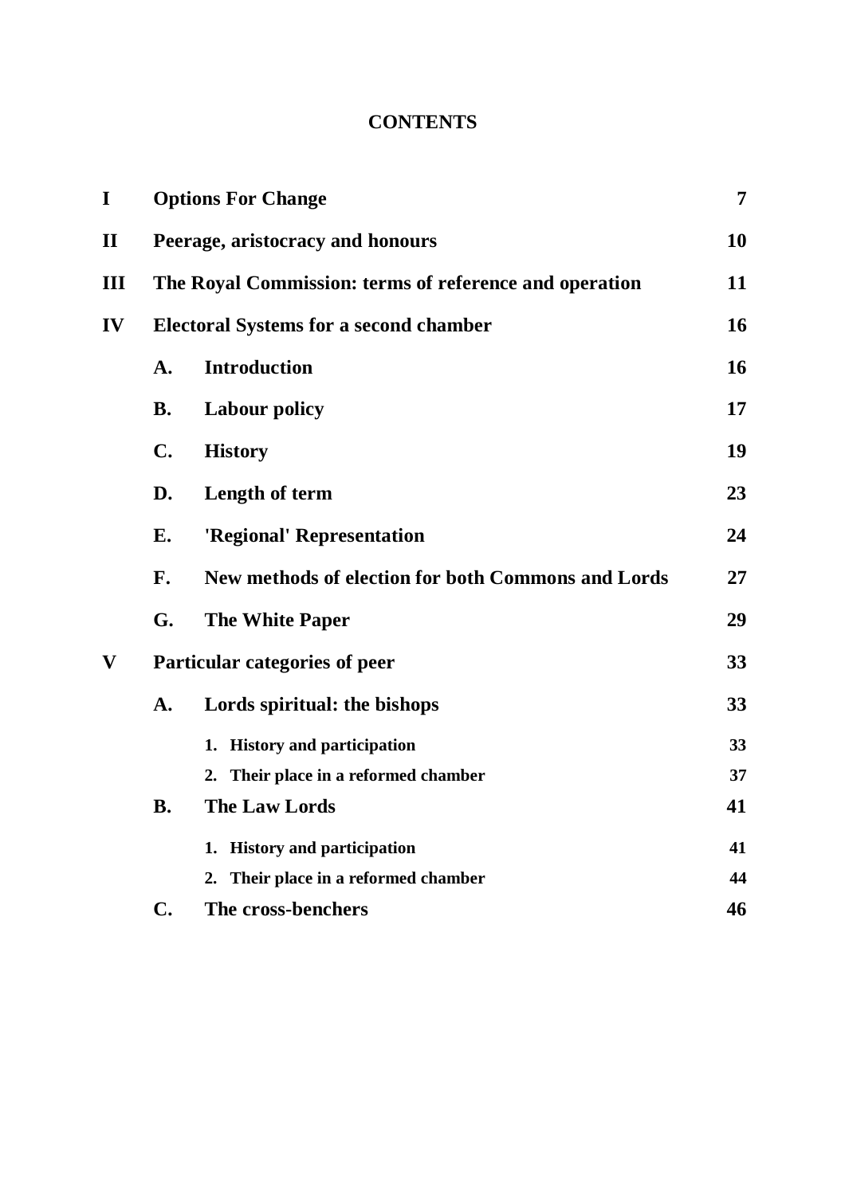# CONTENTS

| | | | |
|---|---|---|---|
| **I** | **Options For Change** | | **7** |
| **II** | **Peerage, aristocracy and honours** | | **10** |
| **III** | **The Royal Commission: terms of reference and operation** | | **11** |
| **IV** | **Electoral Systems for a second chamber** | | **16** |
| | **A.** | **Introduction** | **16** |
| | **B.** | **Labour policy** | **17** |
| | **C.** | **History** | **19** |
| | **D.** | **Length of term** | **23** |
| | **E.** | **'Regional' Representation** | **24** |
| | **F.** | **New methods of election for both Commons and Lords** | **27** |
| | **G.** | **The White Paper** | **29** |
| **V** | **Particular categories of peer** | | **33** |
| | **A.** | **Lords spiritual: the bishops** | **33** |
| | | **1. History and participation** | **33** |
| | | **2. Their place in a reformed chamber** | **37** |
| | **B.** | **The Law Lords** | **41** |
| | | **1. History and participation** | **41** |
| | | **2. Their place in a reformed chamber** | **44** |
| | **C.** | **The cross-benchers** | **46** |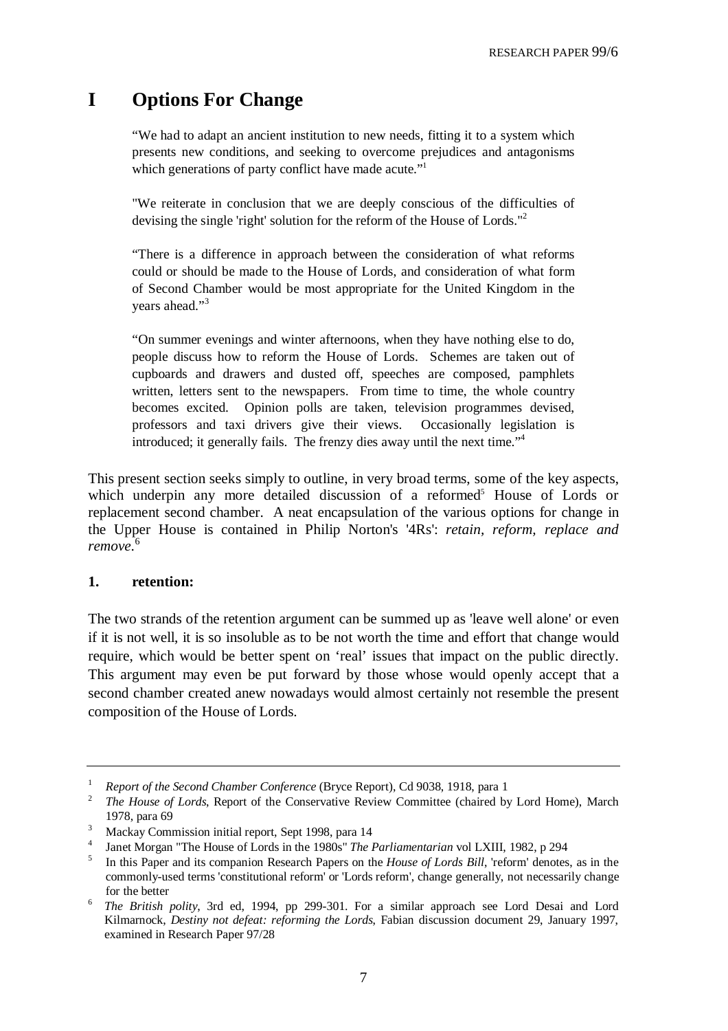# I Options For Change

> "We had to adapt an ancient institution to new needs, fitting it to a system which presents new conditions, and seeking to overcome prejudices and antagonisms which generations of party conflict have made acute."[1]

> "We reiterate in conclusion that we are deeply conscious of the difficulties of devising the single 'right' solution for the reform of the House of Lords."[2]

> "There is a difference in approach between the consideration of what reforms could or should be made to the House of Lords, and consideration of what form of Second Chamber would be most appropriate for the United Kingdom in the years ahead."[3]

> "On summer evenings and winter afternoons, when they have nothing else to do, people discuss how to reform the House of Lords. Schemes are taken out of cupboards and drawers and dusted off, speeches are composed, pamphlets written, letters sent to the newspapers. From time to time, the whole country becomes excited. Opinion polls are taken, television programmes devised, professors and taxi drivers give their views. Occasionally legislation is introduced; it generally fails. The frenzy dies away until the next time."[4]

This present section seeks simply to outline, in very broad terms, some of the key aspects, which underpin any more detailed discussion of a reformed[5] House of Lords or replacement second chamber. A neat encapsulation of the various options for change in the Upper House is contained in Philip Norton's '4Rs': *retain, reform, replace and remove*.[6]

## 1. retention:

The two strands of the retention argument can be summed up as 'leave well alone' or even if it is not well, it is so insoluble as to be not worth the time and effort that change would require, which would be better spent on 'real' issues that impact on the public directly. This argument may even be put forward by those whose would openly accept that a second chamber created anew nowadays would almost certainly not resemble the present composition of the House of Lords.

---

1. *Report of the Second Chamber Conference* (Bryce Report), Cd 9038, 1918, para 1
2. *The House of Lords*, Report of the Conservative Review Committee (chaired by Lord Home), March 1978, para 69
3. Mackay Commission initial report, Sept 1998, para 14
4. Janet Morgan "The House of Lords in the 1980s" *The Parliamentarian* vol LXIII, 1982, p 294
5. In this Paper and its companion Research Papers on the *House of Lords Bill*, 'reform' denotes, as in the commonly-used terms 'constitutional reform' or 'Lords reform', change generally, not necessarily change for the better
6. *The British polity*, 3rd ed, 1994, pp 299-301. For a similar approach see Lord Desai and Lord Kilmarnock, *Destiny not defeat: reforming the Lords*, Fabian discussion document 29, January 1997, examined in Research Paper 97/28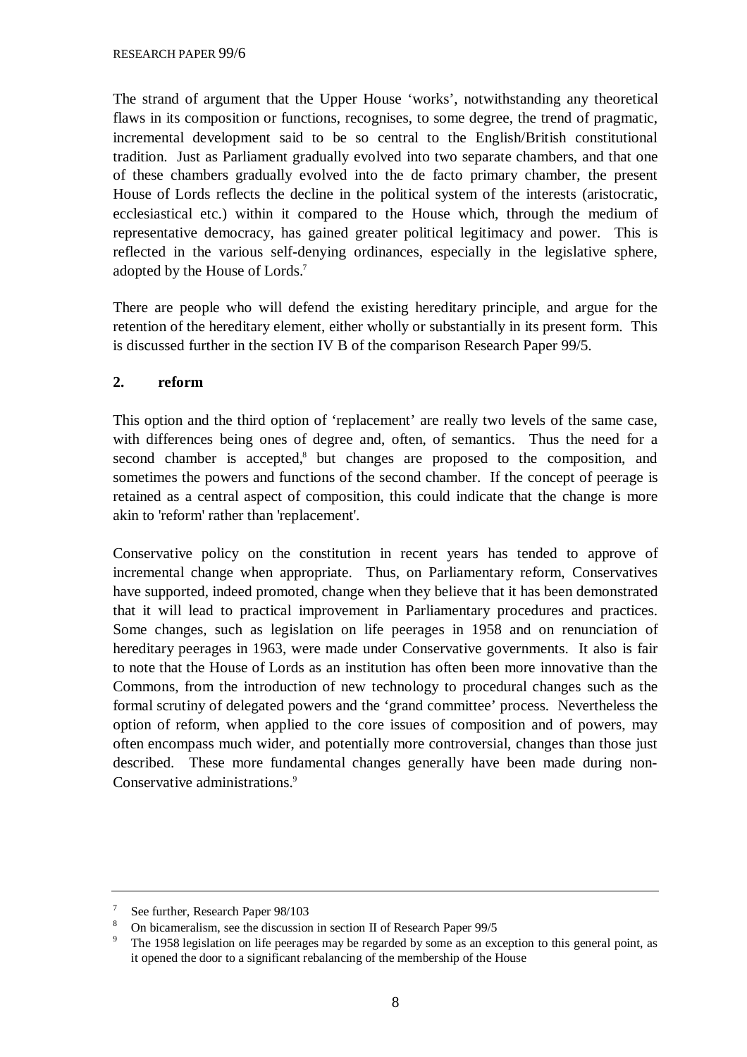The strand of argument that the Upper House 'works', notwithstanding any theoretical flaws in its composition or functions, recognises, to some degree, the trend of pragmatic, incremental development said to be so central to the English/British constitutional tradition. Just as Parliament gradually evolved into two separate chambers, and that one of these chambers gradually evolved into the de facto primary chamber, the present House of Lords reflects the decline in the political system of the interests (aristocratic, ecclesiastical etc.) within it compared to the House which, through the medium of representative democracy, has gained greater political legitimacy and power. This is reflected in the various self-denying ordinances, especially in the legislative sphere, adopted by the House of Lords.[7]

There are people who will defend the existing hereditary principle, and argue for the retention of the hereditary element, either wholly or substantially in its present form. This is discussed further in the section IV B of the comparison Research Paper 99/5.

**2. reform**

This option and the third option of 'replacement' are really two levels of the same case, with differences being ones of degree and, often, of semantics. Thus the need for a second chamber is accepted,[8] but changes are proposed to the composition, and sometimes the powers and functions of the second chamber. If the concept of peerage is retained as a central aspect of composition, this could indicate that the change is more akin to 'reform' rather than 'replacement'.

Conservative policy on the constitution in recent years has tended to approve of incremental change when appropriate. Thus, on Parliamentary reform, Conservatives have supported, indeed promoted, change when they believe that it has been demonstrated that it will lead to practical improvement in Parliamentary procedures and practices. Some changes, such as legislation on life peerages in 1958 and on renunciation of hereditary peerages in 1963, were made under Conservative governments. It also is fair to note that the House of Lords as an institution has often been more innovative than the Commons, from the introduction of new technology to procedural changes such as the formal scrutiny of delegated powers and the 'grand committee' process. Nevertheless the option of reform, when applied to the core issues of composition and of powers, may often encompass much wider, and potentially more controversial, changes than those just described. These more fundamental changes generally have been made during non-Conservative administrations.[9]

---

[7] See further, Research Paper 98/103

[8] On bicameralism, see the discussion in section II of Research Paper 99/5

[9] The 1958 legislation on life peerages may be regarded by some as an exception to this general point, as it opened the door to a significant rebalancing of the membership of the House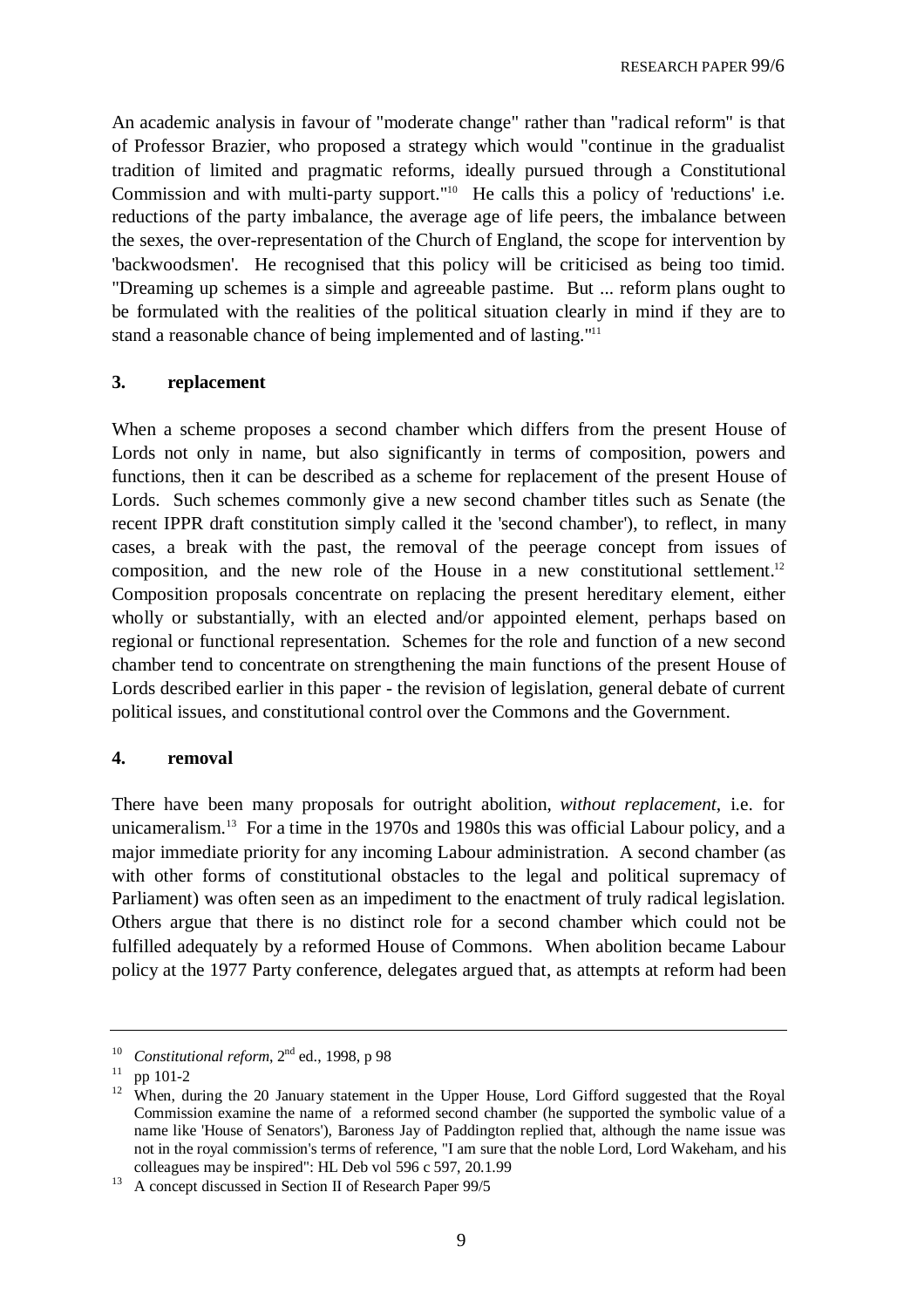An academic analysis in favour of "moderate change" rather than "radical reform" is that of Professor Brazier, who proposed a strategy which would "continue in the gradualist tradition of limited and pragmatic reforms, ideally pursued through a Constitutional Commission and with multi-party support."[10] He calls this a policy of 'reductions' i.e. reductions of the party imbalance, the average age of life peers, the imbalance between the sexes, the over-representation of the Church of England, the scope for intervention by 'backwoodsmen'. He recognised that this policy will be criticised as being too timid. "Dreaming up schemes is a simple and agreeable pastime. But ... reform plans ought to be formulated with the realities of the political situation clearly in mind if they are to stand a reasonable chance of being implemented and of lasting."[11]

### 3. replacement

When a scheme proposes a second chamber which differs from the present House of Lords not only in name, but also significantly in terms of composition, powers and functions, then it can be described as a scheme for replacement of the present House of Lords. Such schemes commonly give a new second chamber titles such as Senate (the recent IPPR draft constitution simply called it the 'second chamber'), to reflect, in many cases, a break with the past, the removal of the peerage concept from issues of composition, and the new role of the House in a new constitutional settlement.[12] Composition proposals concentrate on replacing the present hereditary element, either wholly or substantially, with an elected and/or appointed element, perhaps based on regional or functional representation. Schemes for the role and function of a new second chamber tend to concentrate on strengthening the main functions of the present House of Lords described earlier in this paper - the revision of legislation, general debate of current political issues, and constitutional control over the Commons and the Government.

### 4. removal

There have been many proposals for outright abolition, *without replacement*, i.e. for unicameralism.[13] For a time in the 1970s and 1980s this was official Labour policy, and a major immediate priority for any incoming Labour administration. A second chamber (as with other forms of constitutional obstacles to the legal and political supremacy of Parliament) was often seen as an impediment to the enactment of truly radical legislation. Others argue that there is no distinct role for a second chamber which could not be fulfilled adequately by a reformed House of Commons. When abolition became Labour policy at the 1977 Party conference, delegates argued that, as attempts at reform had been

---

[10] *Constitutional reform*, 2nd ed., 1998, p 98

[11] pp 101-2

[12] When, during the 20 January statement in the Upper House, Lord Gifford suggested that the Royal Commission examine the name of a reformed second chamber (he supported the symbolic value of a name like 'House of Senators'), Baroness Jay of Paddington replied that, although the name issue was not in the royal commission's terms of reference, "I am sure that the noble Lord, Lord Wakeham, and his colleagues may be inspired": HL Deb vol 596 c 597, 20.1.99

[13] A concept discussed in Section II of Research Paper 99/5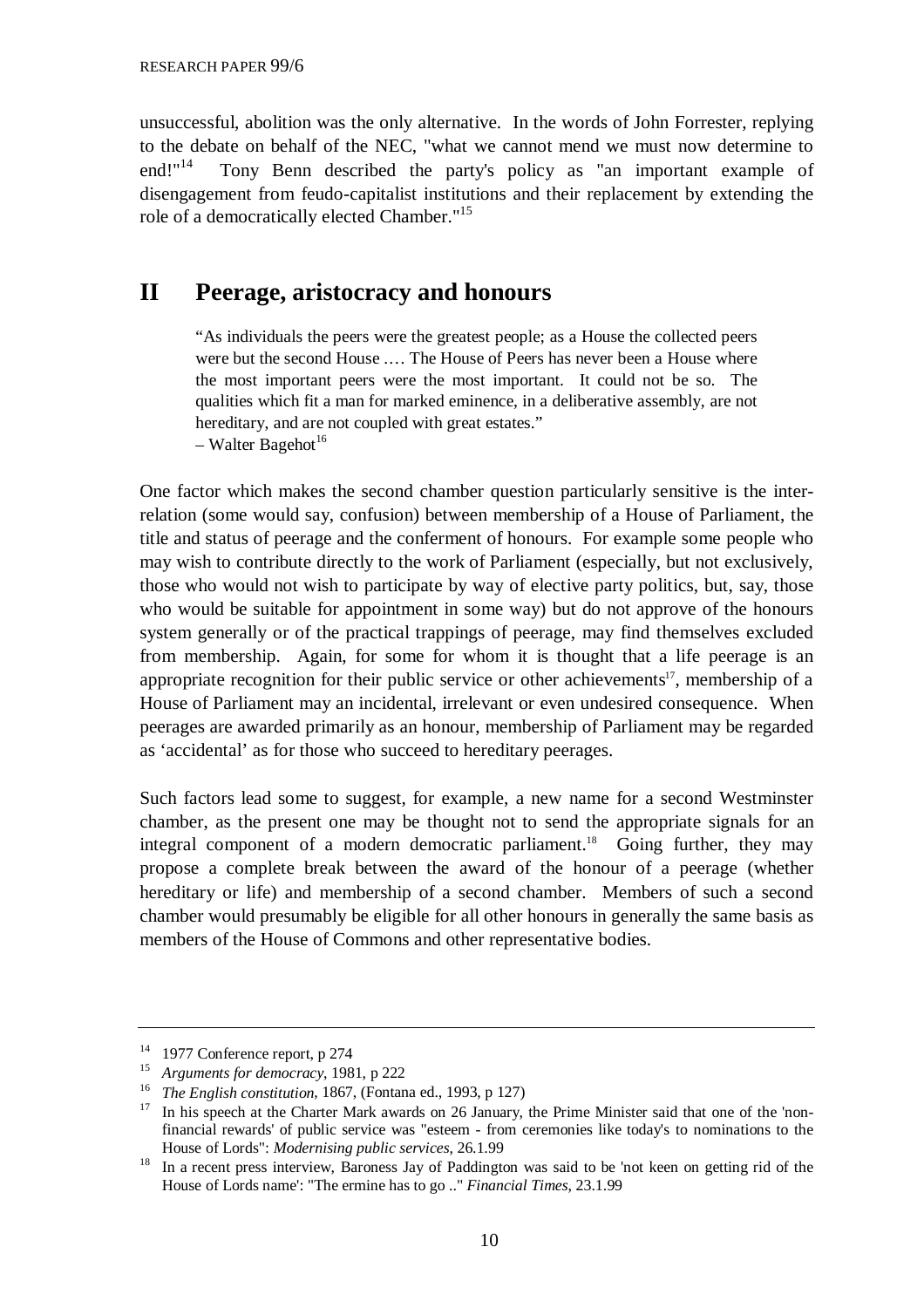unsuccessful, abolition was the only alternative. In the words of John Forrester, replying to the debate on behalf of the NEC, "what we cannot mend we must now determine to end!"[14] Tony Benn described the party's policy as "an important example of disengagement from feudo-capitalist institutions and their replacement by extending the role of a democratically elected Chamber."[15]

# II Peerage, aristocracy and honours

> "As individuals the peers were the greatest people; as a House the collected peers were but the second House .… The House of Peers has never been a House where the most important peers were the most important. It could not be so. The qualities which fit a man for marked eminence, in a deliberative assembly, are not hereditary, and are not coupled with great estates."
> – Walter Bagehot[16]

One factor which makes the second chamber question particularly sensitive is the inter-relation (some would say, confusion) between membership of a House of Parliament, the title and status of peerage and the conferment of honours. For example some people who may wish to contribute directly to the work of Parliament (especially, but not exclusively, those who would not wish to participate by way of elective party politics, but, say, those who would be suitable for appointment in some way) but do not approve of the honours system generally or of the practical trappings of peerage, may find themselves excluded from membership. Again, for some for whom it is thought that a life peerage is an appropriate recognition for their public service or other achievements[17], membership of a House of Parliament may an incidental, irrelevant or even undesired consequence. When peerages are awarded primarily as an honour, membership of Parliament may be regarded as 'accidental' as for those who succeed to hereditary peerages.

Such factors lead some to suggest, for example, a new name for a second Westminster chamber, as the present one may be thought not to send the appropriate signals for an integral component of a modern democratic parliament.[18] Going further, they may propose a complete break between the award of the honour of a peerage (whether hereditary or life) and membership of a second chamber. Members of such a second chamber would presumably be eligible for all other honours in generally the same basis as members of the House of Commons and other representative bodies.

---

[14] 1977 Conference report, p 274

[15] *Arguments for democracy*, 1981, p 222

[16] *The English constitution*, 1867, (Fontana ed., 1993, p 127)

[17] In his speech at the Charter Mark awards on 26 January, the Prime Minister said that one of the 'non-financial rewards' of public service was "esteem - from ceremonies like today's to nominations to the House of Lords": *Modernising public services*, 26.1.99

[18] In a recent press interview, Baroness Jay of Paddington was said to be 'not keen on getting rid of the House of Lords name': "The ermine has to go .." *Financial Times*, 23.1.99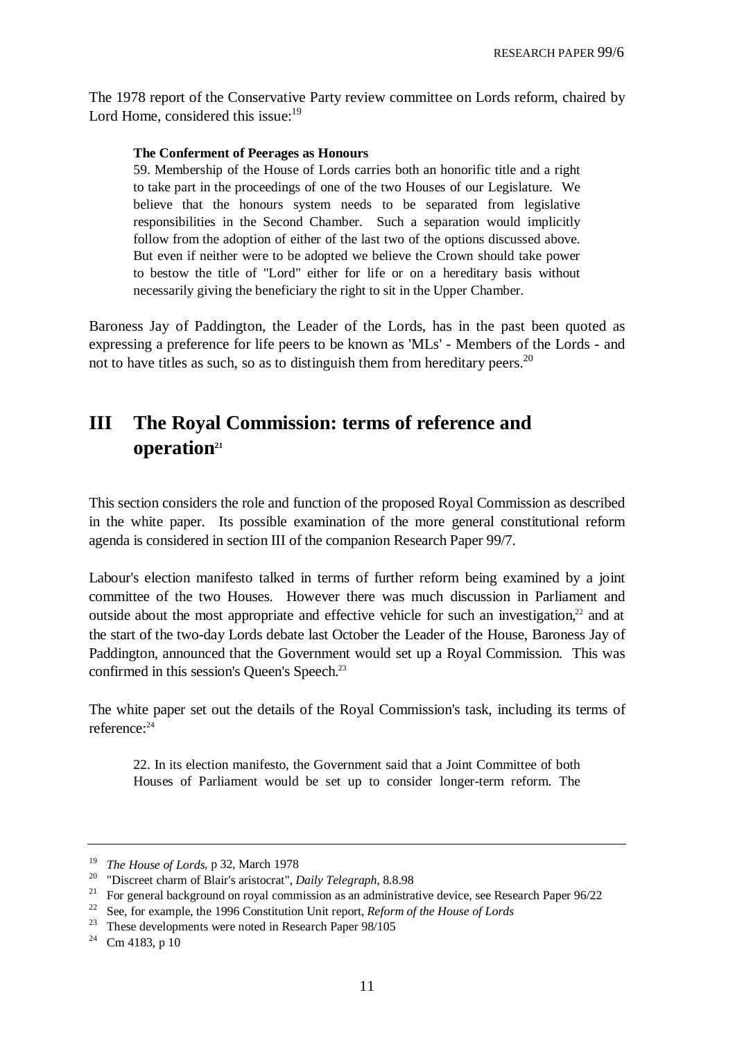The 1978 report of the Conservative Party review committee on Lords reform, chaired by Lord Home, considered this issue:[19]

> **The Conferment of Peerages as Honours**
>
> 59. Membership of the House of Lords carries both an honorific title and a right to take part in the proceedings of one of the two Houses of our Legislature. We believe that the honours system needs to be separated from legislative responsibilities in the Second Chamber. Such a separation would implicitly follow from the adoption of either of the last two of the options discussed above. But even if neither were to be adopted we believe the Crown should take power to bestow the title of "Lord" either for life or on a hereditary basis without necessarily giving the beneficiary the right to sit in the Upper Chamber.

Baroness Jay of Paddington, the Leader of the Lords, has in the past been quoted as expressing a preference for life peers to be known as 'MLs' - Members of the Lords - and not to have titles as such, so as to distinguish them from hereditary peers.[20]

# III The Royal Commission: terms of reference and operation[21]

This section considers the role and function of the proposed Royal Commission as described in the white paper. Its possible examination of the more general constitutional reform agenda is considered in section III of the companion Research Paper 99/7.

Labour's election manifesto talked in terms of further reform being examined by a joint committee of the two Houses. However there was much discussion in Parliament and outside about the most appropriate and effective vehicle for such an investigation,[22] and at the start of the two-day Lords debate last October the Leader of the House, Baroness Jay of Paddington, announced that the Government would set up a Royal Commission. This was confirmed in this session's Queen's Speech.[23]

The white paper set out the details of the Royal Commission's task, including its terms of reference:[24]

> 22. In its election manifesto, the Government said that a Joint Committee of both Houses of Parliament would be set up to consider longer-term reform. The

---

[19] *The House of Lords*, p 32, March 1978

[20] "Discreet charm of Blair's aristocrat", *Daily Telegraph*, 8.8.98

[21] For general background on royal commission as an administrative device, see Research Paper 96/22

[22] See, for example, the 1996 Constitution Unit report, *Reform of the House of Lords*

[23] These developments were noted in Research Paper 98/105

[24] Cm 4183, p 10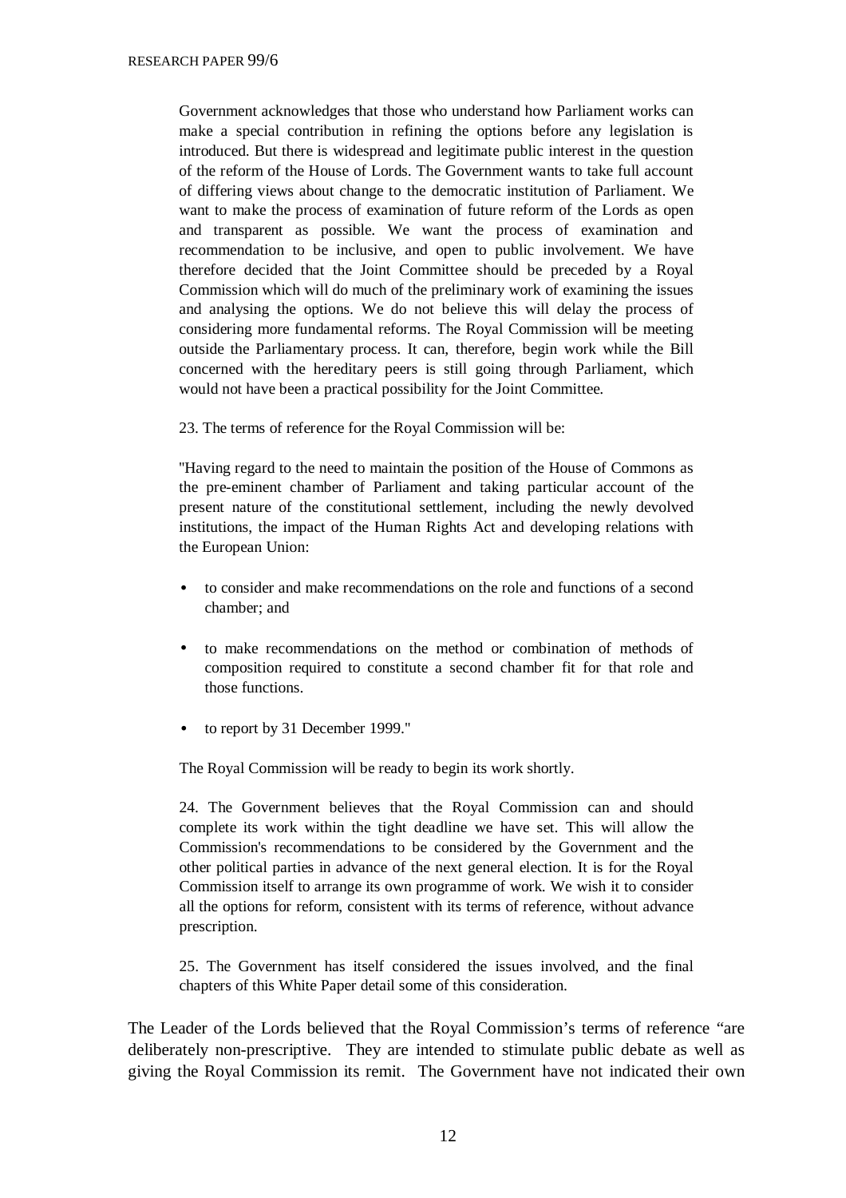> Government acknowledges that those who understand how Parliament works can make a special contribution in refining the options before any legislation is introduced. But there is widespread and legitimate public interest in the question of the reform of the House of Lords. The Government wants to take full account of differing views about change to the democratic institution of Parliament. We want to make the process of examination of future reform of the Lords as open and transparent as possible. We want the process of examination and recommendation to be inclusive, and open to public involvement. We have therefore decided that the Joint Committee should be preceded by a Royal Commission which will do much of the preliminary work of examining the issues and analysing the options. We do not believe this will delay the process of considering more fundamental reforms. The Royal Commission will be meeting outside the Parliamentary process. It can, therefore, begin work while the Bill concerned with the hereditary peers is still going through Parliament, which would not have been a practical possibility for the Joint Committee.
>
> 23. The terms of reference for the Royal Commission will be:
>
> "Having regard to the need to maintain the position of the House of Commons as the pre-eminent chamber of Parliament and taking particular account of the present nature of the constitutional settlement, including the newly devolved institutions, the impact of the Human Rights Act and developing relations with the European Union:
>
> - to consider and make recommendations on the role and functions of a second chamber; and
> - to make recommendations on the method or combination of methods of composition required to constitute a second chamber fit for that role and those functions.
> - to report by 31 December 1999."
>
> The Royal Commission will be ready to begin its work shortly.
>
> 24. The Government believes that the Royal Commission can and should complete its work within the tight deadline we have set. This will allow the Commission's recommendations to be considered by the Government and the other political parties in advance of the next general election. It is for the Royal Commission itself to arrange its own programme of work. We wish it to consider all the options for reform, consistent with its terms of reference, without advance prescription.
>
> 25. The Government has itself considered the issues involved, and the final chapters of this White Paper detail some of this consideration.

The Leader of the Lords believed that the Royal Commission's terms of reference "are deliberately non-prescriptive. They are intended to stimulate public debate as well as giving the Royal Commission its remit. The Government have not indicated their own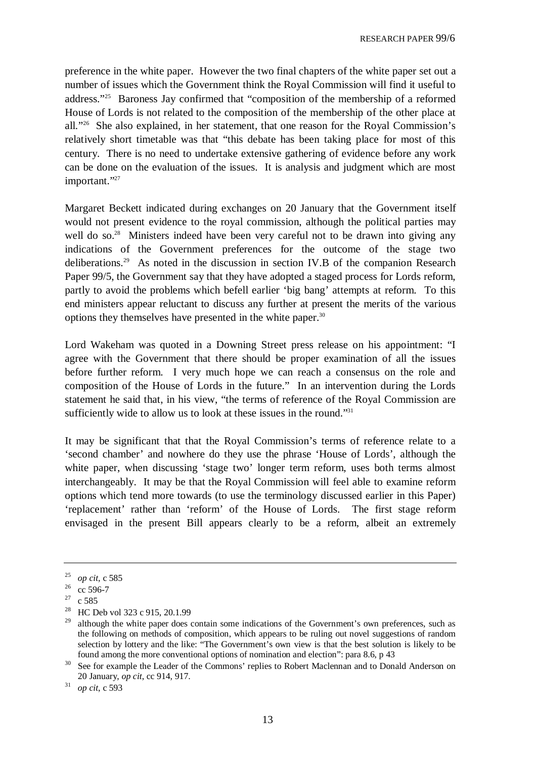preference in the white paper. However the two final chapters of the white paper set out a number of issues which the Government think the Royal Commission will find it useful to address."[25] Baroness Jay confirmed that "composition of the membership of a reformed House of Lords is not related to the composition of the membership of the other place at all."[26] She also explained, in her statement, that one reason for the Royal Commission's relatively short timetable was that "this debate has been taking place for most of this century. There is no need to undertake extensive gathering of evidence before any work can be done on the evaluation of the issues. It is analysis and judgment which are most important."[27]

Margaret Beckett indicated during exchanges on 20 January that the Government itself would not present evidence to the royal commission, although the political parties may well do so.[28] Ministers indeed have been very careful not to be drawn into giving any indications of the Government preferences for the outcome of the stage two deliberations.[29] As noted in the discussion in section IV.B of the companion Research Paper 99/5, the Government say that they have adopted a staged process for Lords reform, partly to avoid the problems which befell earlier 'big bang' attempts at reform. To this end ministers appear reluctant to discuss any further at present the merits of the various options they themselves have presented in the white paper.[30]

Lord Wakeham was quoted in a Downing Street press release on his appointment: "I agree with the Government that there should be proper examination of all the issues before further reform. I very much hope we can reach a consensus on the role and composition of the House of Lords in the future." In an intervention during the Lords statement he said that, in his view, "the terms of reference of the Royal Commission are sufficiently wide to allow us to look at these issues in the round."[31]

It may be significant that that the Royal Commission's terms of reference relate to a 'second chamber' and nowhere do they use the phrase 'House of Lords', although the white paper, when discussing 'stage two' longer term reform, uses both terms almost interchangeably. It may be that the Royal Commission will feel able to examine reform options which tend more towards (to use the terminology discussed earlier in this Paper) 'replacement' rather than 'reform' of the House of Lords. The first stage reform envisaged in the present Bill appears clearly to be a reform, albeit an extremely

---

[25] *op cit*, c 585

[26] cc 596-7

[27] c 585

[28] HC Deb vol 323 c 915, 20.1.99

[29] although the white paper does contain some indications of the Government's own preferences, such as the following on methods of composition, which appears to be ruling out novel suggestions of random selection by lottery and the like: "The Government's own view is that the best solution is likely to be found among the more conventional options of nomination and election": para 8.6, p 43

[30] See for example the Leader of the Commons' replies to Robert Maclennan and to Donald Anderson on 20 January, *op cit*, cc 914, 917.

[31] *op cit*, c 593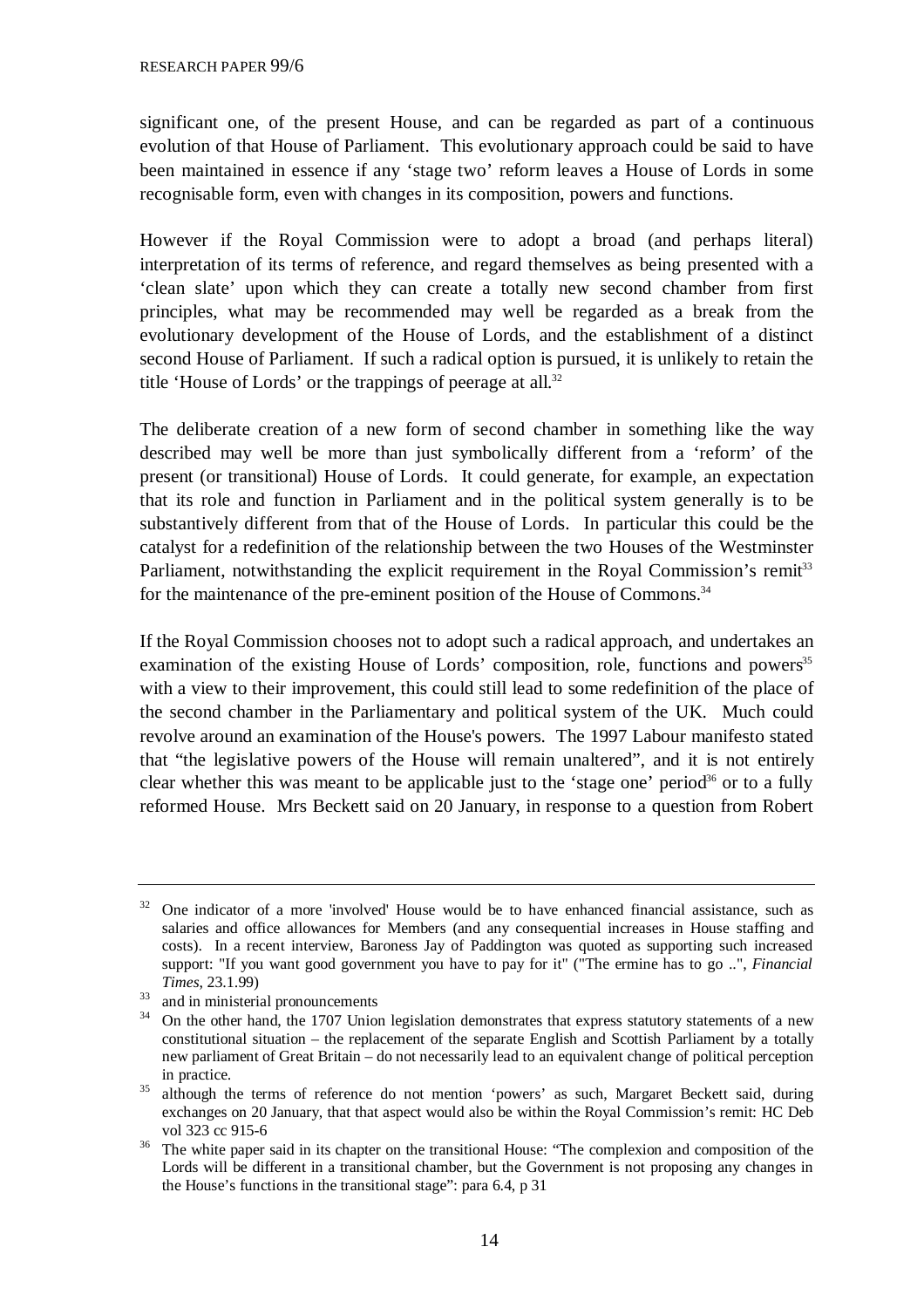significant one, of the present House, and can be regarded as part of a continuous evolution of that House of Parliament. This evolutionary approach could be said to have been maintained in essence if any 'stage two' reform leaves a House of Lords in some recognisable form, even with changes in its composition, powers and functions.

However if the Royal Commission were to adopt a broad (and perhaps literal) interpretation of its terms of reference, and regard themselves as being presented with a 'clean slate' upon which they can create a totally new second chamber from first principles, what may be recommended may well be regarded as a break from the evolutionary development of the House of Lords, and the establishment of a distinct second House of Parliament. If such a radical option is pursued, it is unlikely to retain the title 'House of Lords' or the trappings of peerage at all.[32]

The deliberate creation of a new form of second chamber in something like the way described may well be more than just symbolically different from a 'reform' of the present (or transitional) House of Lords. It could generate, for example, an expectation that its role and function in Parliament and in the political system generally is to be substantively different from that of the House of Lords. In particular this could be the catalyst for a redefinition of the relationship between the two Houses of the Westminster Parliament, notwithstanding the explicit requirement in the Royal Commission's remit[33] for the maintenance of the pre-eminent position of the House of Commons.[34]

If the Royal Commission chooses not to adopt such a radical approach, and undertakes an examination of the existing House of Lords' composition, role, functions and powers[35] with a view to their improvement, this could still lead to some redefinition of the place of the second chamber in the Parliamentary and political system of the UK. Much could revolve around an examination of the House's powers. The 1997 Labour manifesto stated that "the legislative powers of the House will remain unaltered", and it is not entirely clear whether this was meant to be applicable just to the 'stage one' period[36] or to a fully reformed House. Mrs Beckett said on 20 January, in response to a question from Robert

---

[32] One indicator of a more 'involved' House would be to have enhanced financial assistance, such as salaries and office allowances for Members (and any consequential increases in House staffing and costs). In a recent interview, Baroness Jay of Paddington was quoted as supporting such increased support: "If you want good government you have to pay for it" ("The ermine has to go ..", *Financial Times*, 23.1.99)

[33] and in ministerial pronouncements

[34] On the other hand, the 1707 Union legislation demonstrates that express statutory statements of a new constitutional situation – the replacement of the separate English and Scottish Parliament by a totally new parliament of Great Britain – do not necessarily lead to an equivalent change of political perception in practice.

[35] although the terms of reference do not mention 'powers' as such, Margaret Beckett said, during exchanges on 20 January, that that aspect would also be within the Royal Commission's remit: HC Deb vol 323 cc 915-6

[36] The white paper said in its chapter on the transitional House: "The complexion and composition of the Lords will be different in a transitional chamber, but the Government is not proposing any changes in the House's functions in the transitional stage": para 6.4, p 31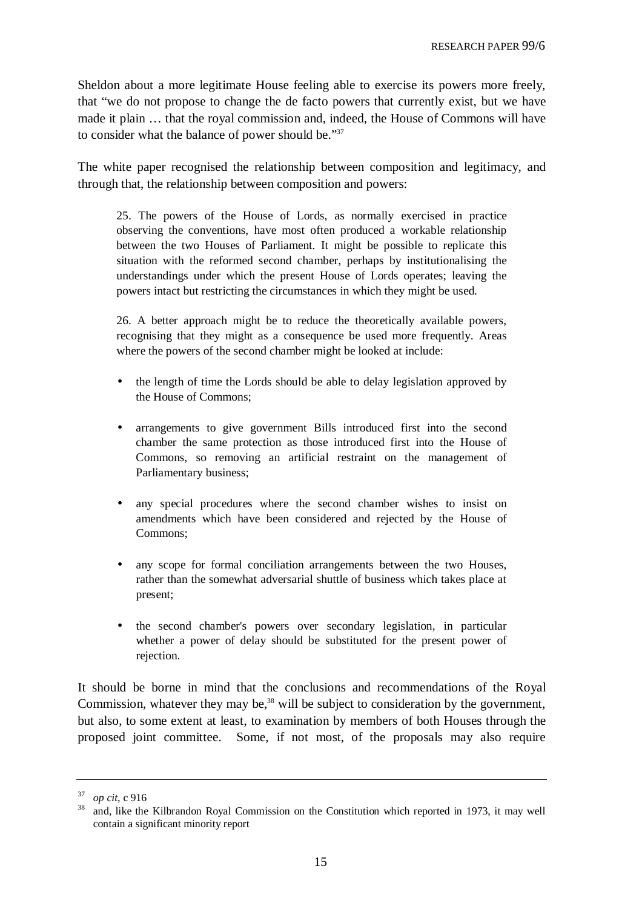Sheldon about a more legitimate House feeling able to exercise its powers more freely, that "we do not propose to change the de facto powers that currently exist, but we have made it plain … that the royal commission and, indeed, the House of Commons will have to consider what the balance of power should be."[37]

The white paper recognised the relationship between composition and legitimacy, and through that, the relationship between composition and powers:

> 25. The powers of the House of Lords, as normally exercised in practice observing the conventions, have most often produced a workable relationship between the two Houses of Parliament. It might be possible to replicate this situation with the reformed second chamber, perhaps by institutionalising the understandings under which the present House of Lords operates; leaving the powers intact but restricting the circumstances in which they might be used.
>
> 26. A better approach might be to reduce the theoretically available powers, recognising that they might as a consequence be used more frequently. Areas where the powers of the second chamber might be looked at include:
>
> - the length of time the Lords should be able to delay legislation approved by the House of Commons;
> - arrangements to give government Bills introduced first into the second chamber the same protection as those introduced first into the House of Commons, so removing an artificial restraint on the management of Parliamentary business;
> - any special procedures where the second chamber wishes to insist on amendments which have been considered and rejected by the House of Commons;
> - any scope for formal conciliation arrangements between the two Houses, rather than the somewhat adversarial shuttle of business which takes place at present;
> - the second chamber's powers over secondary legislation, in particular whether a power of delay should be substituted for the present power of rejection.

It should be borne in mind that the conclusions and recommendations of the Royal Commission, whatever they may be,[38] will be subject to consideration by the government, but also, to some extent at least, to examination by members of both Houses through the proposed joint committee. Some, if not most, of the proposals may also require

---

[37] *op cit*, c 916

[38] and, like the Kilbrandon Royal Commission on the Constitution which reported in 1973, it may well contain a significant minority report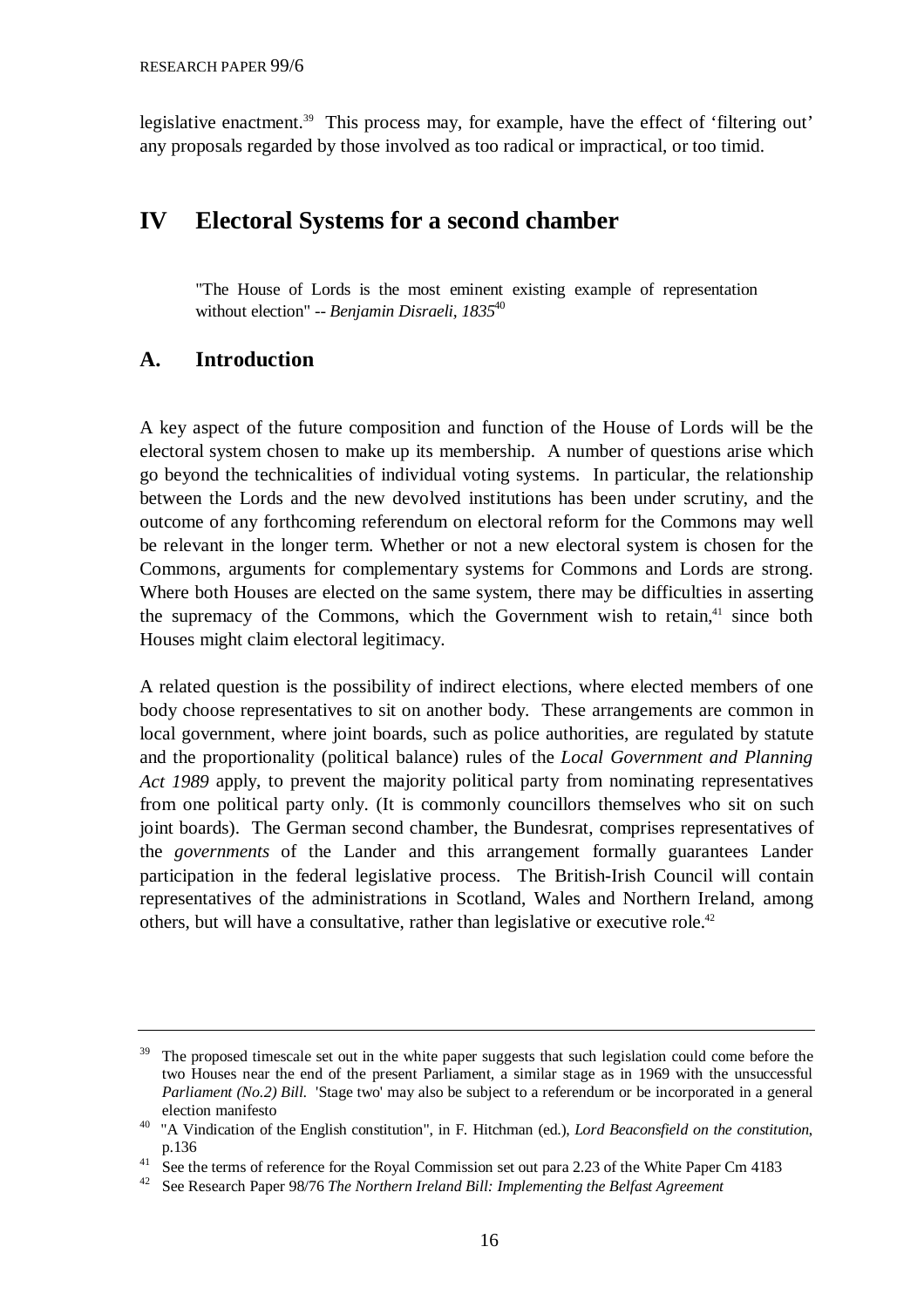legislative enactment.[39] This process may, for example, have the effect of 'filtering out' any proposals regarded by those involved as too radical or impractical, or too timid.

# IV Electoral Systems for a second chamber

> "The House of Lords is the most eminent existing example of representation without election" -- *Benjamin Disraeli, 1835*[40]

## A. Introduction

A key aspect of the future composition and function of the House of Lords will be the electoral system chosen to make up its membership. A number of questions arise which go beyond the technicalities of individual voting systems. In particular, the relationship between the Lords and the new devolved institutions has been under scrutiny, and the outcome of any forthcoming referendum on electoral reform for the Commons may well be relevant in the longer term. Whether or not a new electoral system is chosen for the Commons, arguments for complementary systems for Commons and Lords are strong. Where both Houses are elected on the same system, there may be difficulties in asserting the supremacy of the Commons, which the Government wish to retain,[41] since both Houses might claim electoral legitimacy.

A related question is the possibility of indirect elections, where elected members of one body choose representatives to sit on another body. These arrangements are common in local government, where joint boards, such as police authorities, are regulated by statute and the proportionality (political balance) rules of the *Local Government and Planning Act 1989* apply, to prevent the majority political party from nominating representatives from one political party only. (It is commonly councillors themselves who sit on such joint boards). The German second chamber, the Bundesrat, comprises representatives of the *governments* of the Lander and this arrangement formally guarantees Lander participation in the federal legislative process. The British-Irish Council will contain representatives of the administrations in Scotland, Wales and Northern Ireland, among others, but will have a consultative, rather than legislative or executive role.[42]

---

[39] The proposed timescale set out in the white paper suggests that such legislation could come before the two Houses near the end of the present Parliament, a similar stage as in 1969 with the unsuccessful *Parliament (No.2) Bill*. 'Stage two' may also be subject to a referendum or be incorporated in a general election manifesto

[40] "A Vindication of the English constitution", in F. Hitchman (ed.), *Lord Beaconsfield on the constitution*, p.136

[41] See the terms of reference for the Royal Commission set out para 2.23 of the White Paper Cm 4183

[42] See Research Paper 98/76 *The Northern Ireland Bill: Implementing the Belfast Agreement*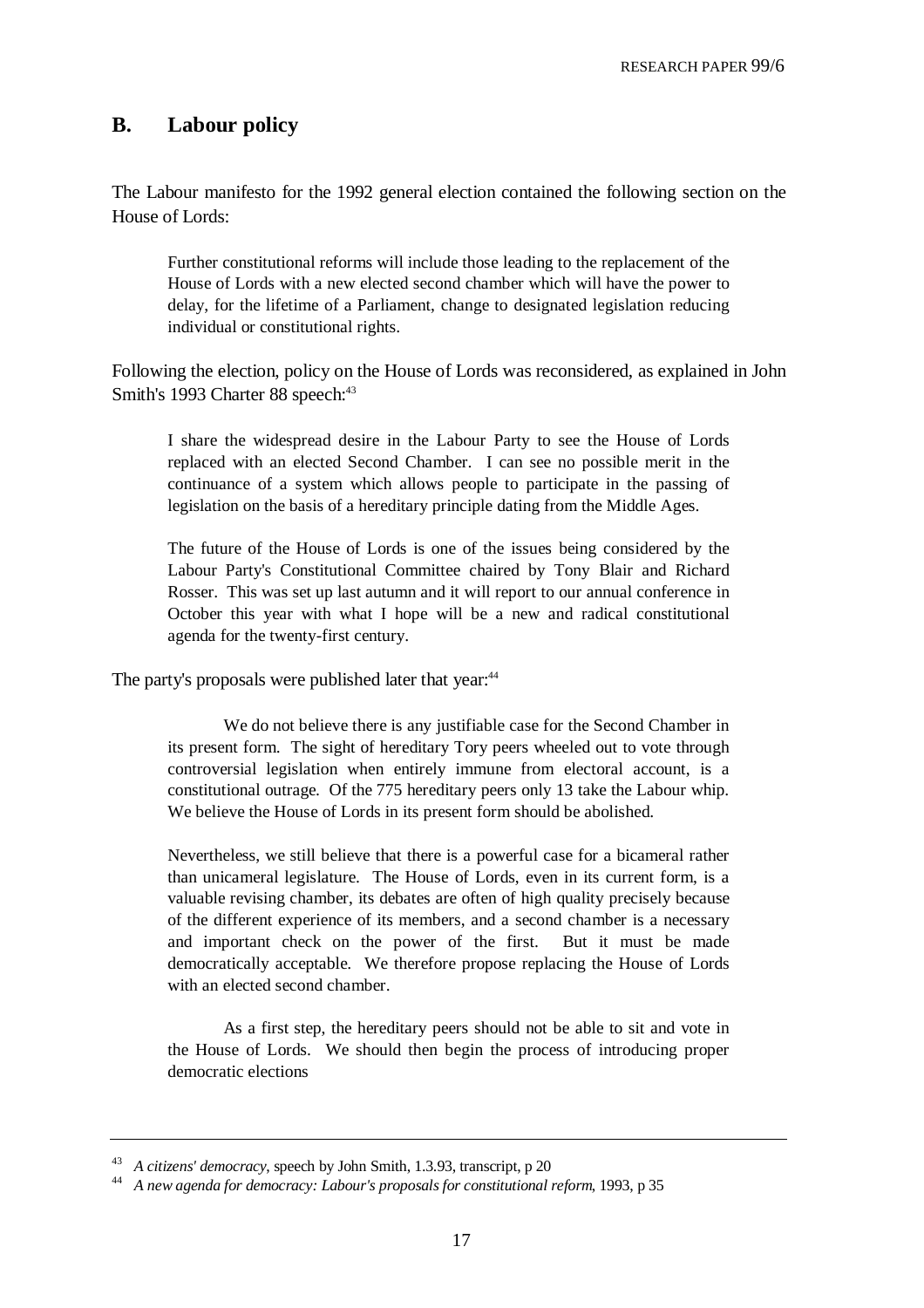## B. Labour policy

The Labour manifesto for the 1992 general election contained the following section on the House of Lords:

> Further constitutional reforms will include those leading to the replacement of the House of Lords with a new elected second chamber which will have the power to delay, for the lifetime of a Parliament, change to designated legislation reducing individual or constitutional rights.

Following the election, policy on the House of Lords was reconsidered, as explained in John Smith's 1993 Charter 88 speech:[43]

> I share the widespread desire in the Labour Party to see the House of Lords replaced with an elected Second Chamber. I can see no possible merit in the continuance of a system which allows people to participate in the passing of legislation on the basis of a hereditary principle dating from the Middle Ages.
>
> The future of the House of Lords is one of the issues being considered by the Labour Party's Constitutional Committee chaired by Tony Blair and Richard Rosser. This was set up last autumn and it will report to our annual conference in October this year with what I hope will be a new and radical constitutional agenda for the twenty-first century.

The party's proposals were published later that year:[44]

> We do not believe there is any justifiable case for the Second Chamber in its present form. The sight of hereditary Tory peers wheeled out to vote through controversial legislation when entirely immune from electoral account, is a constitutional outrage. Of the 775 hereditary peers only 13 take the Labour whip. We believe the House of Lords in its present form should be abolished.
>
> Nevertheless, we still believe that there is a powerful case for a bicameral rather than unicameral legislature. The House of Lords, even in its current form, is a valuable revising chamber, its debates are often of high quality precisely because of the different experience of its members, and a second chamber is a necessary and important check on the power of the first. But it must be made democratically acceptable. We therefore propose replacing the House of Lords with an elected second chamber.
>
> As a first step, the hereditary peers should not be able to sit and vote in the House of Lords. We should then begin the process of introducing proper democratic elections

---

[43] *A citizens' democracy*, speech by John Smith, 1.3.93, transcript, p 20

[44] *A new agenda for democracy: Labour's proposals for constitutional reform*, 1993, p 35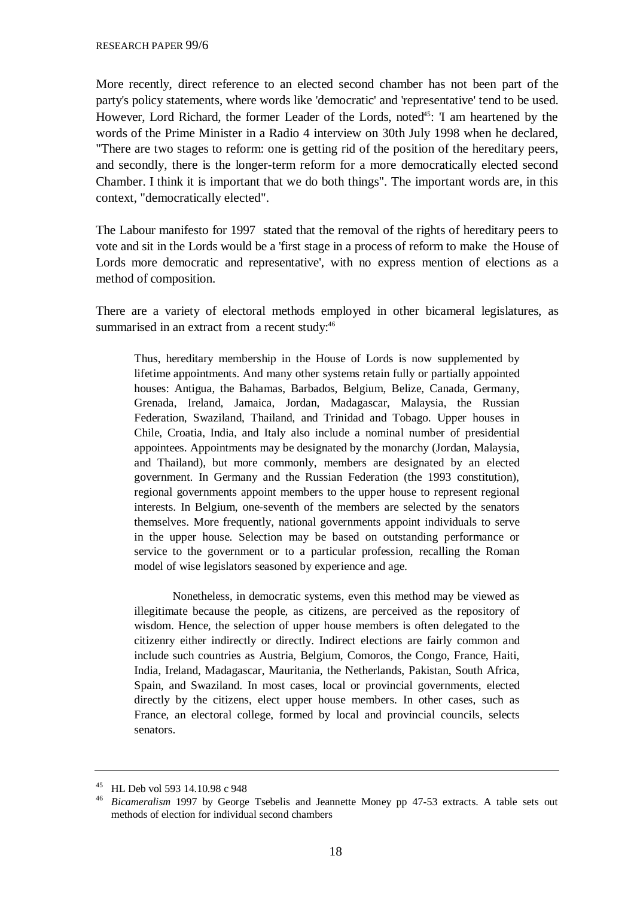More recently, direct reference to an elected second chamber has not been part of the party's policy statements, where words like 'democratic' and 'representative' tend to be used. However, Lord Richard, the former Leader of the Lords, noted[45]: 'I am heartened by the words of the Prime Minister in a Radio 4 interview on 30th July 1998 when he declared, "There are two stages to reform: one is getting rid of the position of the hereditary peers, and secondly, there is the longer-term reform for a more democratically elected second Chamber. I think it is important that we do both things". The important words are, in this context, "democratically elected".

The Labour manifesto for 1997 stated that the removal of the rights of hereditary peers to vote and sit in the Lords would be a 'first stage in a process of reform to make the House of Lords more democratic and representative', with no express mention of elections as a method of composition.

There are a variety of electoral methods employed in other bicameral legislatures, as summarised in an extract from a recent study:[46]

> Thus, hereditary membership in the House of Lords is now supplemented by lifetime appointments. And many other systems retain fully or partially appointed houses: Antigua, the Bahamas, Barbados, Belgium, Belize, Canada, Germany, Grenada, Ireland, Jamaica, Jordan, Madagascar, Malaysia, the Russian Federation, Swaziland, Thailand, and Trinidad and Tobago. Upper houses in Chile, Croatia, India, and Italy also include a nominal number of presidential appointees. Appointments may be designated by the monarchy (Jordan, Malaysia, and Thailand), but more commonly, members are designated by an elected government. In Germany and the Russian Federation (the 1993 constitution), regional governments appoint members to the upper house to represent regional interests. In Belgium, one-seventh of the members are selected by the senators themselves. More frequently, national governments appoint individuals to serve in the upper house. Selection may be based on outstanding performance or service to the government or to a particular profession, recalling the Roman model of wise legislators seasoned by experience and age.
>
> Nonetheless, in democratic systems, even this method may be viewed as illegitimate because the people, as citizens, are perceived as the repository of wisdom. Hence, the selection of upper house members is often delegated to the citizenry either indirectly or directly. Indirect elections are fairly common and include such countries as Austria, Belgium, Comoros, the Congo, France, Haiti, India, Ireland, Madagascar, Mauritania, the Netherlands, Pakistan, South Africa, Spain, and Swaziland. In most cases, local or provincial governments, elected directly by the citizens, elect upper house members. In other cases, such as France, an electoral college, formed by local and provincial councils, selects senators.

---

[45] HL Deb vol 593 14.10.98 c 948

[46] *Bicameralism* 1997 by George Tsebelis and Jeannette Money pp 47-53 extracts. A table sets out methods of election for individual second chambers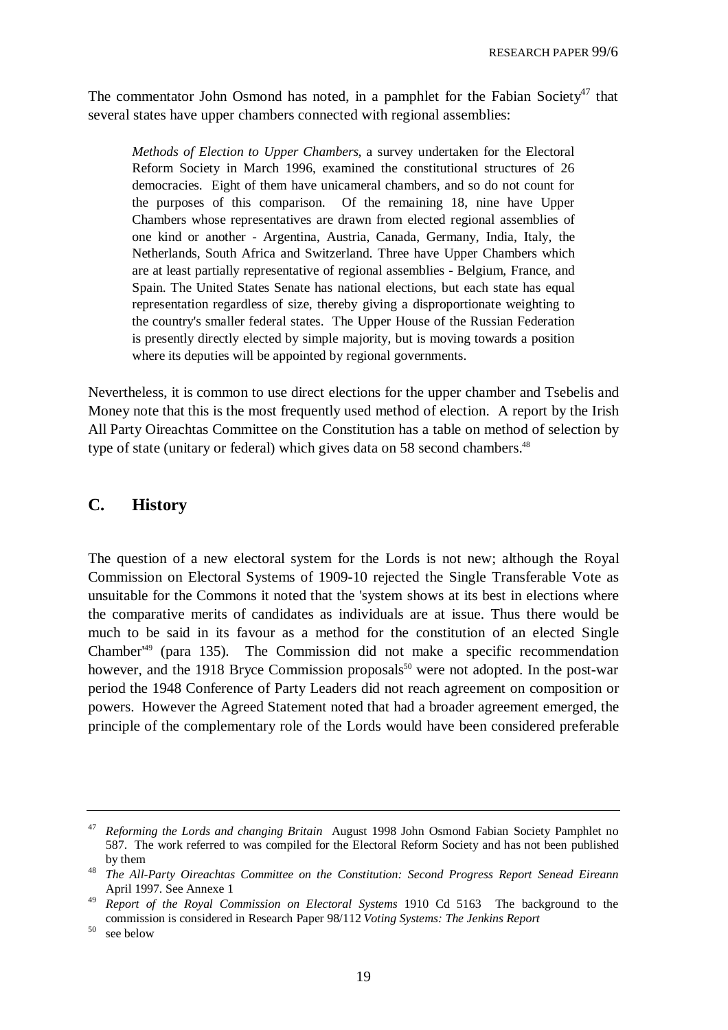The commentator John Osmond has noted, in a pamphlet for the Fabian Society[47] that several states have upper chambers connected with regional assemblies:

> *Methods of Election to Upper Chambers*, a survey undertaken for the Electoral Reform Society in March 1996, examined the constitutional structures of 26 democracies. Eight of them have unicameral chambers, and so do not count for the purposes of this comparison. Of the remaining 18, nine have Upper Chambers whose representatives are drawn from elected regional assemblies of one kind or another - Argentina, Austria, Canada, Germany, India, Italy, the Netherlands, South Africa and Switzerland. Three have Upper Chambers which are at least partially representative of regional assemblies - Belgium, France, and Spain. The United States Senate has national elections, but each state has equal representation regardless of size, thereby giving a disproportionate weighting to the country's smaller federal states. The Upper House of the Russian Federation is presently directly elected by simple majority, but is moving towards a position where its deputies will be appointed by regional governments.

Nevertheless, it is common to use direct elections for the upper chamber and Tsebelis and Money note that this is the most frequently used method of election. A report by the Irish All Party Oireachtas Committee on the Constitution has a table on method of selection by type of state (unitary or federal) which gives data on 58 second chambers.[48]

## C. History

The question of a new electoral system for the Lords is not new; although the Royal Commission on Electoral Systems of 1909-10 rejected the Single Transferable Vote as unsuitable for the Commons it noted that the 'system shows at its best in elections where the comparative merits of candidates as individuals are at issue. Thus there would be much to be said in its favour as a method for the constitution of an elected Single Chamber'[49] (para 135). The Commission did not make a specific recommendation however, and the 1918 Bryce Commission proposals[50] were not adopted. In the post-war period the 1948 Conference of Party Leaders did not reach agreement on composition or powers. However the Agreed Statement noted that had a broader agreement emerged, the principle of the complementary role of the Lords would have been considered preferable

---

[47] *Reforming the Lords and changing Britain* August 1998 John Osmond Fabian Society Pamphlet no 587. The work referred to was compiled for the Electoral Reform Society and has not been published by them

[48] *The All-Party Oireachtas Committee on the Constitution: Second Progress Report Senead Eireann* April 1997. See Annexe 1

[49] *Report of the Royal Commission on Electoral Systems* 1910 Cd 5163 The background to the commission is considered in Research Paper 98/112 *Voting Systems: The Jenkins Report*

[50] see below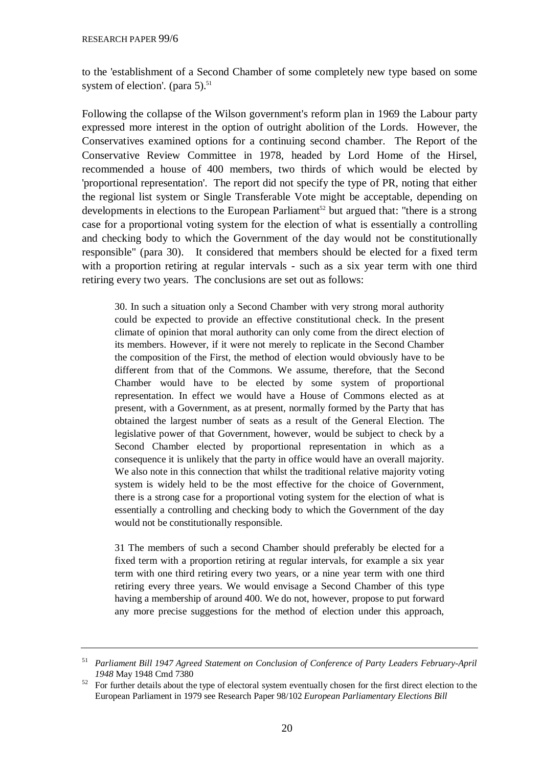to the 'establishment of a Second Chamber of some completely new type based on some system of election'. (para 5).[51]

Following the collapse of the Wilson government's reform plan in 1969 the Labour party expressed more interest in the option of outright abolition of the Lords. However, the Conservatives examined options for a continuing second chamber. The Report of the Conservative Review Committee in 1978, headed by Lord Home of the Hirsel, recommended a house of 400 members, two thirds of which would be elected by 'proportional representation'. The report did not specify the type of PR, noting that either the regional list system or Single Transferable Vote might be acceptable, depending on developments in elections to the European Parliament[52] but argued that: "there is a strong case for a proportional voting system for the election of what is essentially a controlling and checking body to which the Government of the day would not be constitutionally responsible" (para 30). It considered that members should be elected for a fixed term with a proportion retiring at regular intervals - such as a six year term with one third retiring every two years. The conclusions are set out as follows:

> 30. In such a situation only a Second Chamber with very strong moral authority could be expected to provide an effective constitutional check. In the present climate of opinion that moral authority can only come from the direct election of its members. However, if it were not merely to replicate in the Second Chamber the composition of the First, the method of election would obviously have to be different from that of the Commons. We assume, therefore, that the Second Chamber would have to be elected by some system of proportional representation. In effect we would have a House of Commons elected as at present, with a Government, as at present, normally formed by the Party that has obtained the largest number of seats as a result of the General Election. The legislative power of that Government, however, would be subject to check by a Second Chamber elected by proportional representation in which as a consequence it is unlikely that the party in office would have an overall majority. We also note in this connection that whilst the traditional relative majority voting system is widely held to be the most effective for the choice of Government, there is a strong case for a proportional voting system for the election of what is essentially a controlling and checking body to which the Government of the day would not be constitutionally responsible.
>
> 31 The members of such a second Chamber should preferably be elected for a fixed term with a proportion retiring at regular intervals, for example a six year term with one third retiring every two years, or a nine year term with one third retiring every three years. We would envisage a Second Chamber of this type having a membership of around 400. We do not, however, propose to put forward any more precise suggestions for the method of election under this approach,

---

[51] *Parliament Bill 1947 Agreed Statement on Conclusion of Conference of Party Leaders February-April 1948* May 1948 Cmd 7380

[52] For further details about the type of electoral system eventually chosen for the first direct election to the European Parliament in 1979 see Research Paper 98/102 *European Parliamentary Elections Bill*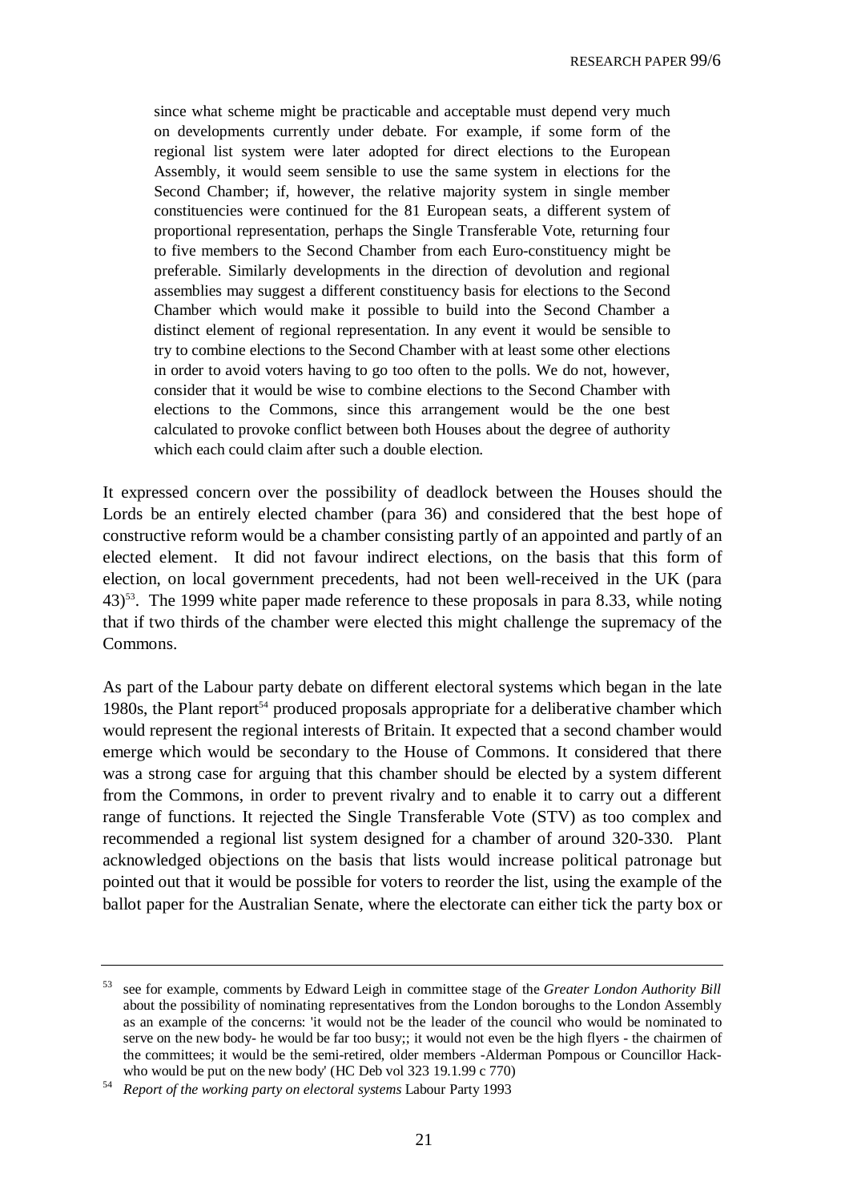> since what scheme might be practicable and acceptable must depend very much on developments currently under debate. For example, if some form of the regional list system were later adopted for direct elections to the European Assembly, it would seem sensible to use the same system in elections for the Second Chamber; if, however, the relative majority system in single member constituencies were continued for the 81 European seats, a different system of proportional representation, perhaps the Single Transferable Vote, returning four to five members to the Second Chamber from each Euro-constituency might be preferable. Similarly developments in the direction of devolution and regional assemblies may suggest a different constituency basis for elections to the Second Chamber which would make it possible to build into the Second Chamber a distinct element of regional representation. In any event it would be sensible to try to combine elections to the Second Chamber with at least some other elections in order to avoid voters having to go too often to the polls. We do not, however, consider that it would be wise to combine elections to the Second Chamber with elections to the Commons, since this arrangement would be the one best calculated to provoke conflict between both Houses about the degree of authority which each could claim after such a double election.

It expressed concern over the possibility of deadlock between the Houses should the Lords be an entirely elected chamber (para 36) and considered that the best hope of constructive reform would be a chamber consisting partly of an appointed and partly of an elected element. It did not favour indirect elections, on the basis that this form of election, on local government precedents, had not been well-received in the UK (para 43)[53]. The 1999 white paper made reference to these proposals in para 8.33, while noting that if two thirds of the chamber were elected this might challenge the supremacy of the Commons.

As part of the Labour party debate on different electoral systems which began in the late 1980s, the Plant report[54] produced proposals appropriate for a deliberative chamber which would represent the regional interests of Britain. It expected that a second chamber would emerge which would be secondary to the House of Commons. It considered that there was a strong case for arguing that this chamber should be elected by a system different from the Commons, in order to prevent rivalry and to enable it to carry out a different range of functions. It rejected the Single Transferable Vote (STV) as too complex and recommended a regional list system designed for a chamber of around 320-330. Plant acknowledged objections on the basis that lists would increase political patronage but pointed out that it would be possible for voters to reorder the list, using the example of the ballot paper for the Australian Senate, where the electorate can either tick the party box or

---

[53] see for example, comments by Edward Leigh in committee stage of the *Greater London Authority Bill* about the possibility of nominating representatives from the London boroughs to the London Assembly as an example of the concerns: 'it would not be the leader of the council who would be nominated to serve on the new body- he would be far too busy;; it would not even be the high flyers - the chairmen of the committees; it would be the semi-retired, older members -Alderman Pompous or Councillor Hack- who would be put on the new body' (HC Deb vol 323 19.1.99 c 770)

[54] *Report of the working party on electoral systems* Labour Party 1993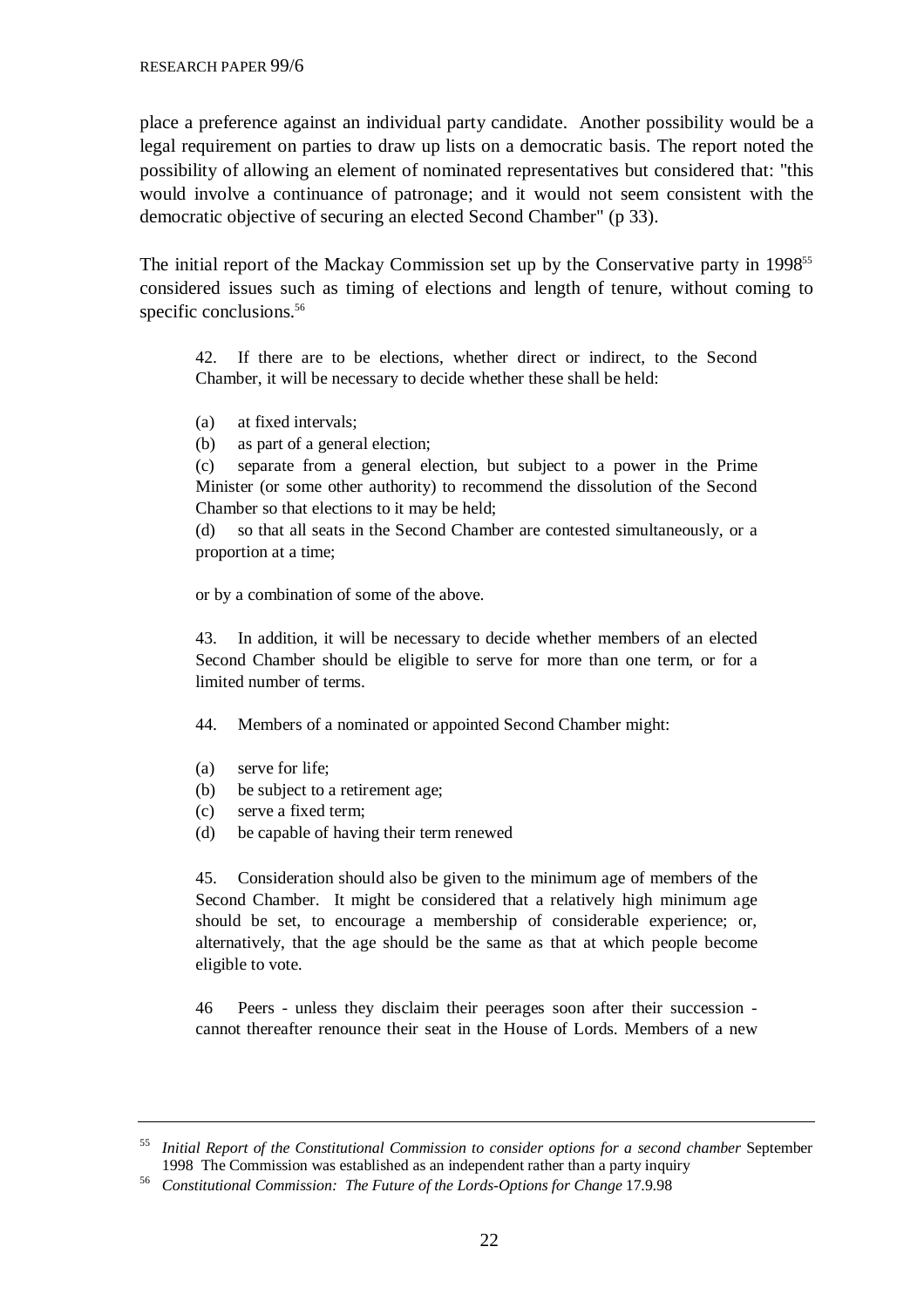place a preference against an individual party candidate. Another possibility would be a legal requirement on parties to draw up lists on a democratic basis. The report noted the possibility of allowing an element of nominated representatives but considered that: "this would involve a continuance of patronage; and it would not seem consistent with the democratic objective of securing an elected Second Chamber" (p 33).

The initial report of the Mackay Commission set up by the Conservative party in 1998[55] considered issues such as timing of elections and length of tenure, without coming to specific conclusions.[56]

> 42. If there are to be elections, whether direct or indirect, to the Second Chamber, it will be necessary to decide whether these shall be held:
>
> (a) at fixed intervals;
> (b) as part of a general election;
> (c) separate from a general election, but subject to a power in the Prime Minister (or some other authority) to recommend the dissolution of the Second Chamber so that elections to it may be held;
> (d) so that all seats in the Second Chamber are contested simultaneously, or a proportion at a time;
>
> or by a combination of some of the above.
>
> 43. In addition, it will be necessary to decide whether members of an elected Second Chamber should be eligible to serve for more than one term, or for a limited number of terms.
>
> 44. Members of a nominated or appointed Second Chamber might:
>
> (a) serve for life;
> (b) be subject to a retirement age;
> (c) serve a fixed term;
> (d) be capable of having their term renewed
>
> 45. Consideration should also be given to the minimum age of members of the Second Chamber. It might be considered that a relatively high minimum age should be set, to encourage a membership of considerable experience; or, alternatively, that the age should be the same as that at which people become eligible to vote.
>
> 46 Peers - unless they disclaim their peerages soon after their succession - cannot thereafter renounce their seat in the House of Lords. Members of a new

---

[55] *Initial Report of the Constitutional Commission to consider options for a second chamber* September 1998 The Commission was established as an independent rather than a party inquiry

[56] *Constitutional Commission: The Future of the Lords-Options for Change* 17.9.98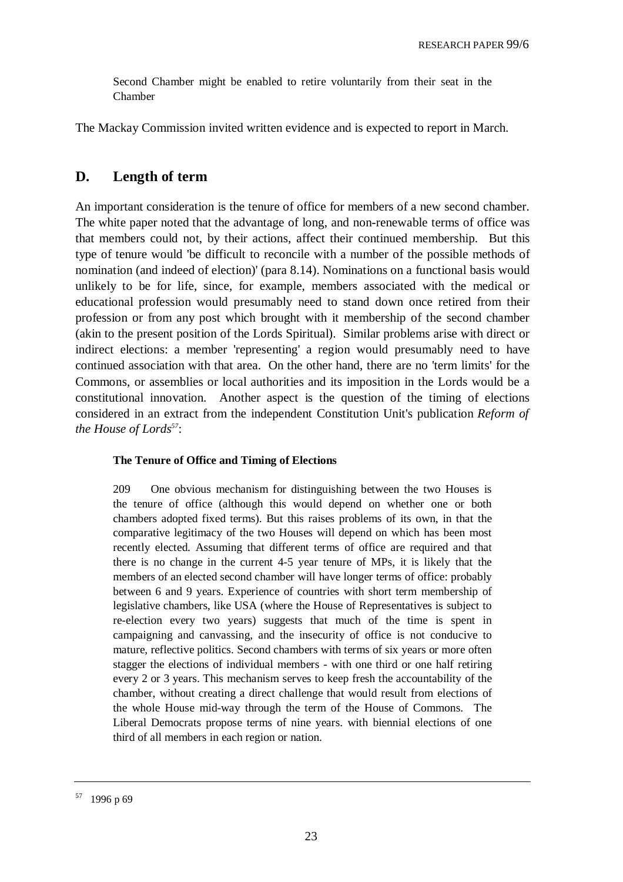Second Chamber might be enabled to retire voluntarily from their seat in the Chamber

The Mackay Commission invited written evidence and is expected to report in March.

## D. Length of term

An important consideration is the tenure of office for members of a new second chamber. The white paper noted that the advantage of long, and non-renewable terms of office was that members could not, by their actions, affect their continued membership. But this type of tenure would 'be difficult to reconcile with a number of the possible methods of nomination (and indeed of election)' (para 8.14). Nominations on a functional basis would unlikely to be for life, since, for example, members associated with the medical or educational profession would presumably need to stand down once retired from their profession or from any post which brought with it membership of the second chamber (akin to the present position of the Lords Spiritual). Similar problems arise with direct or indirect elections: a member 'representing' a region would presumably need to have continued association with that area. On the other hand, there are no 'term limits' for the Commons, or assemblies or local authorities and its imposition in the Lords would be a constitutional innovation. Another aspect is the question of the timing of elections considered in an extract from the independent Constitution Unit's publication *Reform of the House of Lords*[57]:

> **The Tenure of Office and Timing of Elections**
>
> 209 One obvious mechanism for distinguishing between the two Houses is the tenure of office (although this would depend on whether one or both chambers adopted fixed terms). But this raises problems of its own, in that the comparative legitimacy of the two Houses will depend on which has been most recently elected. Assuming that different terms of office are required and that there is no change in the current 4-5 year tenure of MPs, it is likely that the members of an elected second chamber will have longer terms of office: probably between 6 and 9 years. Experience of countries with short term membership of legislative chambers, like USA (where the House of Representatives is subject to re-election every two years) suggests that much of the time is spent in campaigning and canvassing, and the insecurity of office is not conducive to mature, reflective politics. Second chambers with terms of six years or more often stagger the elections of individual members - with one third or one half retiring every 2 or 3 years. This mechanism serves to keep fresh the accountability of the chamber, without creating a direct challenge that would result from elections of the whole House mid-way through the term of the House of Commons. The Liberal Democrats propose terms of nine years. with biennial elections of one third of all members in each region or nation.

---

[57] 1996 p 69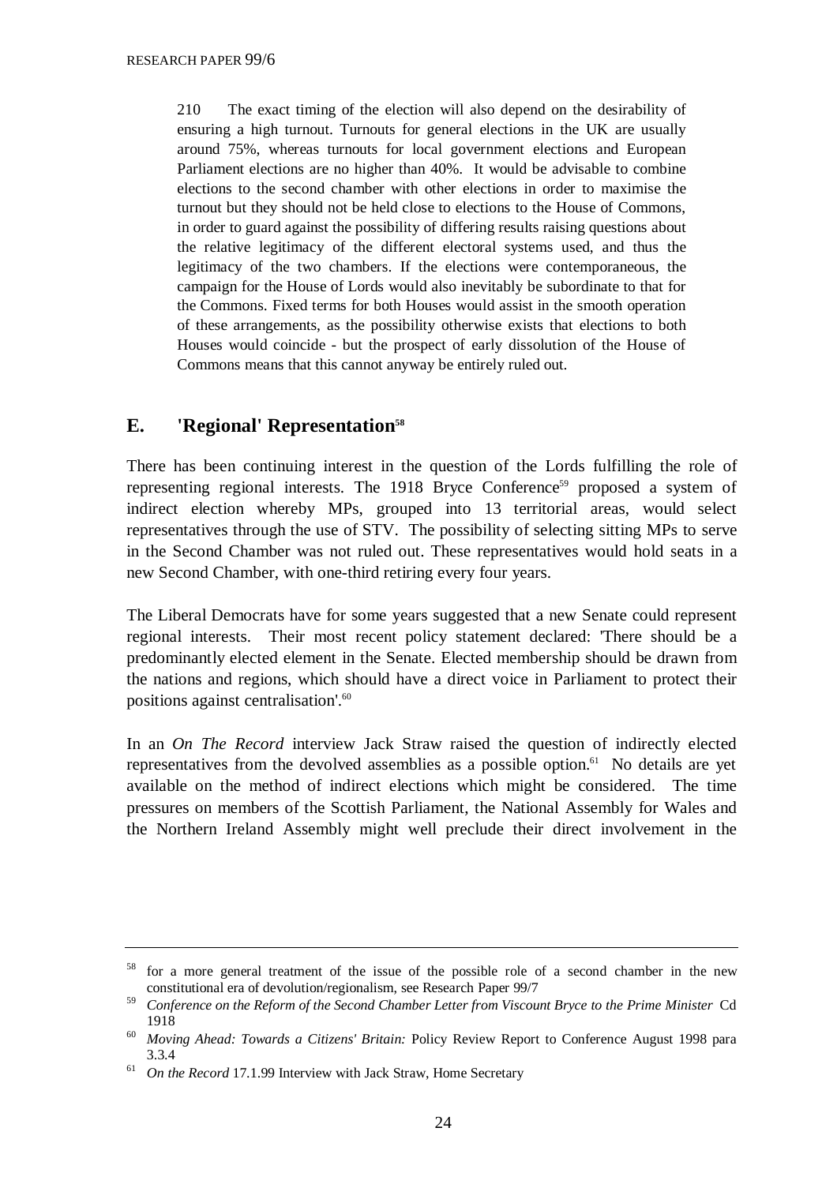210 The exact timing of the election will also depend on the desirability of ensuring a high turnout. Turnouts for general elections in the UK are usually around 75%, whereas turnouts for local government elections and European Parliament elections are no higher than 40%. It would be advisable to combine elections to the second chamber with other elections in order to maximise the turnout but they should not be held close to elections to the House of Commons, in order to guard against the possibility of differing results raising questions about the relative legitimacy of the different electoral systems used, and thus the legitimacy of the two chambers. If the elections were contemporaneous, the campaign for the House of Lords would also inevitably be subordinate to that for the Commons. Fixed terms for both Houses would assist in the smooth operation of these arrangements, as the possibility otherwise exists that elections to both Houses would coincide - but the prospect of early dissolution of the House of Commons means that this cannot anyway be entirely ruled out.

## E. 'Regional' Representation[58]

There has been continuing interest in the question of the Lords fulfilling the role of representing regional interests. The 1918 Bryce Conference[59] proposed a system of indirect election whereby MPs, grouped into 13 territorial areas, would select representatives through the use of STV. The possibility of selecting sitting MPs to serve in the Second Chamber was not ruled out. These representatives would hold seats in a new Second Chamber, with one-third retiring every four years.

The Liberal Democrats have for some years suggested that a new Senate could represent regional interests. Their most recent policy statement declared: 'There should be a predominantly elected element in the Senate. Elected membership should be drawn from the nations and regions, which should have a direct voice in Parliament to protect their positions against centralisation'.[60]

In an *On The Record* interview Jack Straw raised the question of indirectly elected representatives from the devolved assemblies as a possible option.[61] No details are yet available on the method of indirect elections which might be considered. The time pressures on members of the Scottish Parliament, the National Assembly for Wales and the Northern Ireland Assembly might well preclude their direct involvement in the

---

[58] for a more general treatment of the issue of the possible role of a second chamber in the new constitutional era of devolution/regionalism, see Research Paper 99/7

[59] *Conference on the Reform of the Second Chamber Letter from Viscount Bryce to the Prime Minister* Cd 1918

[60] *Moving Ahead: Towards a Citizens' Britain:* Policy Review Report to Conference August 1998 para 3.3.4

[61] *On the Record* 17.1.99 Interview with Jack Straw, Home Secretary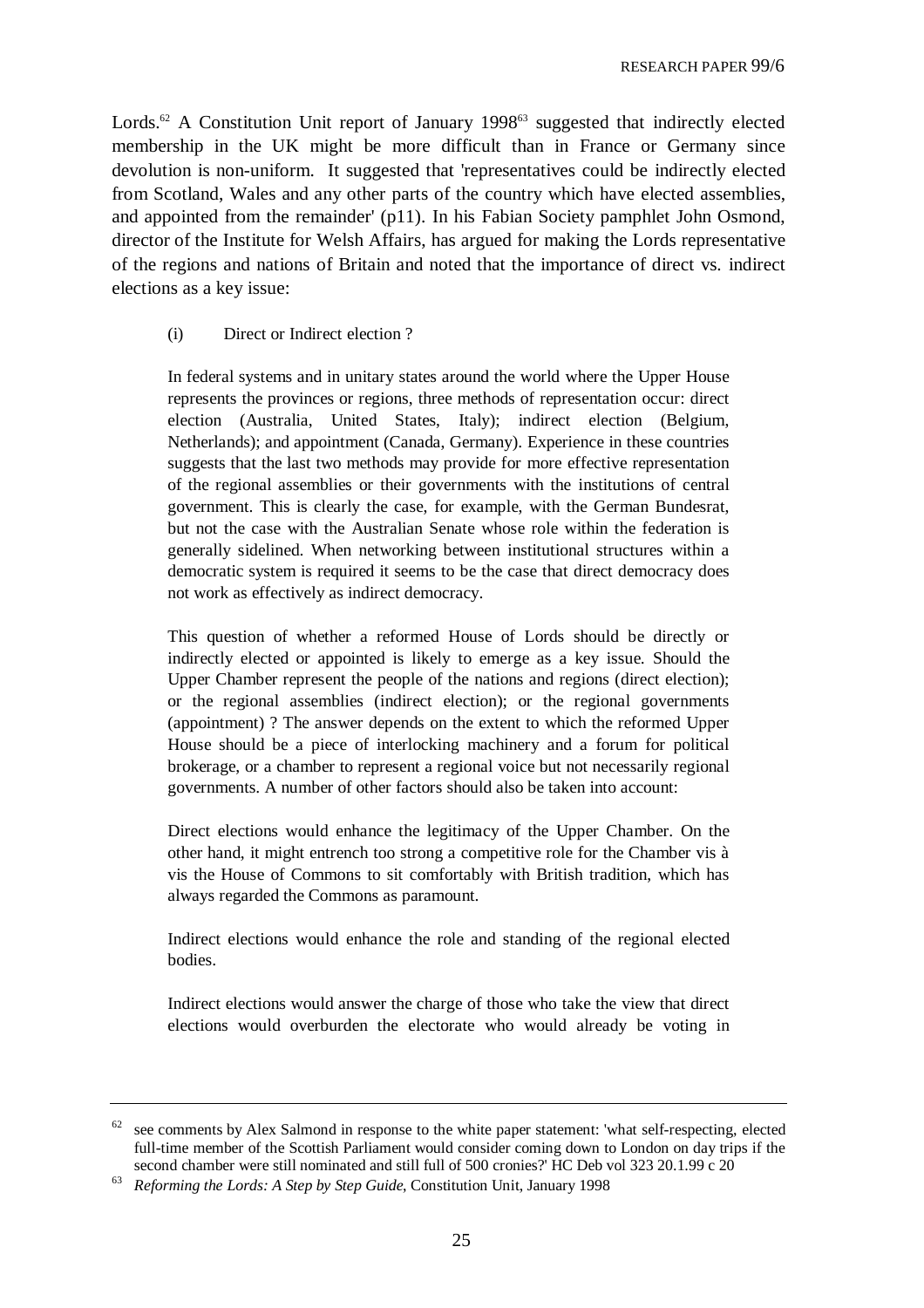Lords.[62] A Constitution Unit report of January 1998[63] suggested that indirectly elected membership in the UK might be more difficult than in France or Germany since devolution is non-uniform. It suggested that 'representatives could be indirectly elected from Scotland, Wales and any other parts of the country which have elected assemblies, and appointed from the remainder' (p11). In his Fabian Society pamphlet John Osmond, director of the Institute for Welsh Affairs, has argued for making the Lords representative of the regions and nations of Britain and noted that the importance of direct vs. indirect elections as a key issue:

> (i) Direct or Indirect election ?
>
> In federal systems and in unitary states around the world where the Upper House represents the provinces or regions, three methods of representation occur: direct election (Australia, United States, Italy); indirect election (Belgium, Netherlands); and appointment (Canada, Germany). Experience in these countries suggests that the last two methods may provide for more effective representation of the regional assemblies or their governments with the institutions of central government. This is clearly the case, for example, with the German Bundesrat, but not the case with the Australian Senate whose role within the federation is generally sidelined. When networking between institutional structures within a democratic system is required it seems to be the case that direct democracy does not work as effectively as indirect democracy.
>
> This question of whether a reformed House of Lords should be directly or indirectly elected or appointed is likely to emerge as a key issue. Should the Upper Chamber represent the people of the nations and regions (direct election); or the regional assemblies (indirect election); or the regional governments (appointment) ? The answer depends on the extent to which the reformed Upper House should be a piece of interlocking machinery and a forum for political brokerage, or a chamber to represent a regional voice but not necessarily regional governments. A number of other factors should also be taken into account:
>
> Direct elections would enhance the legitimacy of the Upper Chamber. On the other hand, it might entrench too strong a competitive role for the Chamber vis à vis the House of Commons to sit comfortably with British tradition, which has always regarded the Commons as paramount.
>
> Indirect elections would enhance the role and standing of the regional elected bodies.
>
> Indirect elections would answer the charge of those who take the view that direct elections would overburden the electorate who would already be voting in

---

[62] see comments by Alex Salmond in response to the white paper statement: 'what self-respecting, elected full-time member of the Scottish Parliament would consider coming down to London on day trips if the second chamber were still nominated and still full of 500 cronies?' HC Deb vol 323 20.1.99 c 20

[63] *Reforming the Lords: A Step by Step Guide*, Constitution Unit, January 1998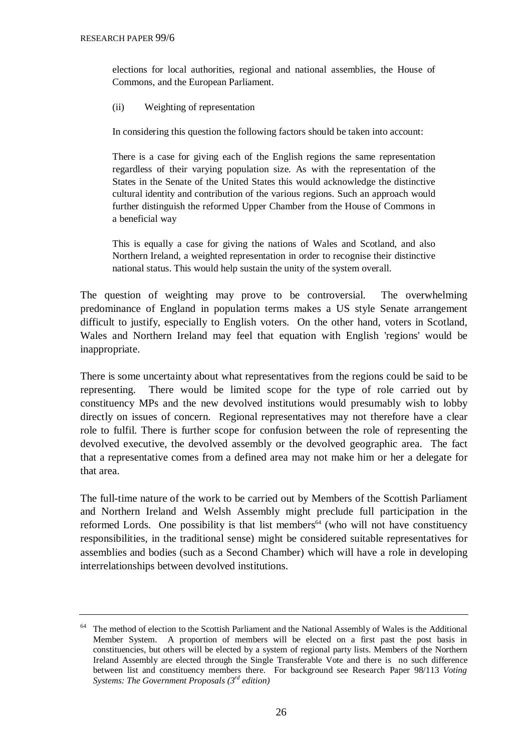elections for local authorities, regional and national assemblies, the House of Commons, and the European Parliament.

(ii) Weighting of representation

In considering this question the following factors should be taken into account:

There is a case for giving each of the English regions the same representation regardless of their varying population size. As with the representation of the States in the Senate of the United States this would acknowledge the distinctive cultural identity and contribution of the various regions. Such an approach would further distinguish the reformed Upper Chamber from the House of Commons in a beneficial way

This is equally a case for giving the nations of Wales and Scotland, and also Northern Ireland, a weighted representation in order to recognise their distinctive national status. This would help sustain the unity of the system overall.

The question of weighting may prove to be controversial. The overwhelming predominance of England in population terms makes a US style Senate arrangement difficult to justify, especially to English voters. On the other hand, voters in Scotland, Wales and Northern Ireland may feel that equation with English 'regions' would be inappropriate.

There is some uncertainty about what representatives from the regions could be said to be representing. There would be limited scope for the type of role carried out by constituency MPs and the new devolved institutions would presumably wish to lobby directly on issues of concern. Regional representatives may not therefore have a clear role to fulfil. There is further scope for confusion between the role of representing the devolved executive, the devolved assembly or the devolved geographic area. The fact that a representative comes from a defined area may not make him or her a delegate for that area.

The full-time nature of the work to be carried out by Members of the Scottish Parliament and Northern Ireland and Welsh Assembly might preclude full participation in the reformed Lords. One possibility is that list members[64] (who will not have constituency responsibilities, in the traditional sense) might be considered suitable representatives for assemblies and bodies (such as a Second Chamber) which will have a role in developing interrelationships between devolved institutions.

---

[64] The method of election to the Scottish Parliament and the National Assembly of Wales is the Additional Member System. A proportion of members will be elected on a first past the post basis in constituencies, but others will be elected by a system of regional party lists. Members of the Northern Ireland Assembly are elected through the Single Transferable Vote and there is no such difference between list and constituency members there. For background see Research Paper 98/113 *Voting Systems: The Government Proposals (3rd edition)*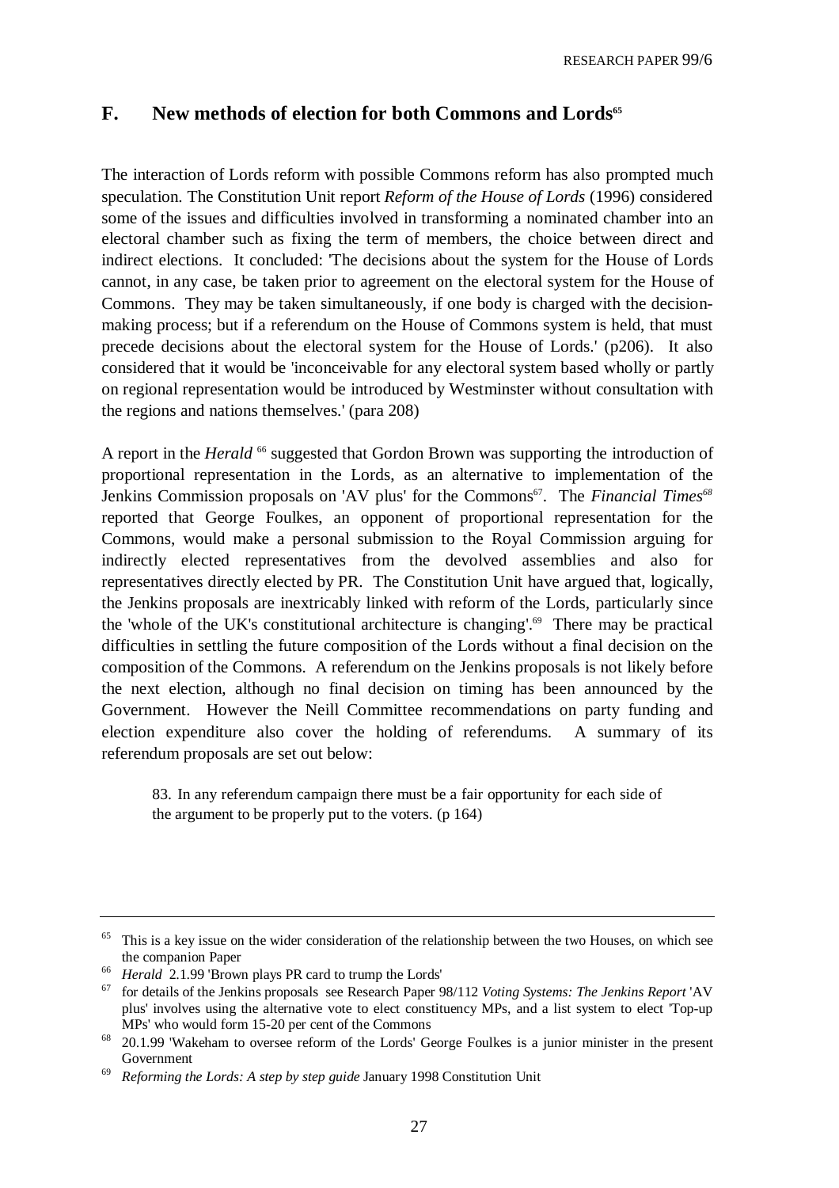## F. New methods of election for both Commons and Lords[65]

The interaction of Lords reform with possible Commons reform has also prompted much speculation. The Constitution Unit report *Reform of the House of Lords* (1996) considered some of the issues and difficulties involved in transforming a nominated chamber into an electoral chamber such as fixing the term of members, the choice between direct and indirect elections. It concluded: 'The decisions about the system for the House of Lords cannot, in any case, be taken prior to agreement on the electoral system for the House of Commons. They may be taken simultaneously, if one body is charged with the decision-making process; but if a referendum on the House of Commons system is held, that must precede decisions about the electoral system for the House of Lords.' (p206). It also considered that it would be 'inconceivable for any electoral system based wholly or partly on regional representation would be introduced by Westminster without consultation with the regions and nations themselves.' (para 208)

A report in the *Herald* [66] suggested that Gordon Brown was supporting the introduction of proportional representation in the Lords, as an alternative to implementation of the Jenkins Commission proposals on 'AV plus' for the Commons[67]. The *Financial Times*[68] reported that George Foulkes, an opponent of proportional representation for the Commons, would make a personal submission to the Royal Commission arguing for indirectly elected representatives from the devolved assemblies and also for representatives directly elected by PR. The Constitution Unit have argued that, logically, the Jenkins proposals are inextricably linked with reform of the Lords, particularly since the 'whole of the UK's constitutional architecture is changing'.[69] There may be practical difficulties in settling the future composition of the Lords without a final decision on the composition of the Commons. A referendum on the Jenkins proposals is not likely before the next election, although no final decision on timing has been announced by the Government. However the Neill Committee recommendations on party funding and election expenditure also cover the holding of referendums. A summary of its referendum proposals are set out below:

> 83. In any referendum campaign there must be a fair opportunity for each side of the argument to be properly put to the voters. (p 164)

---

[65] This is a key issue on the wider consideration of the relationship between the two Houses, on which see the companion Paper

[66] *Herald* 2.1.99 'Brown plays PR card to trump the Lords'

[67] for details of the Jenkins proposals see Research Paper 98/112 *Voting Systems: The Jenkins Report* 'AV plus' involves using the alternative vote to elect constituency MPs, and a list system to elect 'Top-up MPs' who would form 15-20 per cent of the Commons

[68] 20.1.99 'Wakeham to oversee reform of the Lords' George Foulkes is a junior minister in the present Government

[69] *Reforming the Lords: A step by step guide* January 1998 Constitution Unit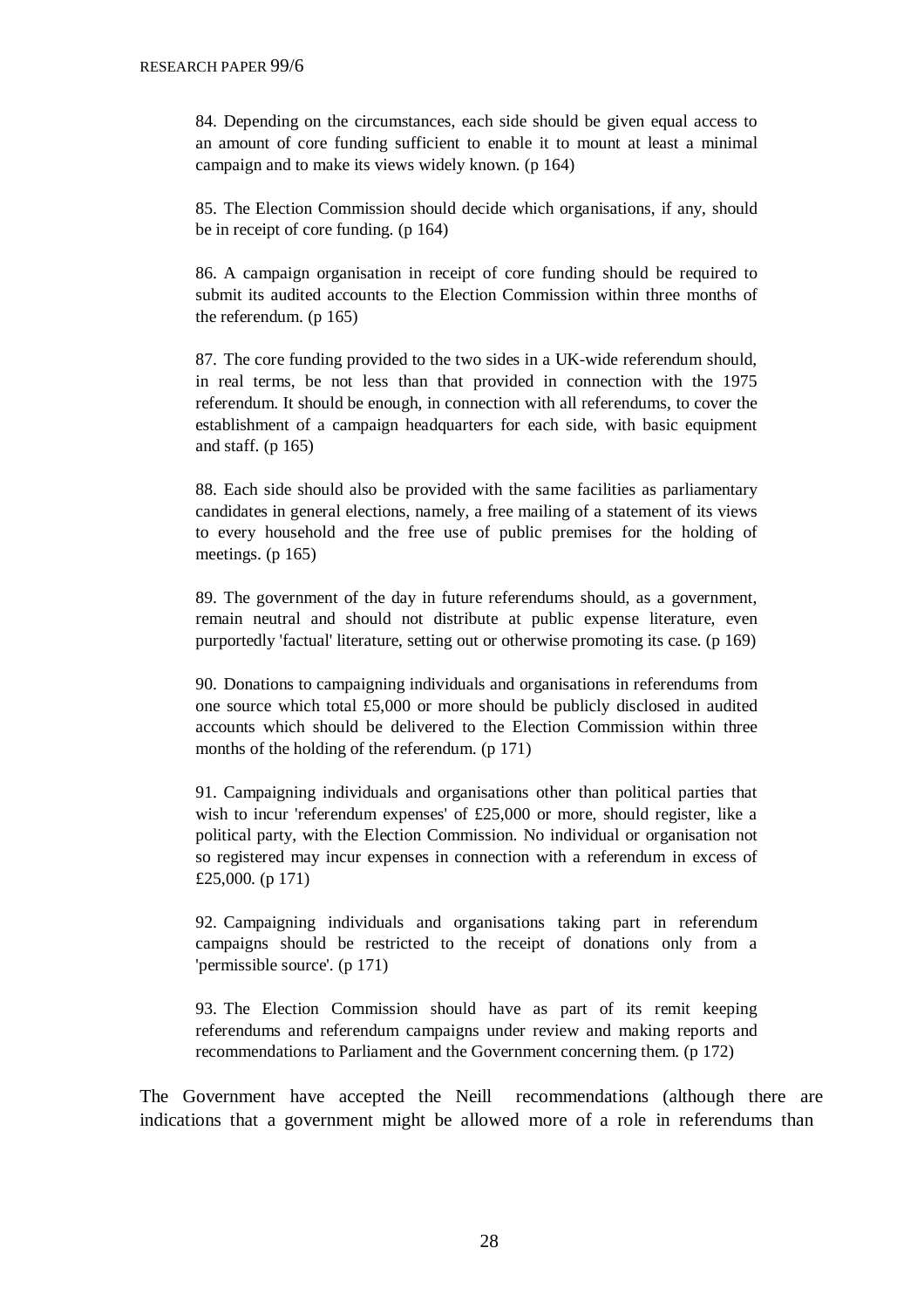84. Depending on the circumstances, each side should be given equal access to an amount of core funding sufficient to enable it to mount at least a minimal campaign and to make its views widely known. (p 164)

85. The Election Commission should decide which organisations, if any, should be in receipt of core funding. (p 164)

86. A campaign organisation in receipt of core funding should be required to submit its audited accounts to the Election Commission within three months of the referendum. (p 165)

87. The core funding provided to the two sides in a UK-wide referendum should, in real terms, be not less than that provided in connection with the 1975 referendum. It should be enough, in connection with all referendums, to cover the establishment of a campaign headquarters for each side, with basic equipment and staff. (p 165)

88. Each side should also be provided with the same facilities as parliamentary candidates in general elections, namely, a free mailing of a statement of its views to every household and the free use of public premises for the holding of meetings. (p 165)

89. The government of the day in future referendums should, as a government, remain neutral and should not distribute at public expense literature, even purportedly 'factual' literature, setting out or otherwise promoting its case. (p 169)

90. Donations to campaigning individuals and organisations in referendums from one source which total £5,000 or more should be publicly disclosed in audited accounts which should be delivered to the Election Commission within three months of the holding of the referendum. (p 171)

91. Campaigning individuals and organisations other than political parties that wish to incur 'referendum expenses' of £25,000 or more, should register, like a political party, with the Election Commission. No individual or organisation not so registered may incur expenses in connection with a referendum in excess of £25,000. (p 171)

92. Campaigning individuals and organisations taking part in referendum campaigns should be restricted to the receipt of donations only from a 'permissible source'. (p 171)

93. The Election Commission should have as part of its remit keeping referendums and referendum campaigns under review and making reports and recommendations to Parliament and the Government concerning them. (p 172)

The Government have accepted the Neill recommendations (although there are indications that a government might be allowed more of a role in referendums than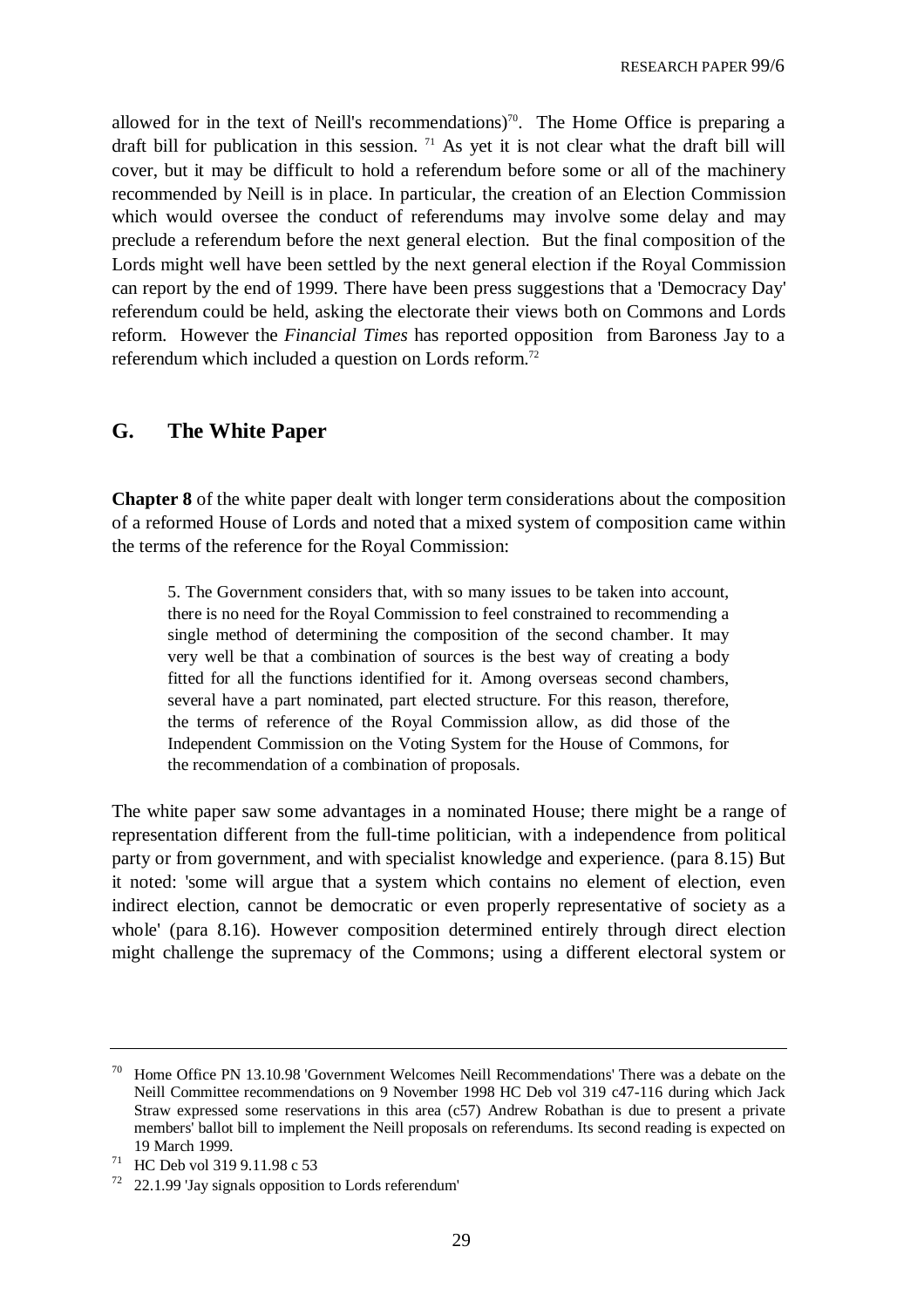allowed for in the text of Neill's recommendations)[70]. The Home Office is preparing a draft bill for publication in this session. [71] As yet it is not clear what the draft bill will cover, but it may be difficult to hold a referendum before some or all of the machinery recommended by Neill is in place. In particular, the creation of an Election Commission which would oversee the conduct of referendums may involve some delay and may preclude a referendum before the next general election. But the final composition of the Lords might well have been settled by the next general election if the Royal Commission can report by the end of 1999. There have been press suggestions that a 'Democracy Day' referendum could be held, asking the electorate their views both on Commons and Lords reform. However the *Financial Times* has reported opposition from Baroness Jay to a referendum which included a question on Lords reform.[72]

## G. The White Paper

**Chapter 8** of the white paper dealt with longer term considerations about the composition of a reformed House of Lords and noted that a mixed system of composition came within the terms of the reference for the Royal Commission:

> 5. The Government considers that, with so many issues to be taken into account, there is no need for the Royal Commission to feel constrained to recommending a single method of determining the composition of the second chamber. It may very well be that a combination of sources is the best way of creating a body fitted for all the functions identified for it. Among overseas second chambers, several have a part nominated, part elected structure. For this reason, therefore, the terms of reference of the Royal Commission allow, as did those of the Independent Commission on the Voting System for the House of Commons, for the recommendation of a combination of proposals.

The white paper saw some advantages in a nominated House; there might be a range of representation different from the full-time politician, with a independence from political party or from government, and with specialist knowledge and experience. (para 8.15) But it noted: 'some will argue that a system which contains no element of election, even indirect election, cannot be democratic or even properly representative of society as a whole' (para 8.16). However composition determined entirely through direct election might challenge the supremacy of the Commons; using a different electoral system or

---

[70] Home Office PN 13.10.98 'Government Welcomes Neill Recommendations' There was a debate on the Neill Committee recommendations on 9 November 1998 HC Deb vol 319 c47-116 during which Jack Straw expressed some reservations in this area (c57) Andrew Robathan is due to present a private members' ballot bill to implement the Neill proposals on referendums. Its second reading is expected on 19 March 1999.

[71] HC Deb vol 319 9.11.98 c 53

[72] 22.1.99 'Jay signals opposition to Lords referendum'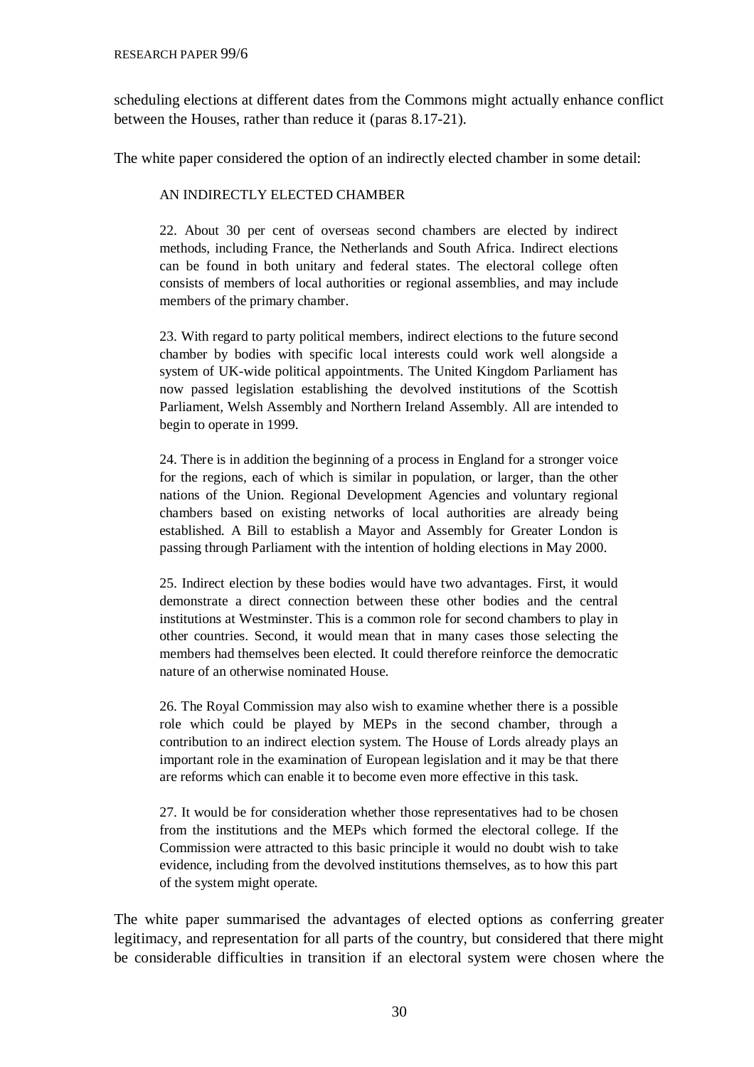scheduling elections at different dates from the Commons might actually enhance conflict between the Houses, rather than reduce it (paras 8.17-21).

The white paper considered the option of an indirectly elected chamber in some detail:

> AN INDIRECTLY ELECTED CHAMBER
>
> 22. About 30 per cent of overseas second chambers are elected by indirect methods, including France, the Netherlands and South Africa. Indirect elections can be found in both unitary and federal states. The electoral college often consists of members of local authorities or regional assemblies, and may include members of the primary chamber.
>
> 23. With regard to party political members, indirect elections to the future second chamber by bodies with specific local interests could work well alongside a system of UK-wide political appointments. The United Kingdom Parliament has now passed legislation establishing the devolved institutions of the Scottish Parliament, Welsh Assembly and Northern Ireland Assembly. All are intended to begin to operate in 1999.
>
> 24. There is in addition the beginning of a process in England for a stronger voice for the regions, each of which is similar in population, or larger, than the other nations of the Union. Regional Development Agencies and voluntary regional chambers based on existing networks of local authorities are already being established. A Bill to establish a Mayor and Assembly for Greater London is passing through Parliament with the intention of holding elections in May 2000.
>
> 25. Indirect election by these bodies would have two advantages. First, it would demonstrate a direct connection between these other bodies and the central institutions at Westminster. This is a common role for second chambers to play in other countries. Second, it would mean that in many cases those selecting the members had themselves been elected. It could therefore reinforce the democratic nature of an otherwise nominated House.
>
> 26. The Royal Commission may also wish to examine whether there is a possible role which could be played by MEPs in the second chamber, through a contribution to an indirect election system. The House of Lords already plays an important role in the examination of European legislation and it may be that there are reforms which can enable it to become even more effective in this task.
>
> 27. It would be for consideration whether those representatives had to be chosen from the institutions and the MEPs which formed the electoral college. If the Commission were attracted to this basic principle it would no doubt wish to take evidence, including from the devolved institutions themselves, as to how this part of the system might operate.

The white paper summarised the advantages of elected options as conferring greater legitimacy, and representation for all parts of the country, but considered that there might be considerable difficulties in transition if an electoral system were chosen where the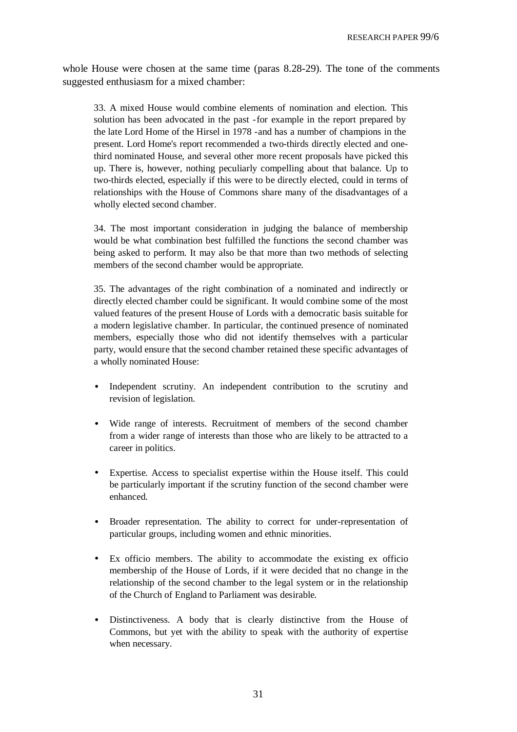whole House were chosen at the same time (paras 8.28-29). The tone of the comments suggested enthusiasm for a mixed chamber:

> 33. A mixed House would combine elements of nomination and election. This solution has been advocated in the past - for example in the report prepared by the late Lord Home of the Hirsel in 1978 - and has a number of champions in the present. Lord Home's report recommended a two-thirds directly elected and one-third nominated House, and several other more recent proposals have picked this up. There is, however, nothing peculiarly compelling about that balance. Up to two-thirds elected, especially if this were to be directly elected, could in terms of relationships with the House of Commons share many of the disadvantages of a wholly elected second chamber.
>
> 34. The most important consideration in judging the balance of membership would be what combination best fulfilled the functions the second chamber was being asked to perform. It may also be that more than two methods of selecting members of the second chamber would be appropriate.
>
> 35. The advantages of the right combination of a nominated and indirectly or directly elected chamber could be significant. It would combine some of the most valued features of the present House of Lords with a democratic basis suitable for a modern legislative chamber. In particular, the continued presence of nominated members, especially those who did not identify themselves with a particular party, would ensure that the second chamber retained these specific advantages of a wholly nominated House:
>
> - Independent scrutiny. An independent contribution to the scrutiny and revision of legislation.
> - Wide range of interests. Recruitment of members of the second chamber from a wider range of interests than those who are likely to be attracted to a career in politics.
> - Expertise. Access to specialist expertise within the House itself. This could be particularly important if the scrutiny function of the second chamber were enhanced.
> - Broader representation. The ability to correct for under-representation of particular groups, including women and ethnic minorities.
> - Ex officio members. The ability to accommodate the existing ex officio membership of the House of Lords, if it were decided that no change in the relationship of the second chamber to the legal system or in the relationship of the Church of England to Parliament was desirable.
> - Distinctiveness. A body that is clearly distinctive from the House of Commons, but yet with the ability to speak with the authority of expertise when necessary.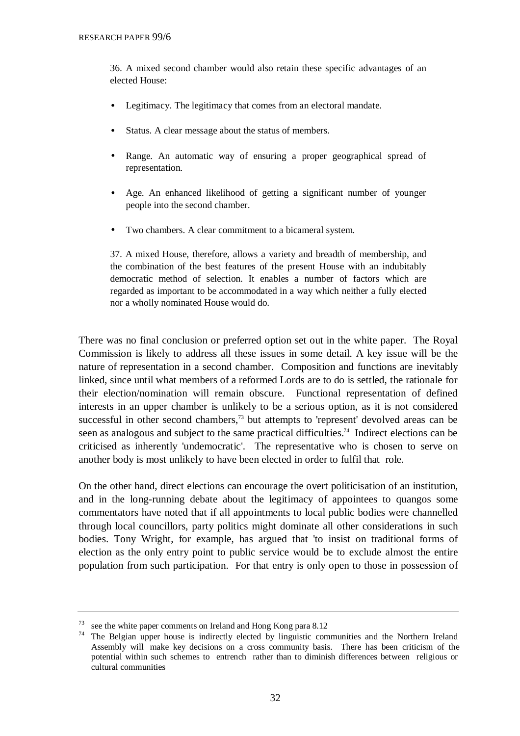36. A mixed second chamber would also retain these specific advantages of an elected House:

- Legitimacy. The legitimacy that comes from an electoral mandate.
- Status. A clear message about the status of members.
- Range. An automatic way of ensuring a proper geographical spread of representation.
- Age. An enhanced likelihood of getting a significant number of younger people into the second chamber.
- Two chambers. A clear commitment to a bicameral system.

37. A mixed House, therefore, allows a variety and breadth of membership, and the combination of the best features of the present House with an indubitably democratic method of selection. It enables a number of factors which are regarded as important to be accommodated in a way which neither a fully elected nor a wholly nominated House would do.

There was no final conclusion or preferred option set out in the white paper. The Royal Commission is likely to address all these issues in some detail. A key issue will be the nature of representation in a second chamber. Composition and functions are inevitably linked, since until what members of a reformed Lords are to do is settled, the rationale for their election/nomination will remain obscure. Functional representation of defined interests in an upper chamber is unlikely to be a serious option, as it is not considered successful in other second chambers,[73] but attempts to 'represent' devolved areas can be seen as analogous and subject to the same practical difficulties.[74] Indirect elections can be criticised as inherently 'undemocratic'. The representative who is chosen to serve on another body is most unlikely to have been elected in order to fulfil that role.

On the other hand, direct elections can encourage the overt politicisation of an institution, and in the long-running debate about the legitimacy of appointees to quangos some commentators have noted that if all appointments to local public bodies were channelled through local councillors, party politics might dominate all other considerations in such bodies. Tony Wright, for example, has argued that 'to insist on traditional forms of election as the only entry point to public service would be to exclude almost the entire population from such participation. For that entry is only open to those in possession of

---

[73] see the white paper comments on Ireland and Hong Kong para 8.12

[74] The Belgian upper house is indirectly elected by linguistic communities and the Northern Ireland Assembly will make key decisions on a cross community basis. There has been criticism of the potential within such schemes to entrench rather than to diminish differences between religious or cultural communities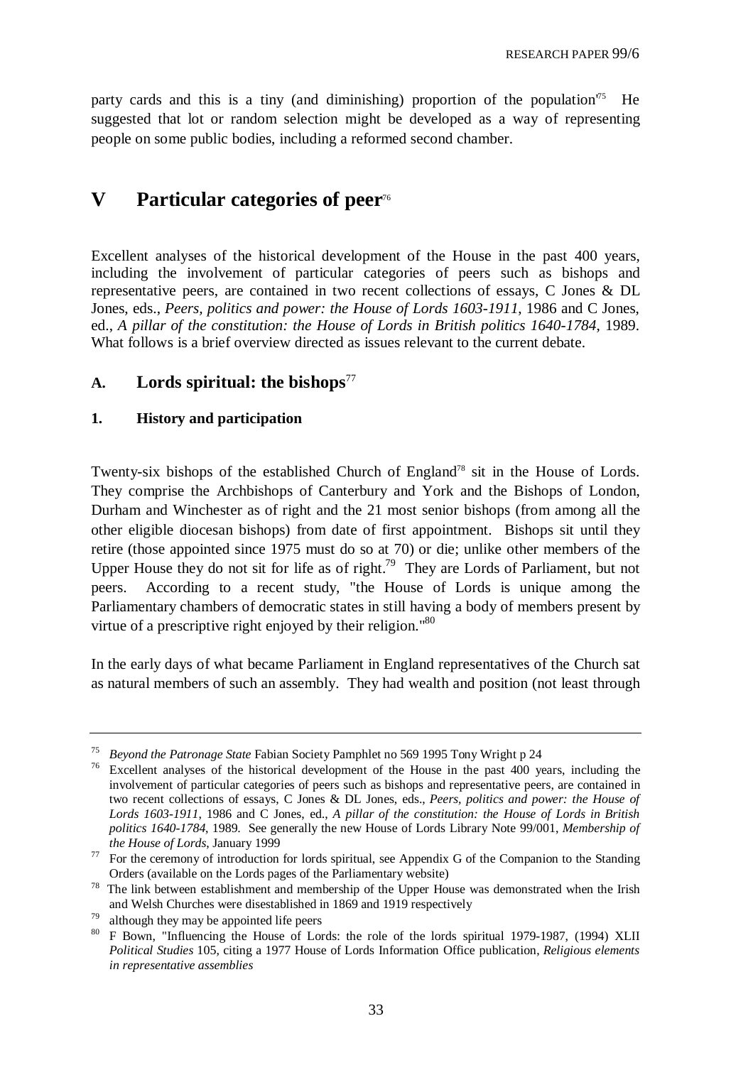party cards and this is a tiny (and diminishing) proportion of the population'[75] He suggested that lot or random selection might be developed as a way of representing people on some public bodies, including a reformed second chamber.

# V Particular categories of peer[76]

Excellent analyses of the historical development of the House in the past 400 years, including the involvement of particular categories of peers such as bishops and representative peers, are contained in two recent collections of essays, C Jones & DL Jones, eds., *Peers, politics and power: the House of Lords 1603-1911*, 1986 and C Jones, ed., *A pillar of the constitution: the House of Lords in British politics 1640-1784*, 1989. What follows is a brief overview directed as issues relevant to the current debate.

## A. Lords spiritual: the bishops[77]

### 1. History and participation

Twenty-six bishops of the established Church of England[78] sit in the House of Lords. They comprise the Archbishops of Canterbury and York and the Bishops of London, Durham and Winchester as of right and the 21 most senior bishops (from among all the other eligible diocesan bishops) from date of first appointment. Bishops sit until they retire (those appointed since 1975 must do so at 70) or die; unlike other members of the Upper House they do not sit for life as of right.[79] They are Lords of Parliament, but not peers. According to a recent study, "the House of Lords is unique among the Parliamentary chambers of democratic states in still having a body of members present by virtue of a prescriptive right enjoyed by their religion."[80]

In the early days of what became Parliament in England representatives of the Church sat as natural members of such an assembly. They had wealth and position (not least through

---

[75] *Beyond the Patronage State* Fabian Society Pamphlet no 569 1995 Tony Wright p 24

[76] Excellent analyses of the historical development of the House in the past 400 years, including the involvement of particular categories of peers such as bishops and representative peers, are contained in two recent collections of essays, C Jones & DL Jones, eds., *Peers, politics and power: the House of Lords 1603-1911*, 1986 and C Jones, ed., *A pillar of the constitution: the House of Lords in British politics 1640-1784*, 1989. See generally the new House of Lords Library Note 99/001, *Membership of the House of Lords*, January 1999

[77] For the ceremony of introduction for lords spiritual, see Appendix G of the Companion to the Standing Orders (available on the Lords pages of the Parliamentary website)

[78] The link between establishment and membership of the Upper House was demonstrated when the Irish and Welsh Churches were disestablished in 1869 and 1919 respectively

[79] although they may be appointed life peers

[80] F Bown, "Influencing the House of Lords: the role of the lords spiritual 1979-1987, (1994) XLII *Political Studies* 105, citing a 1977 House of Lords Information Office publication, *Religious elements in representative assemblies*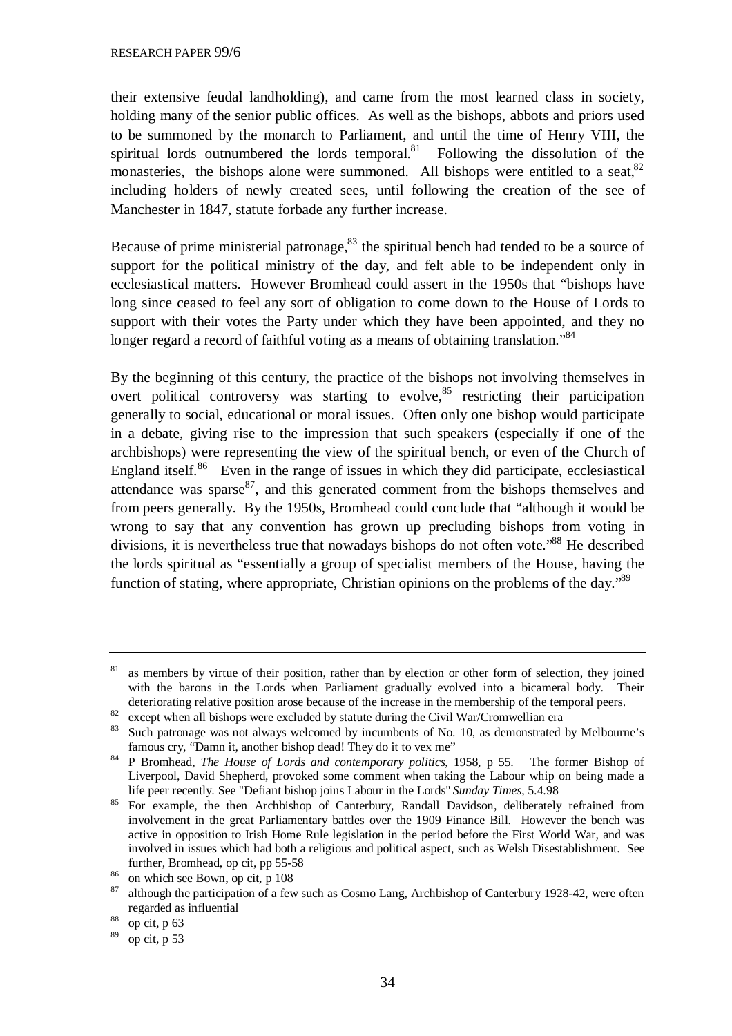their extensive feudal landholding), and came from the most learned class in society, holding many of the senior public offices. As well as the bishops, abbots and priors used to be summoned by the monarch to Parliament, and until the time of Henry VIII, the spiritual lords outnumbered the lords temporal.[81] Following the dissolution of the monasteries, the bishops alone were summoned. All bishops were entitled to a seat,[82] including holders of newly created sees, until following the creation of the see of Manchester in 1847, statute forbade any further increase.

Because of prime ministerial patronage,[83] the spiritual bench had tended to be a source of support for the political ministry of the day, and felt able to be independent only in ecclesiastical matters. However Bromhead could assert in the 1950s that "bishops have long since ceased to feel any sort of obligation to come down to the House of Lords to support with their votes the Party under which they have been appointed, and they no longer regard a record of faithful voting as a means of obtaining translation."[84]

By the beginning of this century, the practice of the bishops not involving themselves in overt political controversy was starting to evolve,[85] restricting their participation generally to social, educational or moral issues. Often only one bishop would participate in a debate, giving rise to the impression that such speakers (especially if one of the archbishops) were representing the view of the spiritual bench, or even of the Church of England itself.[86] Even in the range of issues in which they did participate, ecclesiastical attendance was sparse[87], and this generated comment from the bishops themselves and from peers generally. By the 1950s, Bromhead could conclude that "although it would be wrong to say that any convention has grown up precluding bishops from voting in divisions, it is nevertheless true that nowadays bishops do not often vote."[88] He described the lords spiritual as "essentially a group of specialist members of the House, having the function of stating, where appropriate, Christian opinions on the problems of the day."[89]

---

[81] as members by virtue of their position, rather than by election or other form of selection, they joined with the barons in the Lords when Parliament gradually evolved into a bicameral body. Their deteriorating relative position arose because of the increase in the membership of the temporal peers.

[82] except when all bishops were excluded by statute during the Civil War/Cromwellian era

[83] Such patronage was not always welcomed by incumbents of No. 10, as demonstrated by Melbourne's famous cry, "Damn it, another bishop dead! They do it to vex me"

[84] P Bromhead, *The House of Lords and contemporary politics*, 1958, p 55. The former Bishop of Liverpool, David Shepherd, provoked some comment when taking the Labour whip on being made a life peer recently. See "Defiant bishop joins Labour in the Lords" *Sunday Times*, 5.4.98

[85] For example, the then Archbishop of Canterbury, Randall Davidson, deliberately refrained from involvement in the great Parliamentary battles over the 1909 Finance Bill. However the bench was active in opposition to Irish Home Rule legislation in the period before the First World War, and was involved in issues which had both a religious and political aspect, such as Welsh Disestablishment. See further, Bromhead, op cit, pp 55-58

[86] on which see Bown, op cit, p 108

[87] although the participation of a few such as Cosmo Lang, Archbishop of Canterbury 1928-42, were often regarded as influential

[88] op cit, p 63

[89] op cit, p 53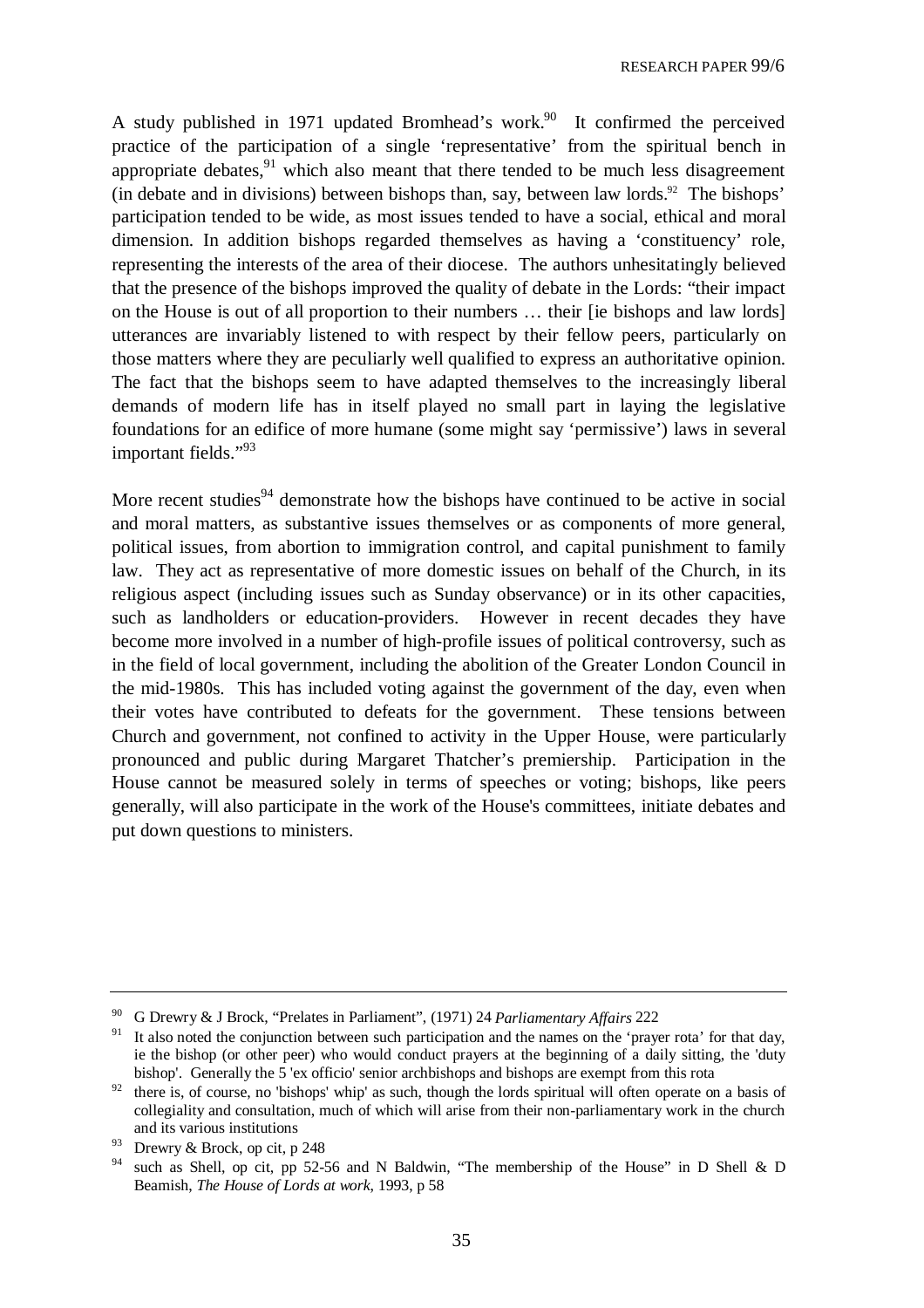A study published in 1971 updated Bromhead's work.[90] It confirmed the perceived practice of the participation of a single 'representative' from the spiritual bench in appropriate debates,[91] which also meant that there tended to be much less disagreement (in debate and in divisions) between bishops than, say, between law lords.[92] The bishops' participation tended to be wide, as most issues tended to have a social, ethical and moral dimension. In addition bishops regarded themselves as having a 'constituency' role, representing the interests of the area of their diocese. The authors unhesitatingly believed that the presence of the bishops improved the quality of debate in the Lords: "their impact on the House is out of all proportion to their numbers … their [ie bishops and law lords] utterances are invariably listened to with respect by their fellow peers, particularly on those matters where they are peculiarly well qualified to express an authoritative opinion. The fact that the bishops seem to have adapted themselves to the increasingly liberal demands of modern life has in itself played no small part in laying the legislative foundations for an edifice of more humane (some might say 'permissive') laws in several important fields."[93]

More recent studies[94] demonstrate how the bishops have continued to be active in social and moral matters, as substantive issues themselves or as components of more general, political issues, from abortion to immigration control, and capital punishment to family law. They act as representative of more domestic issues on behalf of the Church, in its religious aspect (including issues such as Sunday observance) or in its other capacities, such as landholders or education-providers. However in recent decades they have become more involved in a number of high-profile issues of political controversy, such as in the field of local government, including the abolition of the Greater London Council in the mid-1980s. This has included voting against the government of the day, even when their votes have contributed to defeats for the government. These tensions between Church and government, not confined to activity in the Upper House, were particularly pronounced and public during Margaret Thatcher's premiership. Participation in the House cannot be measured solely in terms of speeches or voting; bishops, like peers generally, will also participate in the work of the House's committees, initiate debates and put down questions to ministers.

---

[90] G Drewry & J Brock, "Prelates in Parliament", (1971) 24 *Parliamentary Affairs* 222

[91] It also noted the conjunction between such participation and the names on the 'prayer rota' for that day, ie the bishop (or other peer) who would conduct prayers at the beginning of a daily sitting, the 'duty bishop'. Generally the 5 'ex officio' senior archbishops and bishops are exempt from this rota

[92] there is, of course, no 'bishops' whip' as such, though the lords spiritual will often operate on a basis of collegiality and consultation, much of which will arise from their non-parliamentary work in the church and its various institutions

[93] Drewry & Brock, op cit, p 248

[94] such as Shell, op cit, pp 52-56 and N Baldwin, "The membership of the House" in D Shell & D Beamish, *The House of Lords at work*, 1993, p 58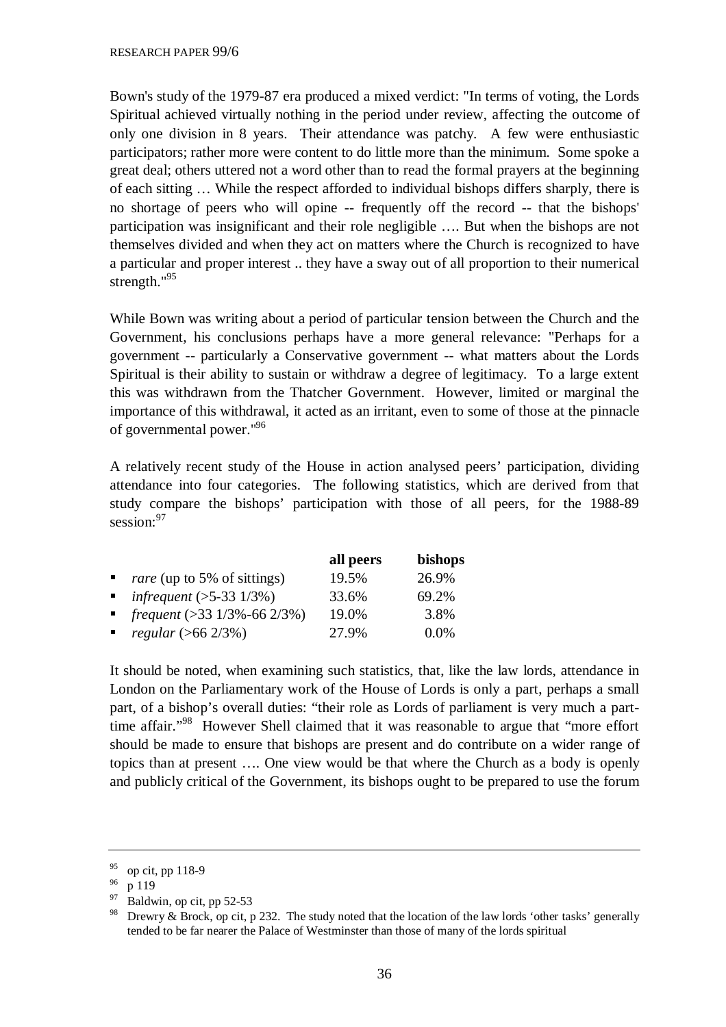Bown's study of the 1979-87 era produced a mixed verdict: "In terms of voting, the Lords Spiritual achieved virtually nothing in the period under review, affecting the outcome of only one division in 8 years. Their attendance was patchy. A few were enthusiastic participators; rather more were content to do little more than the minimum. Some spoke a great deal; others uttered not a word other than to read the formal prayers at the beginning of each sitting … While the respect afforded to individual bishops differs sharply, there is no shortage of peers who will opine -- frequently off the record -- that the bishops' participation was insignificant and their role negligible …. But when the bishops are not themselves divided and when they act on matters where the Church is recognized to have a particular and proper interest .. they have a sway out of all proportion to their numerical strength."[95]

While Bown was writing about a period of particular tension between the Church and the Government, his conclusions perhaps have a more general relevance: "Perhaps for a government -- particularly a Conservative government -- what matters about the Lords Spiritual is their ability to sustain or withdraw a degree of legitimacy. To a large extent this was withdrawn from the Thatcher Government. However, limited or marginal the importance of this withdrawal, it acted as an irritant, even to some of those at the pinnacle of governmental power."[96]

A relatively recent study of the House in action analysed peers' participation, dividing attendance into four categories. The following statistics, which are derived from that study compare the bishops' participation with those of all peers, for the 1988-89 session:[97]

| | **all peers** | **bishops** |
|---|---|---|
| ▪ *rare* (up to 5% of sittings) | 19.5% | 26.9% |
| ▪ *infrequent* (>5-33 1/3%) | 33.6% | 69.2% |
| ▪ *frequent* (>33 1/3%-66 2/3%) | 19.0% | 3.8% |
| ▪ *regular* (>66 2/3%) | 27.9% | 0.0% |

It should be noted, when examining such statistics, that, like the law lords, attendance in London on the Parliamentary work of the House of Lords is only a part, perhaps a small part, of a bishop's overall duties: "their role as Lords of parliament is very much a part-time affair."[98] However Shell claimed that it was reasonable to argue that "more effort should be made to ensure that bishops are present and do contribute on a wider range of topics than at present …. One view would be that where the Church as a body is openly and publicly critical of the Government, its bishops ought to be prepared to use the forum

---

[95] op cit, pp 118-9

[96] p 119

[97] Baldwin, op cit, pp 52-53

[98] Drewry & Brock, op cit, p 232. The study noted that the location of the law lords 'other tasks' generally tended to be far nearer the Palace of Westminster than those of many of the lords spiritual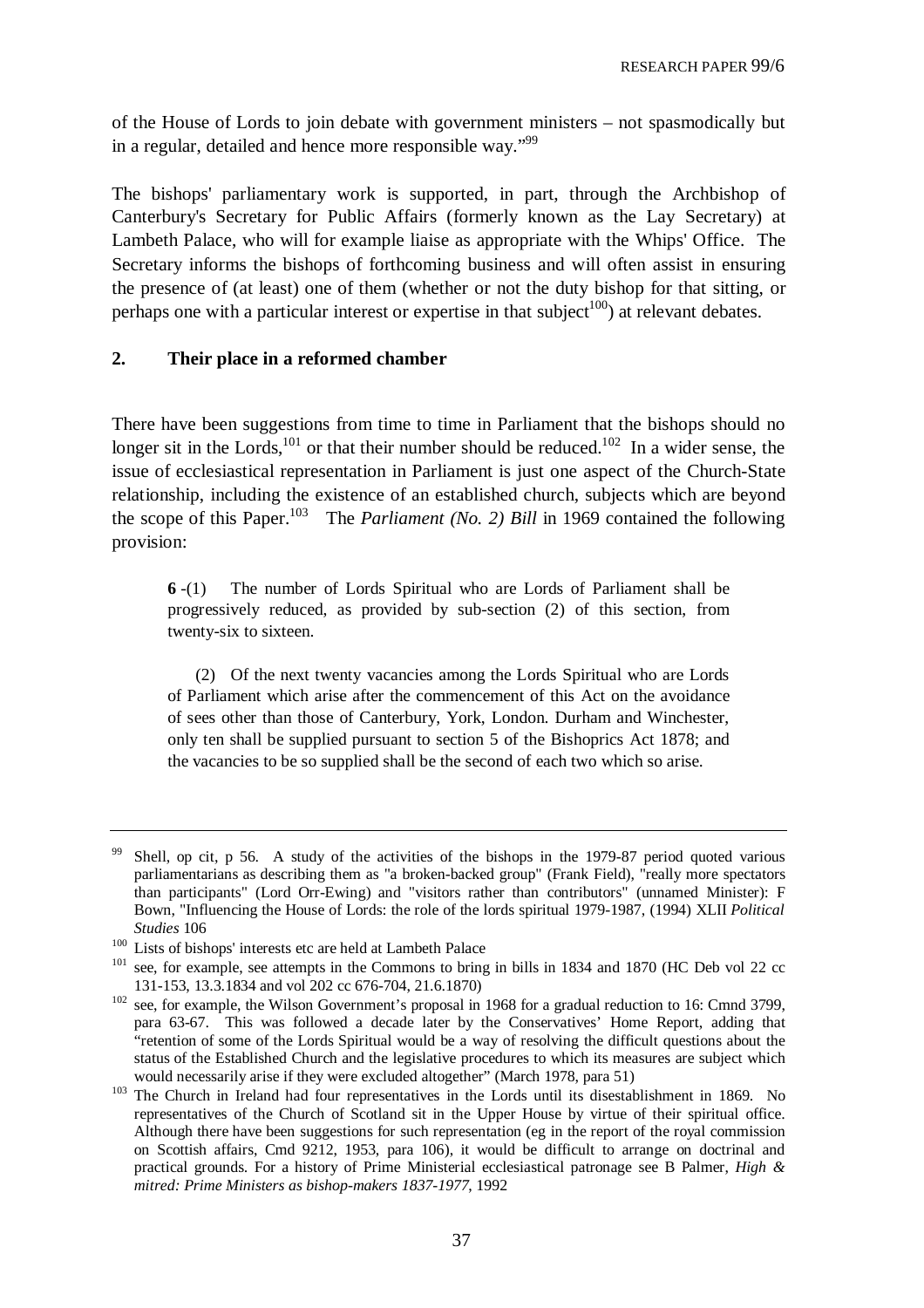of the House of Lords to join debate with government ministers – not spasmodically but in a regular, detailed and hence more responsible way."[99]

The bishops' parliamentary work is supported, in part, through the Archbishop of Canterbury's Secretary for Public Affairs (formerly known as the Lay Secretary) at Lambeth Palace, who will for example liaise as appropriate with the Whips' Office. The Secretary informs the bishops of forthcoming business and will often assist in ensuring the presence of (at least) one of them (whether or not the duty bishop for that sitting, or perhaps one with a particular interest or expertise in that subject[100]) at relevant debates.

## 2. Their place in a reformed chamber

There have been suggestions from time to time in Parliament that the bishops should no longer sit in the Lords,[101] or that their number should be reduced.[102] In a wider sense, the issue of ecclesiastical representation in Parliament is just one aspect of the Church-State relationship, including the existence of an established church, subjects which are beyond the scope of this Paper.[103] The *Parliament (No. 2) Bill* in 1969 contained the following provision:

> **6** -(1) The number of Lords Spiritual who are Lords of Parliament shall be progressively reduced, as provided by sub-section (2) of this section, from twenty-six to sixteen.
>
> (2) Of the next twenty vacancies among the Lords Spiritual who are Lords of Parliament which arise after the commencement of this Act on the avoidance of sees other than those of Canterbury, York, London. Durham and Winchester, only ten shall be supplied pursuant to section 5 of the Bishoprics Act 1878; and the vacancies to be so supplied shall be the second of each two which so arise.

---

[99] Shell, op cit, p 56. A study of the activities of the bishops in the 1979-87 period quoted various parliamentarians as describing them as "a broken-backed group" (Frank Field), "really more spectators than participants" (Lord Orr-Ewing) and "visitors rather than contributors" (unnamed Minister): F Bown, "Influencing the House of Lords: the role of the lords spiritual 1979-1987, (1994) XLII *Political Studies* 106

[100] Lists of bishops' interests etc are held at Lambeth Palace

[101] see, for example, see attempts in the Commons to bring in bills in 1834 and 1870 (HC Deb vol 22 cc 131-153, 13.3.1834 and vol 202 cc 676-704, 21.6.1870)

[102] see, for example, the Wilson Government's proposal in 1968 for a gradual reduction to 16: Cmnd 3799, para 63-67. This was followed a decade later by the Conservatives' Home Report, adding that "retention of some of the Lords Spiritual would be a way of resolving the difficult questions about the status of the Established Church and the legislative procedures to which its measures are subject which would necessarily arise if they were excluded altogether" (March 1978, para 51)

[103] The Church in Ireland had four representatives in the Lords until its disestablishment in 1869. No representatives of the Church of Scotland sit in the Upper House by virtue of their spiritual office. Although there have been suggestions for such representation (eg in the report of the royal commission on Scottish affairs, Cmd 9212, 1953, para 106), it would be difficult to arrange on doctrinal and practical grounds. For a history of Prime Ministerial ecclesiastical patronage see B Palmer, *High & mitred: Prime Ministers as bishop-makers 1837-1977*, 1992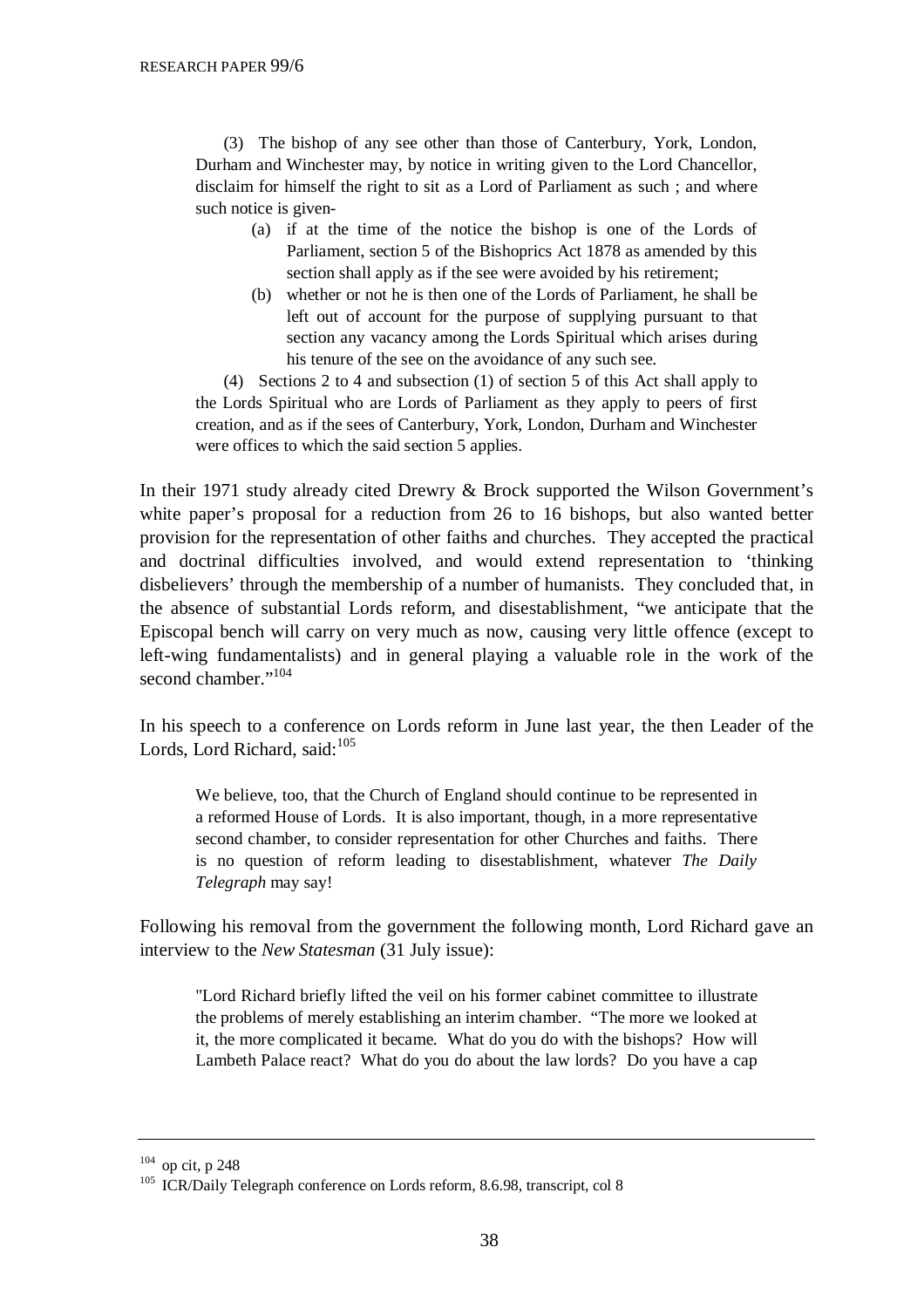> (3) The bishop of any see other than those of Canterbury, York, London, Durham and Winchester may, by notice in writing given to the Lord Chancellor, disclaim for himself the right to sit as a Lord of Parliament as such ; and where such notice is given-
>
> (a) if at the time of the notice the bishop is one of the Lords of Parliament, section 5 of the Bishoprics Act 1878 as amended by this section shall apply as if the see were avoided by his retirement;
>
> (b) whether or not he is then one of the Lords of Parliament, he shall be left out of account for the purpose of supplying pursuant to that section any vacancy among the Lords Spiritual which arises during his tenure of the see on the avoidance of any such see.
>
> (4) Sections 2 to 4 and subsection (1) of section 5 of this Act shall apply to the Lords Spiritual who are Lords of Parliament as they apply to peers of first creation, and as if the sees of Canterbury, York, London, Durham and Winchester were offices to which the said section 5 applies.

In their 1971 study already cited Drewry & Brock supported the Wilson Government's white paper's proposal for a reduction from 26 to 16 bishops, but also wanted better provision for the representation of other faiths and churches. They accepted the practical and doctrinal difficulties involved, and would extend representation to 'thinking disbelievers' through the membership of a number of humanists. They concluded that, in the absence of substantial Lords reform, and disestablishment, "we anticipate that the Episcopal bench will carry on very much as now, causing very little offence (except to left-wing fundamentalists) and in general playing a valuable role in the work of the second chamber."[104]

In his speech to a conference on Lords reform in June last year, the then Leader of the Lords, Lord Richard, said:[105]

> We believe, too, that the Church of England should continue to be represented in a reformed House of Lords. It is also important, though, in a more representative second chamber, to consider representation for other Churches and faiths. There is no question of reform leading to disestablishment, whatever *The Daily Telegraph* may say!

Following his removal from the government the following month, Lord Richard gave an interview to the *New Statesman* (31 July issue):

> "Lord Richard briefly lifted the veil on his former cabinet committee to illustrate the problems of merely establishing an interim chamber. "The more we looked at it, the more complicated it became. What do you do with the bishops? How will Lambeth Palace react? What do you do about the law lords? Do you have a cap

[104] op cit, p 248

[105] ICR/Daily Telegraph conference on Lords reform, 8.6.98, transcript, col 8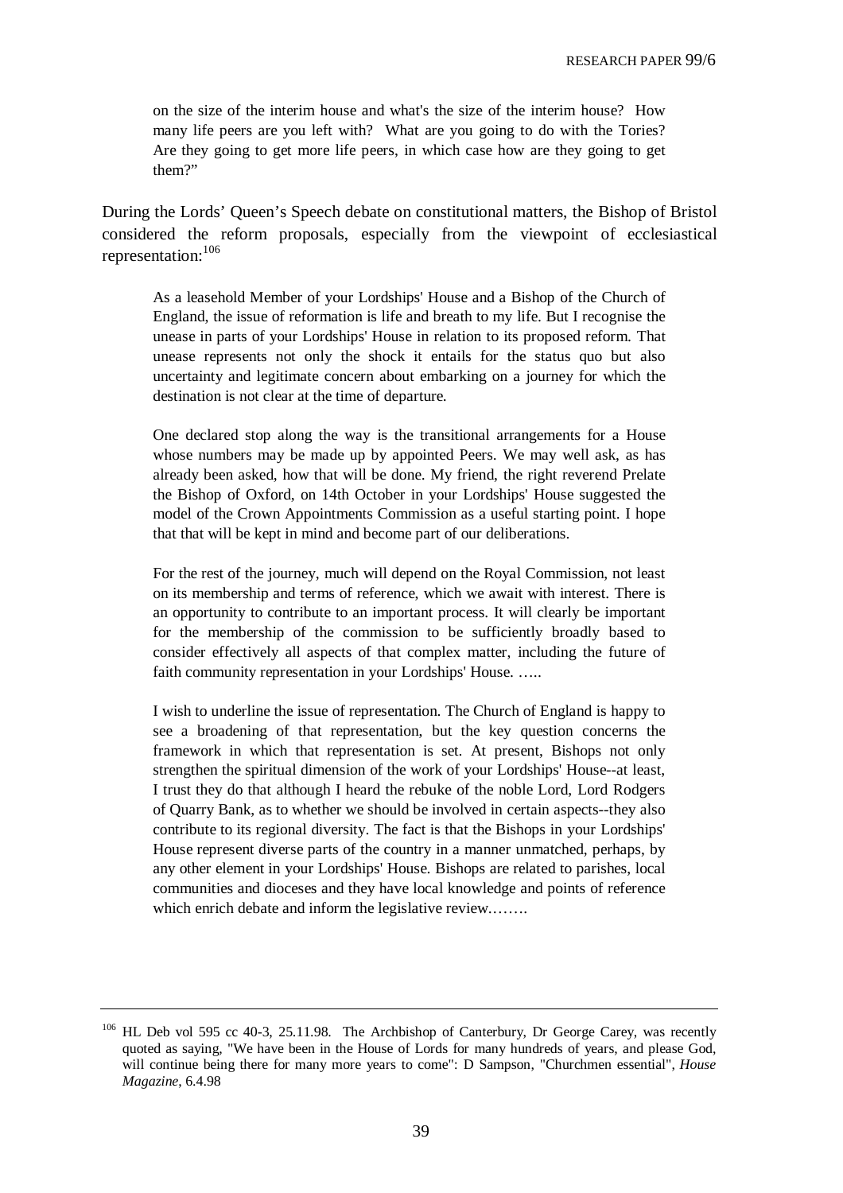> on the size of the interim house and what's the size of the interim house? How many life peers are you left with? What are you going to do with the Tories? Are they going to get more life peers, in which case how are they going to get them?"

During the Lords' Queen's Speech debate on constitutional matters, the Bishop of Bristol considered the reform proposals, especially from the viewpoint of ecclesiastical representation:[106]

> As a leasehold Member of your Lordships' House and a Bishop of the Church of England, the issue of reformation is life and breath to my life. But I recognise the unease in parts of your Lordships' House in relation to its proposed reform. That unease represents not only the shock it entails for the status quo but also uncertainty and legitimate concern about embarking on a journey for which the destination is not clear at the time of departure.
>
> One declared stop along the way is the transitional arrangements for a House whose numbers may be made up by appointed Peers. We may well ask, as has already been asked, how that will be done. My friend, the right reverend Prelate the Bishop of Oxford, on 14th October in your Lordships' House suggested the model of the Crown Appointments Commission as a useful starting point. I hope that that will be kept in mind and become part of our deliberations.
>
> For the rest of the journey, much will depend on the Royal Commission, not least on its membership and terms of reference, which we await with interest. There is an opportunity to contribute to an important process. It will clearly be important for the membership of the commission to be sufficiently broadly based to consider effectively all aspects of that complex matter, including the future of faith community representation in your Lordships' House. …..
>
> I wish to underline the issue of representation. The Church of England is happy to see a broadening of that representation, but the key question concerns the framework in which that representation is set. At present, Bishops not only strengthen the spiritual dimension of the work of your Lordships' House--at least, I trust they do that although I heard the rebuke of the noble Lord, Lord Rodgers of Quarry Bank, as to whether we should be involved in certain aspects--they also contribute to its regional diversity. The fact is that the Bishops in your Lordships' House represent diverse parts of the country in a manner unmatched, perhaps, by any other element in your Lordships' House. Bishops are related to parishes, local communities and dioceses and they have local knowledge and points of reference which enrich debate and inform the legislative review……..

---

[106] HL Deb vol 595 cc 40-3, 25.11.98. The Archbishop of Canterbury, Dr George Carey, was recently quoted as saying, "We have been in the House of Lords for many hundreds of years, and please God, will continue being there for many more years to come": D Sampson, "Churchmen essential", *House Magazine*, 6.4.98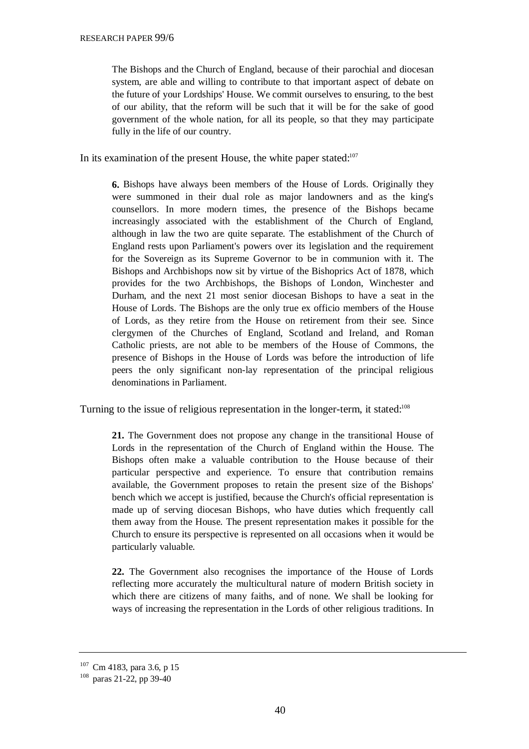> The Bishops and the Church of England, because of their parochial and diocesan system, are able and willing to contribute to that important aspect of debate on the future of your Lordships' House. We commit ourselves to ensuring, to the best of our ability, that the reform will be such that it will be for the sake of good government of the whole nation, for all its people, so that they may participate fully in the life of our country.

In its examination of the present House, the white paper stated:[107]

> **6.** Bishops have always been members of the House of Lords. Originally they were summoned in their dual role as major landowners and as the king's counsellors. In more modern times, the presence of the Bishops became increasingly associated with the establishment of the Church of England, although in law the two are quite separate. The establishment of the Church of England rests upon Parliament's powers over its legislation and the requirement for the Sovereign as its Supreme Governor to be in communion with it. The Bishops and Archbishops now sit by virtue of the Bishoprics Act of 1878, which provides for the two Archbishops, the Bishops of London, Winchester and Durham, and the next 21 most senior diocesan Bishops to have a seat in the House of Lords. The Bishops are the only true ex officio members of the House of Lords, as they retire from the House on retirement from their see. Since clergymen of the Churches of England, Scotland and Ireland, and Roman Catholic priests, are not able to be members of the House of Commons, the presence of Bishops in the House of Lords was before the introduction of life peers the only significant non-lay representation of the principal religious denominations in Parliament.

Turning to the issue of religious representation in the longer-term, it stated:[108]

> **21.** The Government does not propose any change in the transitional House of Lords in the representation of the Church of England within the House. The Bishops often make a valuable contribution to the House because of their particular perspective and experience. To ensure that contribution remains available, the Government proposes to retain the present size of the Bishops' bench which we accept is justified, because the Church's official representation is made up of serving diocesan Bishops, who have duties which frequently call them away from the House. The present representation makes it possible for the Church to ensure its perspective is represented on all occasions when it would be particularly valuable.
>
> **22.** The Government also recognises the importance of the House of Lords reflecting more accurately the multicultural nature of modern British society in which there are citizens of many faiths, and of none. We shall be looking for ways of increasing the representation in the Lords of other religious traditions. In

---

[107] Cm 4183, para 3.6, p 15

[108] paras 21-22, pp 39-40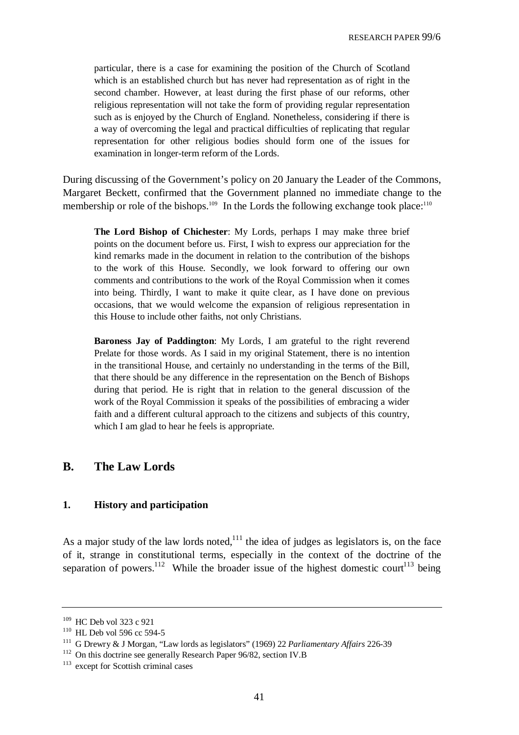> particular, there is a case for examining the position of the Church of Scotland which is an established church but has never had representation as of right in the second chamber. However, at least during the first phase of our reforms, other religious representation will not take the form of providing regular representation such as is enjoyed by the Church of England. Nonetheless, considering if there is a way of overcoming the legal and practical difficulties of replicating that regular representation for other religious bodies should form one of the issues for examination in longer-term reform of the Lords.

During discussing of the Government's policy on 20 January the Leader of the Commons, Margaret Beckett, confirmed that the Government planned no immediate change to the membership or role of the bishops.[109] In the Lords the following exchange took place:[110]

> **The Lord Bishop of Chichester**: My Lords, perhaps I may make three brief points on the document before us. First, I wish to express our appreciation for the kind remarks made in the document in relation to the contribution of the bishops to the work of this House. Secondly, we look forward to offering our own comments and contributions to the work of the Royal Commission when it comes into being. Thirdly, I want to make it quite clear, as I have done on previous occasions, that we would welcome the expansion of religious representation in this House to include other faiths, not only Christians.
>
> **Baroness Jay of Paddington**: My Lords, I am grateful to the right reverend Prelate for those words. As I said in my original Statement, there is no intention in the transitional House, and certainly no understanding in the terms of the Bill, that there should be any difference in the representation on the Bench of Bishops during that period. He is right that in relation to the general discussion of the work of the Royal Commission it speaks of the possibilities of embracing a wider faith and a different cultural approach to the citizens and subjects of this country, which I am glad to hear he feels is appropriate.

## B. The Law Lords

### 1. History and participation

As a major study of the law lords noted,[111] the idea of judges as legislators is, on the face of it, strange in constitutional terms, especially in the context of the doctrine of the separation of powers.[112] While the broader issue of the highest domestic court[113] being

---

[109] HC Deb vol 323 c 921

[110] HL Deb vol 596 cc 594-5

[111] G Drewry & J Morgan, "Law lords as legislators" (1969) 22 *Parliamentary Affairs* 226-39

[112] On this doctrine see generally Research Paper 96/82, section IV.B

[113] except for Scottish criminal cases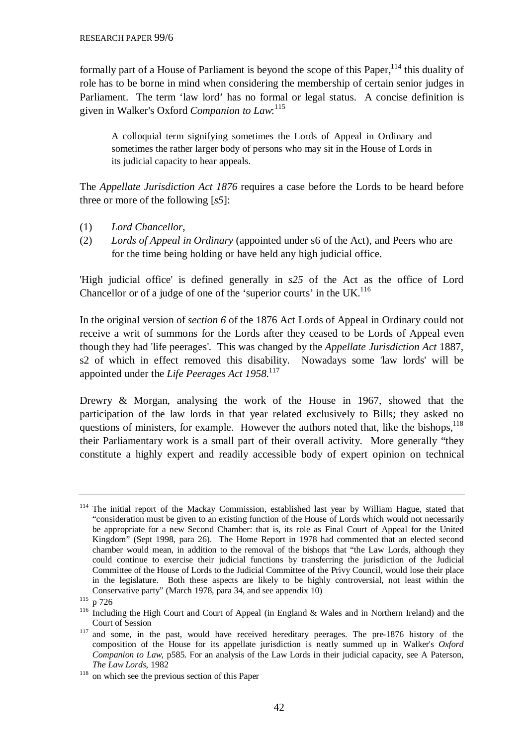formally part of a House of Parliament is beyond the scope of this Paper,[114] this duality of role has to be borne in mind when considering the membership of certain senior judges in Parliament. The term 'law lord' has no formal or legal status. A concise definition is given in Walker's Oxford *Companion to Law*:[115]

> A colloquial term signifying sometimes the Lords of Appeal in Ordinary and sometimes the rather larger body of persons who may sit in the House of Lords in its judicial capacity to hear appeals.

The *Appellate Jurisdiction Act 1876* requires a case before the Lords to be heard before three or more of the following [*s5*]:

(1) *Lord Chancellor*,
(2) *Lords of Appeal in Ordinary* (appointed under s6 of the Act), and Peers who are for the time being holding or have held any high judicial office.

'High judicial office' is defined generally in *s25* of the Act as the office of Lord Chancellor or of a judge of one of the 'superior courts' in the UK.[116]

In the original version of *section 6* of the 1876 Act Lords of Appeal in Ordinary could not receive a writ of summons for the Lords after they ceased to be Lords of Appeal even though they had 'life peerages'. This was changed by the *Appellate Jurisdiction Act* 1887, s2 of which in effect removed this disability. Nowadays some 'law lords' will be appointed under the *Life Peerages Act 1958*.[117]

Drewry & Morgan, analysing the work of the House in 1967, showed that the participation of the law lords in that year related exclusively to Bills; they asked no questions of ministers, for example. However the authors noted that, like the bishops,[118] their Parliamentary work is a small part of their overall activity. More generally "they constitute a highly expert and readily accessible body of expert opinion on technical

---

[114] The initial report of the Mackay Commission, established last year by William Hague, stated that "consideration must be given to an existing function of the House of Lords which would not necessarily be appropriate for a new Second Chamber: that is, its role as Final Court of Appeal for the United Kingdom" (Sept 1998, para 26). The Home Report in 1978 had commented that an elected second chamber would mean, in addition to the removal of the bishops that "the Law Lords, although they could continue to exercise their judicial functions by transferring the jurisdiction of the Judicial Committee of the House of Lords to the Judicial Committee of the Privy Council, would lose their place in the legislature. Both these aspects are likely to be highly controversial, not least within the Conservative party" (March 1978, para 34, and see appendix 10)

[115] p 726

[116] Including the High Court and Court of Appeal (in England & Wales and in Northern Ireland) and the Court of Session

[117] and some, in the past, would have received hereditary peerages. The pre-1876 history of the composition of the House for its appellate jurisdiction is neatly summed up in Walker's *Oxford Companion to Law*, p585. For an analysis of the Law Lords in their judicial capacity, see A Paterson, *The Law Lords*, 1982

[118] on which see the previous section of this Paper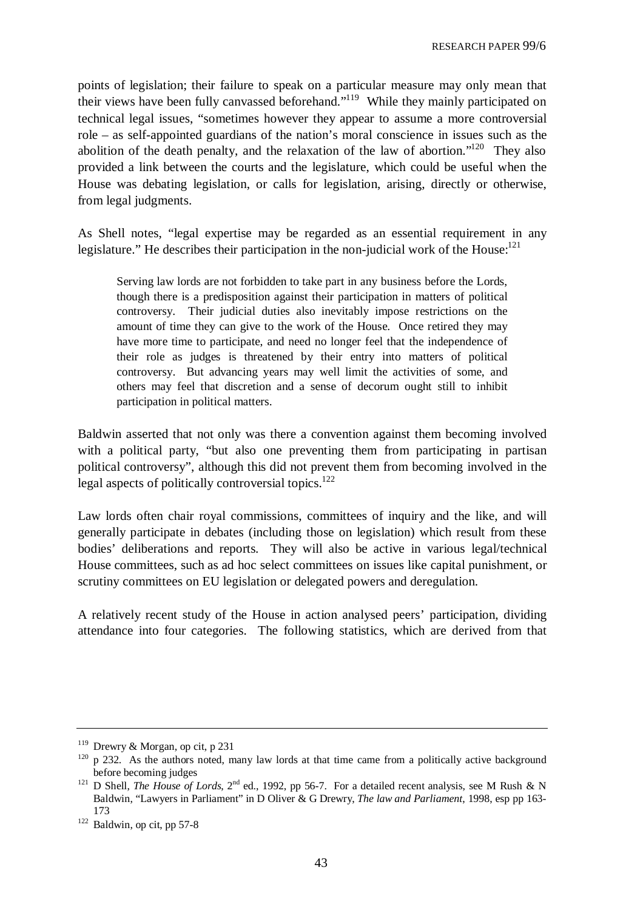points of legislation; their failure to speak on a particular measure may only mean that their views have been fully canvassed beforehand."[119] While they mainly participated on technical legal issues, "sometimes however they appear to assume a more controversial role – as self-appointed guardians of the nation's moral conscience in issues such as the abolition of the death penalty, and the relaxation of the law of abortion."[120] They also provided a link between the courts and the legislature, which could be useful when the House was debating legislation, or calls for legislation, arising, directly or otherwise, from legal judgments.

As Shell notes, "legal expertise may be regarded as an essential requirement in any legislature." He describes their participation in the non-judicial work of the House:[121]

> Serving law lords are not forbidden to take part in any business before the Lords, though there is a predisposition against their participation in matters of political controversy. Their judicial duties also inevitably impose restrictions on the amount of time they can give to the work of the House. Once retired they may have more time to participate, and need no longer feel that the independence of their role as judges is threatened by their entry into matters of political controversy. But advancing years may well limit the activities of some, and others may feel that discretion and a sense of decorum ought still to inhibit participation in political matters.

Baldwin asserted that not only was there a convention against them becoming involved with a political party, "but also one preventing them from participating in partisan political controversy", although this did not prevent them from becoming involved in the legal aspects of politically controversial topics.[122]

Law lords often chair royal commissions, committees of inquiry and the like, and will generally participate in debates (including those on legislation) which result from these bodies' deliberations and reports. They will also be active in various legal/technical House committees, such as ad hoc select committees on issues like capital punishment, or scrutiny committees on EU legislation or delegated powers and deregulation.

A relatively recent study of the House in action analysed peers' participation, dividing attendance into four categories. The following statistics, which are derived from that

---

[119] Drewry & Morgan, op cit, p 231

[120] p 232. As the authors noted, many law lords at that time came from a politically active background before becoming judges

[121] D Shell, *The House of Lords*, 2nd ed., 1992, pp 56-7. For a detailed recent analysis, see M Rush & N Baldwin, "Lawyers in Parliament" in D Oliver & G Drewry, *The law and Parliament*, 1998, esp pp 163-173

[122] Baldwin, op cit, pp 57-8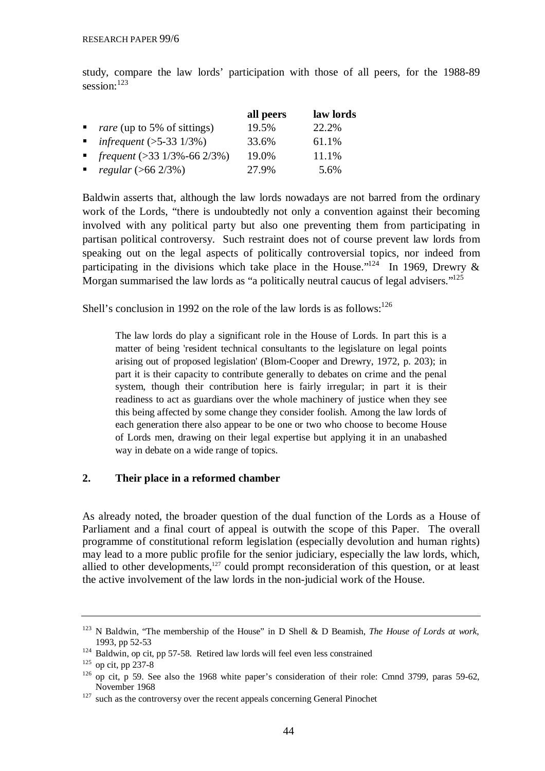study, compare the law lords' participation with those of all peers, for the 1988-89 session:[123]

| | all peers | law lords |
|---|---|---|
| ▪ *rare* (up to 5% of sittings) | 19.5% | 22.2% |
| ▪ *infrequent* (>5-33 1/3%) | 33.6% | 61.1% |
| ▪ *frequent* (>33 1/3%-66 2/3%) | 19.0% | 11.1% |
| ▪ *regular* (>66 2/3%) | 27.9% | 5.6% |

Baldwin asserts that, although the law lords nowadays are not barred from the ordinary work of the Lords, "there is undoubtedly not only a convention against their becoming involved with any political party but also one preventing them from participating in partisan political controversy. Such restraint does not of course prevent law lords from speaking out on the legal aspects of politically controversial topics, nor indeed from participating in the divisions which take place in the House."[124] In 1969, Drewry & Morgan summarised the law lords as "a politically neutral caucus of legal advisers."[125]

Shell's conclusion in 1992 on the role of the law lords is as follows:[126]

> The law lords do play a significant role in the House of Lords. In part this is a matter of being 'resident technical consultants to the legislature on legal points arising out of proposed legislation' (Blom-Cooper and Drewry, 1972, p. 203); in part it is their capacity to contribute generally to debates on crime and the penal system, though their contribution here is fairly irregular; in part it is their readiness to act as guardians over the whole machinery of justice when they see this being affected by some change they consider foolish. Among the law lords of each generation there also appear to be one or two who choose to become House of Lords men, drawing on their legal expertise but applying it in an unabashed way in debate on a wide range of topics.

## 2. Their place in a reformed chamber

As already noted, the broader question of the dual function of the Lords as a House of Parliament and a final court of appeal is outwith the scope of this Paper. The overall programme of constitutional reform legislation (especially devolution and human rights) may lead to a more public profile for the senior judiciary, especially the law lords, which, allied to other developments,[127] could prompt reconsideration of this question, or at least the active involvement of the law lords in the non-judicial work of the House.

---

[123] N Baldwin, "The membership of the House" in D Shell & D Beamish, *The House of Lords at work*, 1993, pp 52-53

[124] Baldwin, op cit, pp 57-58. Retired law lords will feel even less constrained

[125] op cit, pp 237-8

[126] op cit, p 59. See also the 1968 white paper's consideration of their role: Cmnd 3799, paras 59-62, November 1968

[127] such as the controversy over the recent appeals concerning General Pinochet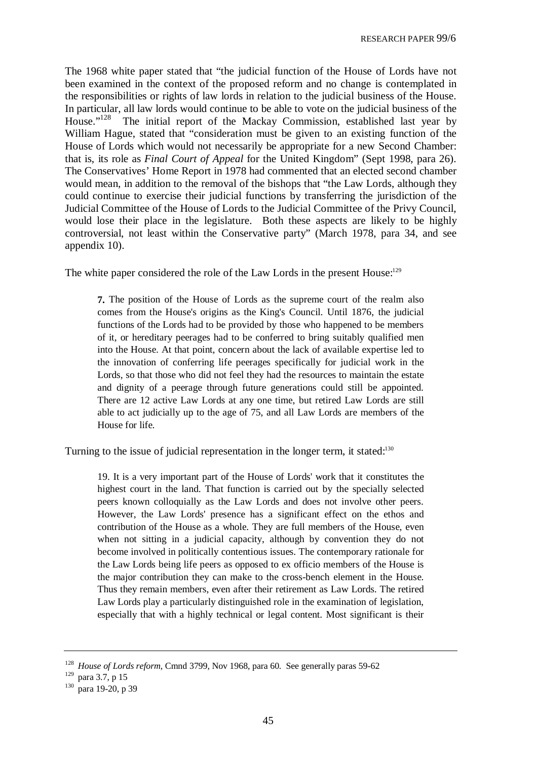The 1968 white paper stated that "the judicial function of the House of Lords have not been examined in the context of the proposed reform and no change is contemplated in the responsibilities or rights of law lords in relation to the judicial business of the House. In particular, all law lords would continue to be able to vote on the judicial business of the House."[128] The initial report of the Mackay Commission, established last year by William Hague, stated that "consideration must be given to an existing function of the House of Lords which would not necessarily be appropriate for a new Second Chamber: that is, its role as *Final Court of Appeal* for the United Kingdom" (Sept 1998, para 26). The Conservatives' Home Report in 1978 had commented that an elected second chamber would mean, in addition to the removal of the bishops that "the Law Lords, although they could continue to exercise their judicial functions by transferring the jurisdiction of the Judicial Committee of the House of Lords to the Judicial Committee of the Privy Council, would lose their place in the legislature. Both these aspects are likely to be highly controversial, not least within the Conservative party" (March 1978, para 34, and see appendix 10).

The white paper considered the role of the Law Lords in the present House:[129]

> **7.** The position of the House of Lords as the supreme court of the realm also comes from the House's origins as the King's Council. Until 1876, the judicial functions of the Lords had to be provided by those who happened to be members of it, or hereditary peerages had to be conferred to bring suitably qualified men into the House. At that point, concern about the lack of available expertise led to the innovation of conferring life peerages specifically for judicial work in the Lords, so that those who did not feel they had the resources to maintain the estate and dignity of a peerage through future generations could still be appointed. There are 12 active Law Lords at any one time, but retired Law Lords are still able to act judicially up to the age of 75, and all Law Lords are members of the House for life.

Turning to the issue of judicial representation in the longer term, it stated:[130]

> 19. It is a very important part of the House of Lords' work that it constitutes the highest court in the land. That function is carried out by the specially selected peers known colloquially as the Law Lords and does not involve other peers. However, the Law Lords' presence has a significant effect on the ethos and contribution of the House as a whole. They are full members of the House, even when not sitting in a judicial capacity, although by convention they do not become involved in politically contentious issues. The contemporary rationale for the Law Lords being life peers as opposed to ex officio members of the House is the major contribution they can make to the cross-bench element in the House. Thus they remain members, even after their retirement as Law Lords. The retired Law Lords play a particularly distinguished role in the examination of legislation, especially that with a highly technical or legal content. Most significant is their

---

[128] *House of Lords reform*, Cmnd 3799, Nov 1968, para 60. See generally paras 59-62

[129] para 3.7, p 15

[130] para 19-20, p 39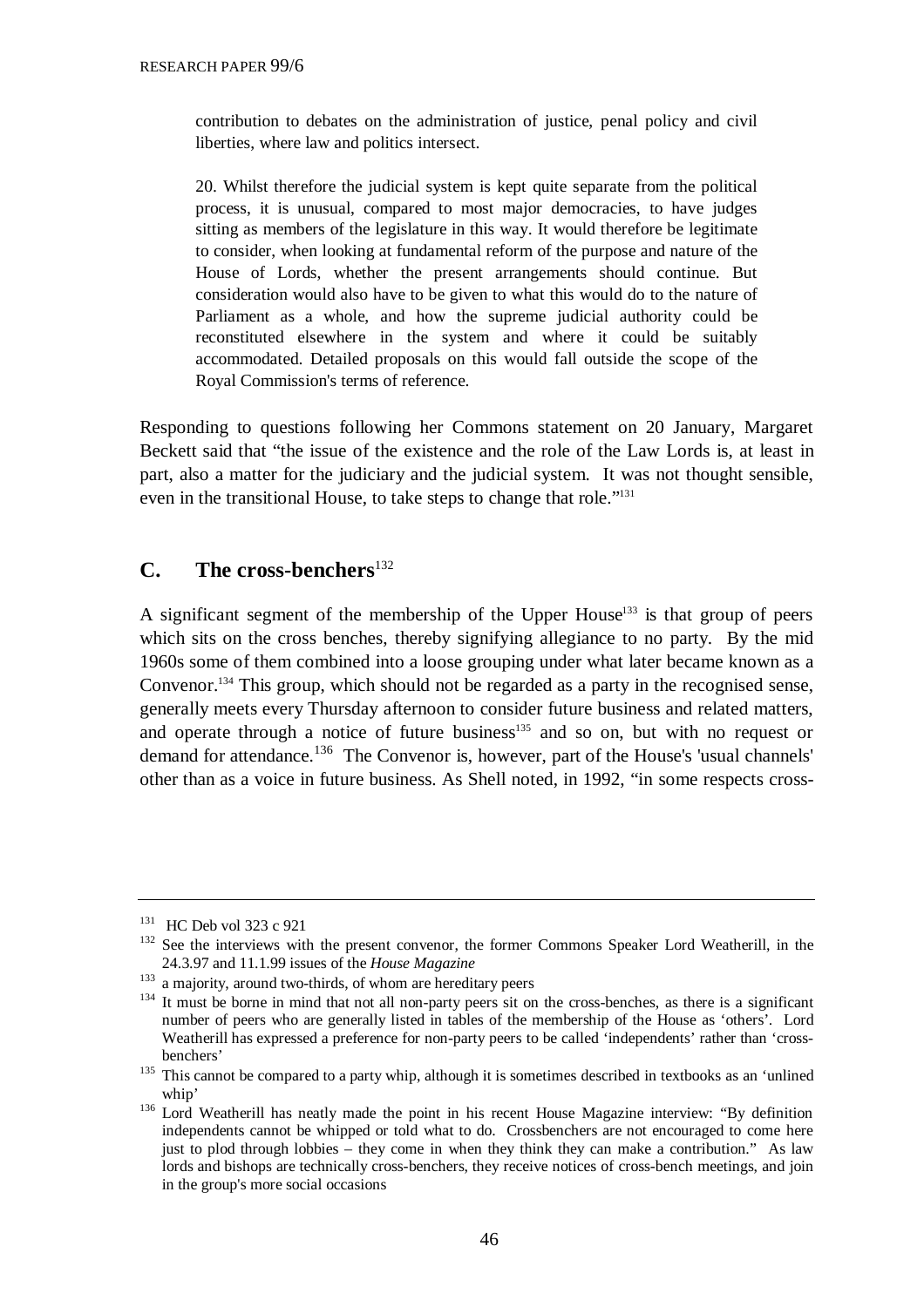> contribution to debates on the administration of justice, penal policy and civil liberties, where law and politics intersect.
>
> 20. Whilst therefore the judicial system is kept quite separate from the political process, it is unusual, compared to most major democracies, to have judges sitting as members of the legislature in this way. It would therefore be legitimate to consider, when looking at fundamental reform of the purpose and nature of the House of Lords, whether the present arrangements should continue. But consideration would also have to be given to what this would do to the nature of Parliament as a whole, and how the supreme judicial authority could be reconstituted elsewhere in the system and where it could be suitably accommodated. Detailed proposals on this would fall outside the scope of the Royal Commission's terms of reference.

Responding to questions following her Commons statement on 20 January, Margaret Beckett said that "the issue of the existence and the role of the Law Lords is, at least in part, also a matter for the judiciary and the judicial system. It was not thought sensible, even in the transitional House, to take steps to change that role."[131]

## C. The cross-benchers[132]

A significant segment of the membership of the Upper House[133] is that group of peers which sits on the cross benches, thereby signifying allegiance to no party. By the mid 1960s some of them combined into a loose grouping under what later became known as a Convenor.[134] This group, which should not be regarded as a party in the recognised sense, generally meets every Thursday afternoon to consider future business and related matters, and operate through a notice of future business[135] and so on, but with no request or demand for attendance.[136] The Convenor is, however, part of the House's 'usual channels' other than as a voice in future business. As Shell noted, in 1992, "in some respects cross-

---

[131] HC Deb vol 323 c 921

[132] See the interviews with the present convenor, the former Commons Speaker Lord Weatherill, in the 24.3.97 and 11.1.99 issues of the *House Magazine*

[133] a majority, around two-thirds, of whom are hereditary peers

[134] It must be borne in mind that not all non-party peers sit on the cross-benches, as there is a significant number of peers who are generally listed in tables of the membership of the House as 'others'. Lord Weatherill has expressed a preference for non-party peers to be called 'independents' rather than 'cross-benchers'

[135] This cannot be compared to a party whip, although it is sometimes described in textbooks as an 'unlined whip'

[136] Lord Weatherill has neatly made the point in his recent House Magazine interview: "By definition independents cannot be whipped or told what to do. Crossbenchers are not encouraged to come here just to plod through lobbies – they come in when they think they can make a contribution." As law lords and bishops are technically cross-benchers, they receive notices of cross-bench meetings, and join in the group's more social occasions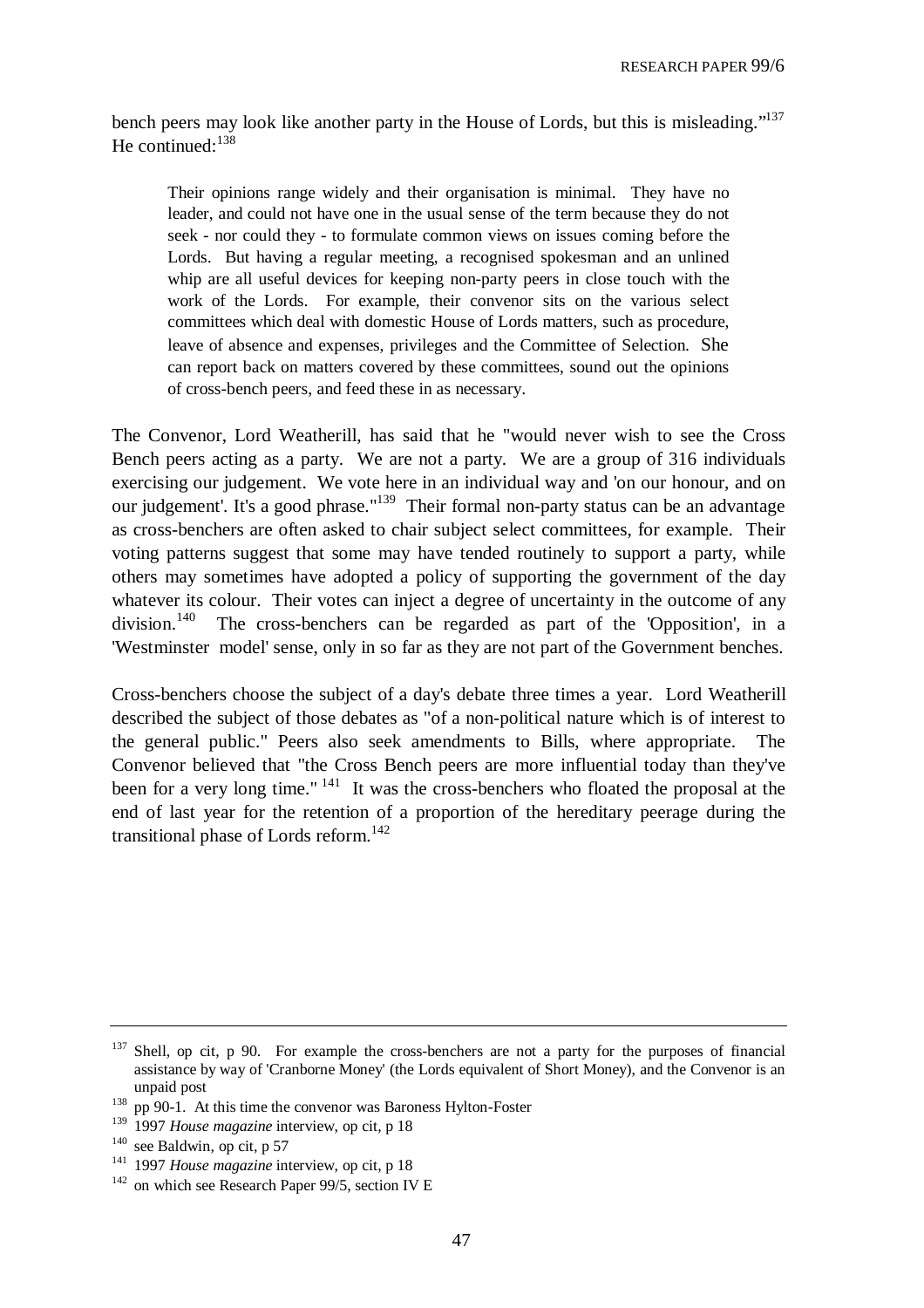bench peers may look like another party in the House of Lords, but this is misleading."[137] He continued:[138]

> Their opinions range widely and their organisation is minimal. They have no leader, and could not have one in the usual sense of the term because they do not seek - nor could they - to formulate common views on issues coming before the Lords. But having a regular meeting, a recognised spokesman and an unlined whip are all useful devices for keeping non-party peers in close touch with the work of the Lords. For example, their convenor sits on the various select committees which deal with domestic House of Lords matters, such as procedure, leave of absence and expenses, privileges and the Committee of Selection. She can report back on matters covered by these committees, sound out the opinions of cross-bench peers, and feed these in as necessary.

The Convenor, Lord Weatherill, has said that he "would never wish to see the Cross Bench peers acting as a party. We are not a party. We are a group of 316 individuals exercising our judgement. We vote here in an individual way and 'on our honour, and on our judgement'. It's a good phrase."[139] Their formal non-party status can be an advantage as cross-benchers are often asked to chair subject select committees, for example. Their voting patterns suggest that some may have tended routinely to support a party, while others may sometimes have adopted a policy of supporting the government of the day whatever its colour. Their votes can inject a degree of uncertainty in the outcome of any division.[140] The cross-benchers can be regarded as part of the 'Opposition', in a 'Westminster model' sense, only in so far as they are not part of the Government benches.

Cross-benchers choose the subject of a day's debate three times a year. Lord Weatherill described the subject of those debates as "of a non-political nature which is of interest to the general public." Peers also seek amendments to Bills, where appropriate. The Convenor believed that "the Cross Bench peers are more influential today than they've been for a very long time." [141] It was the cross-benchers who floated the proposal at the end of last year for the retention of a proportion of the hereditary peerage during the transitional phase of Lords reform.[142]

---

[137] Shell, op cit, p 90. For example the cross-benchers are not a party for the purposes of financial assistance by way of 'Cranborne Money' (the Lords equivalent of Short Money), and the Convenor is an unpaid post

[138] pp 90-1. At this time the convenor was Baroness Hylton-Foster

[139] 1997 *House magazine* interview, op cit, p 18

[140] see Baldwin, op cit, p 57

[141] 1997 *House magazine* interview, op cit, p 18

[142] on which see Research Paper 99/5, section IV E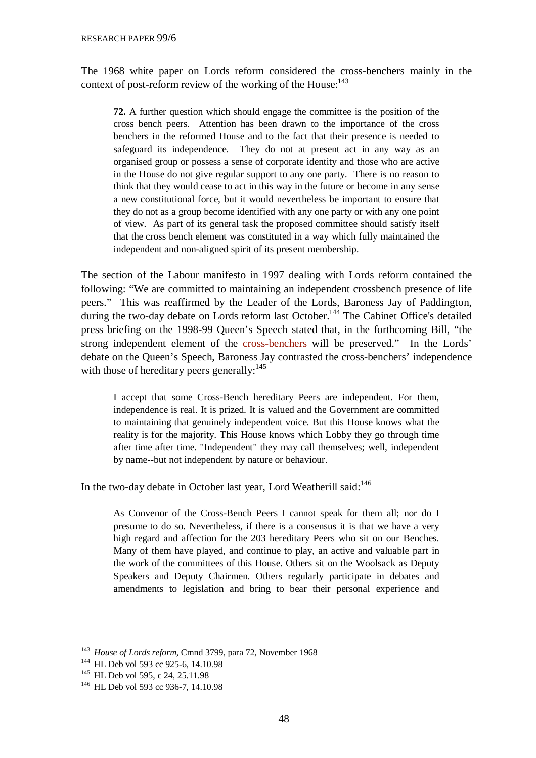The 1968 white paper on Lords reform considered the cross-benchers mainly in the context of post-reform review of the working of the House:[143]

> **72.** A further question which should engage the committee is the position of the cross bench peers. Attention has been drawn to the importance of the cross benchers in the reformed House and to the fact that their presence is needed to safeguard its independence. They do not at present act in any way as an organised group or possess a sense of corporate identity and those who are active in the House do not give regular support to any one party. There is no reason to think that they would cease to act in this way in the future or become in any sense a new constitutional force, but it would nevertheless be important to ensure that they do not as a group become identified with any one party or with any one point of view. As part of its general task the proposed committee should satisfy itself that the cross bench element was constituted in a way which fully maintained the independent and non-aligned spirit of its present membership.

The section of the Labour manifesto in 1997 dealing with Lords reform contained the following: "We are committed to maintaining an independent crossbench presence of life peers." This was reaffirmed by the Leader of the Lords, Baroness Jay of Paddington, during the two-day debate on Lords reform last October.[144] The Cabinet Office's detailed press briefing on the 1998-99 Queen's Speech stated that, in the forthcoming Bill, "the strong independent element of the cross-benchers will be preserved." In the Lords' debate on the Queen's Speech, Baroness Jay contrasted the cross-benchers' independence with those of hereditary peers generally:[145]

> I accept that some Cross-Bench hereditary Peers are independent. For them, independence is real. It is prized. It is valued and the Government are committed to maintaining that genuinely independent voice. But this House knows what the reality is for the majority. This House knows which Lobby they go through time after time after time. "Independent" they may call themselves; well, independent by name--but not independent by nature or behaviour.

In the two-day debate in October last year, Lord Weatherill said:[146]

> As Convenor of the Cross-Bench Peers I cannot speak for them all; nor do I presume to do so. Nevertheless, if there is a consensus it is that we have a very high regard and affection for the 203 hereditary Peers who sit on our Benches. Many of them have played, and continue to play, an active and valuable part in the work of the committees of this House. Others sit on the Woolsack as Deputy Speakers and Deputy Chairmen. Others regularly participate in debates and amendments to legislation and bring to bear their personal experience and

---

[143] *House of Lords reform*, Cmnd 3799, para 72, November 1968

[144] HL Deb vol 593 cc 925-6, 14.10.98

[145] HL Deb vol 595, c 24, 25.11.98

[146] HL Deb vol 593 cc 936-7, 14.10.98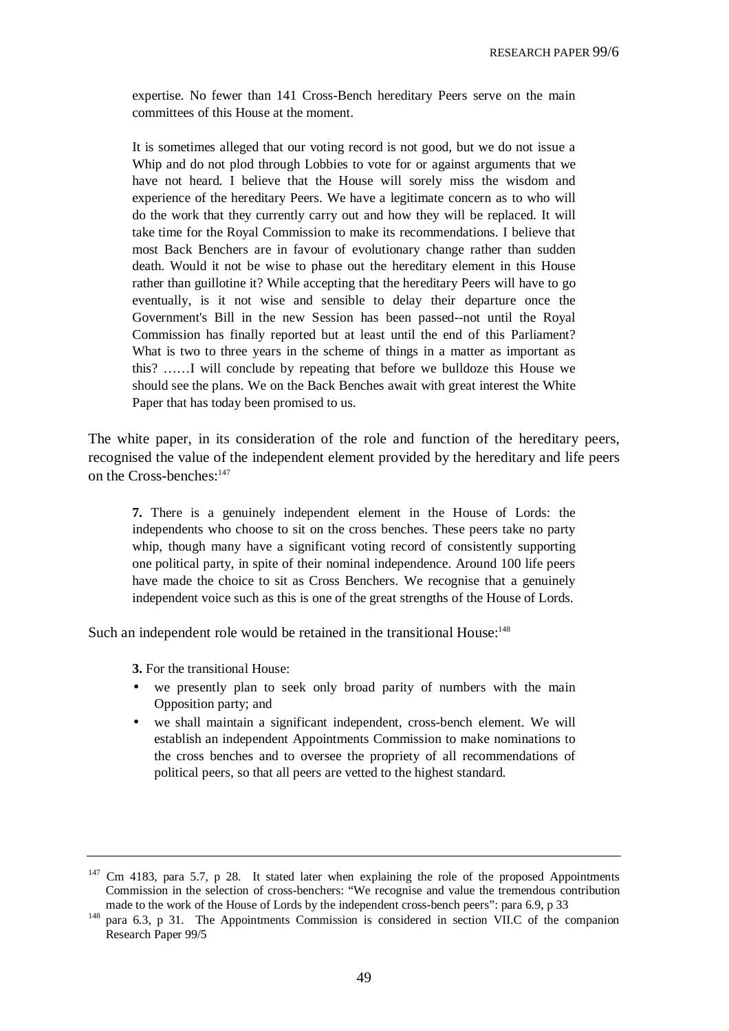> expertise. No fewer than 141 Cross-Bench hereditary Peers serve on the main committees of this House at the moment.
>
> It is sometimes alleged that our voting record is not good, but we do not issue a Whip and do not plod through Lobbies to vote for or against arguments that we have not heard. I believe that the House will sorely miss the wisdom and experience of the hereditary Peers. We have a legitimate concern as to who will do the work that they currently carry out and how they will be replaced. It will take time for the Royal Commission to make its recommendations. I believe that most Back Benchers are in favour of evolutionary change rather than sudden death. Would it not be wise to phase out the hereditary element in this House rather than guillotine it? While accepting that the hereditary Peers will have to go eventually, is it not wise and sensible to delay their departure once the Government's Bill in the new Session has been passed--not until the Royal Commission has finally reported but at least until the end of this Parliament? What is two to three years in the scheme of things in a matter as important as this? ……I will conclude by repeating that before we bulldoze this House we should see the plans. We on the Back Benches await with great interest the White Paper that has today been promised to us.

The white paper, in its consideration of the role and function of the hereditary peers, recognised the value of the independent element provided by the hereditary and life peers on the Cross-benches:[147]

> **7.** There is a genuinely independent element in the House of Lords: the independents who choose to sit on the cross benches. These peers take no party whip, though many have a significant voting record of consistently supporting one political party, in spite of their nominal independence. Around 100 life peers have made the choice to sit as Cross Benchers. We recognise that a genuinely independent voice such as this is one of the great strengths of the House of Lords.

Such an independent role would be retained in the transitional House:[148]

> **3.** For the transitional House:
>
> - we presently plan to seek only broad parity of numbers with the main Opposition party; and
> - we shall maintain a significant independent, cross-bench element. We will establish an independent Appointments Commission to make nominations to the cross benches and to oversee the propriety of all recommendations of political peers, so that all peers are vetted to the highest standard.

---

[147] Cm 4183, para 5.7, p 28. It stated later when explaining the role of the proposed Appointments Commission in the selection of cross-benchers: "We recognise and value the tremendous contribution made to the work of the House of Lords by the independent cross-bench peers": para 6.9, p 33

[148] para 6.3, p 31. The Appointments Commission is considered in section VII.C of the companion Research Paper 99/5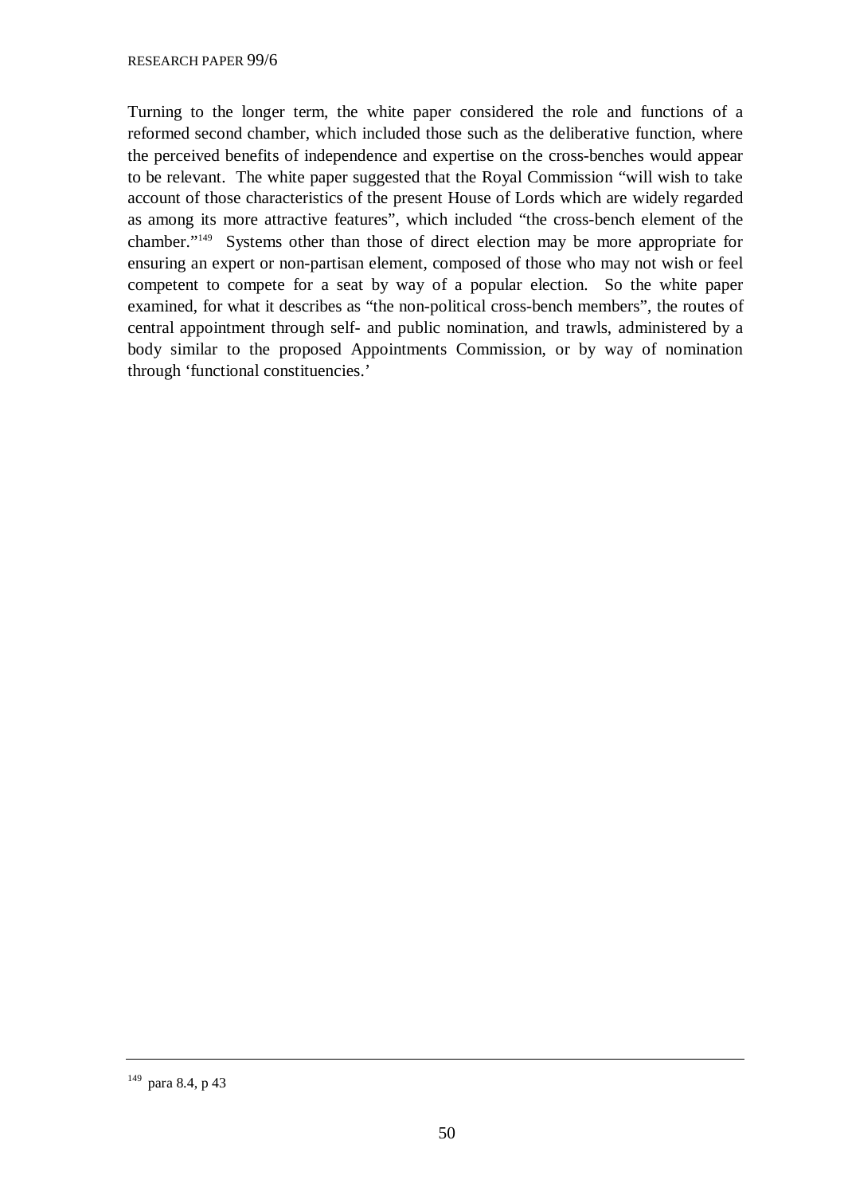Turning to the longer term, the white paper considered the role and functions of a reformed second chamber, which included those such as the deliberative function, where the perceived benefits of independence and expertise on the cross-benches would appear to be relevant. The white paper suggested that the Royal Commission "will wish to take account of those characteristics of the present House of Lords which are widely regarded as among its more attractive features", which included "the cross-bench element of the chamber."[149] Systems other than those of direct election may be more appropriate for ensuring an expert or non-partisan element, composed of those who may not wish or feel competent to compete for a seat by way of a popular election. So the white paper examined, for what it describes as "the non-political cross-bench members", the routes of central appointment through self- and public nomination, and trawls, administered by a body similar to the proposed Appointments Commission, or by way of nomination through 'functional constituencies.'

---

[149] para 8.4, p 43